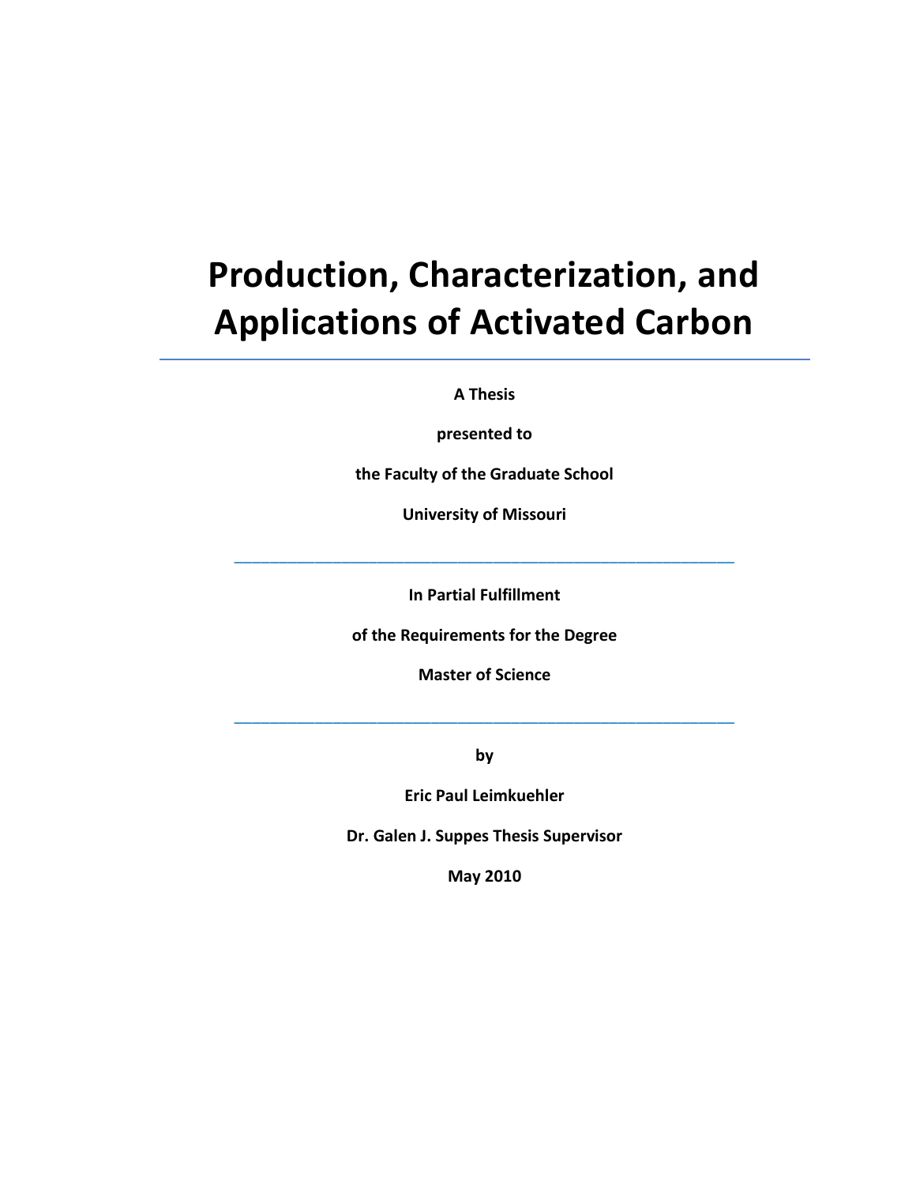# Production, Characterization, and Applications of Activated Carbon

---

**A Thesis**

**presented to**

**the Faculty of the Graduate School**

**University of Missouri**

---

**In Partial Fulfillment**

**of the Requirements for the Degree**

**Master of Science**

---

**by**

**Eric Paul Leimkuehler**

**Dr. Galen J. Suppes Thesis Supervisor**

**May 2010**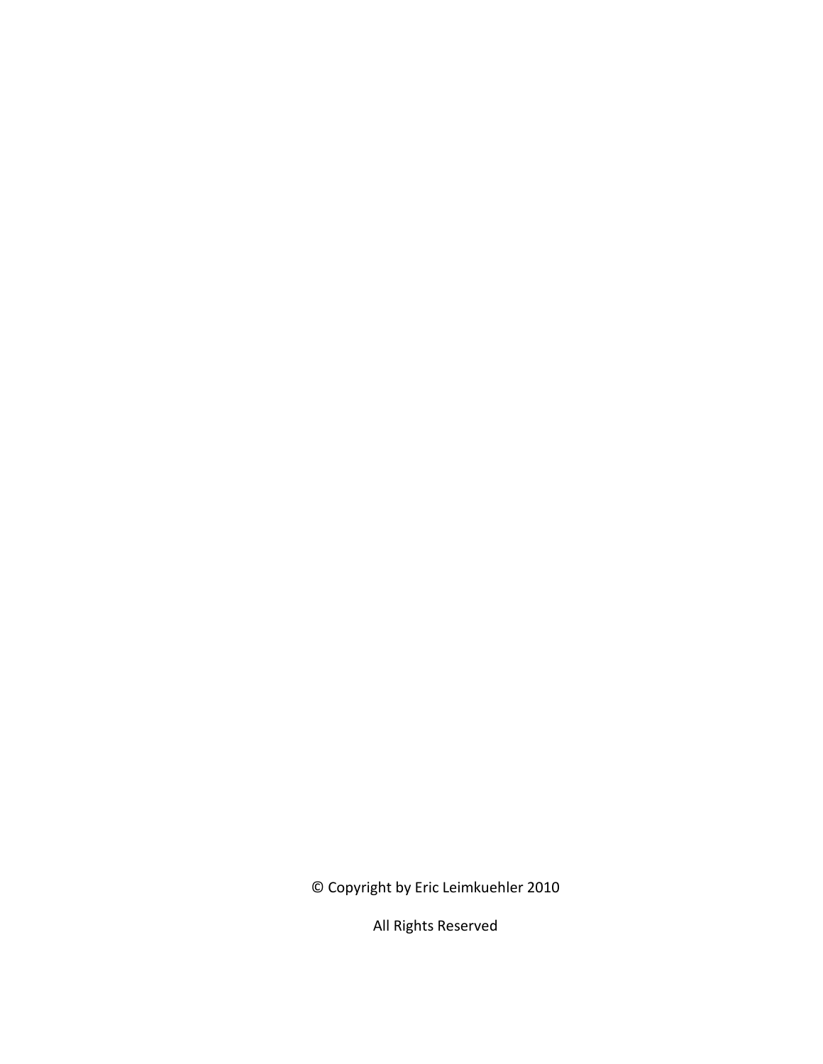© Copyright by Eric Leimkuehler 2010

All Rights Reserved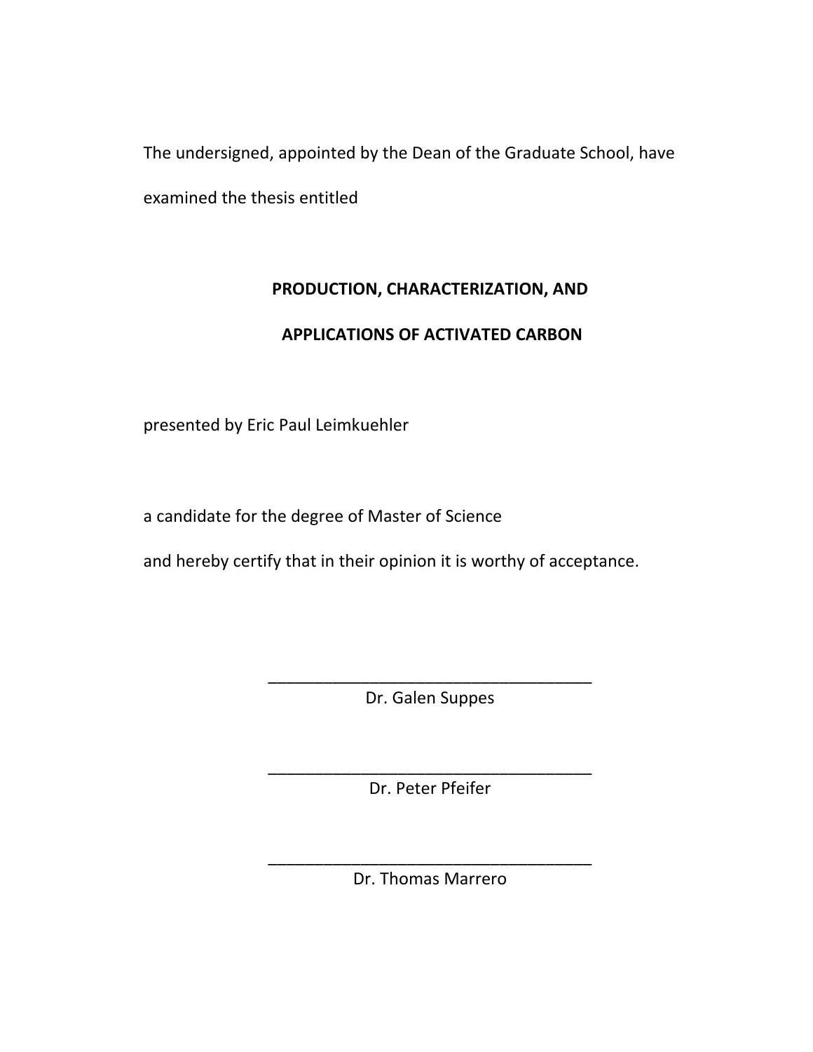The undersigned, appointed by the Dean of the Graduate School, have examined the thesis entitled

**PRODUCTION, CHARACTERIZATION, AND**

**APPLICATIONS OF ACTIVATED CARBON**

presented by Eric Paul Leimkuehler

a candidate for the degree of Master of Science

and hereby certify that in their opinion it is worthy of acceptance.

\_\_\_\_\_\_\_\_\_\_\_\_\_\_\_\_\_\_\_\_\_\_\_\_\_\_\_\_\_\_\_\_\_\_\_\_\_\_

Dr. Galen Suppes

\_\_\_\_\_\_\_\_\_\_\_\_\_\_\_\_\_\_\_\_\_\_\_\_\_\_\_\_\_\_\_\_\_\_\_\_\_\_

Dr. Peter Pfeifer

\_\_\_\_\_\_\_\_\_\_\_\_\_\_\_\_\_\_\_\_\_\_\_\_\_\_\_\_\_\_\_\_\_\_\_\_\_\_

Dr. Thomas Marrero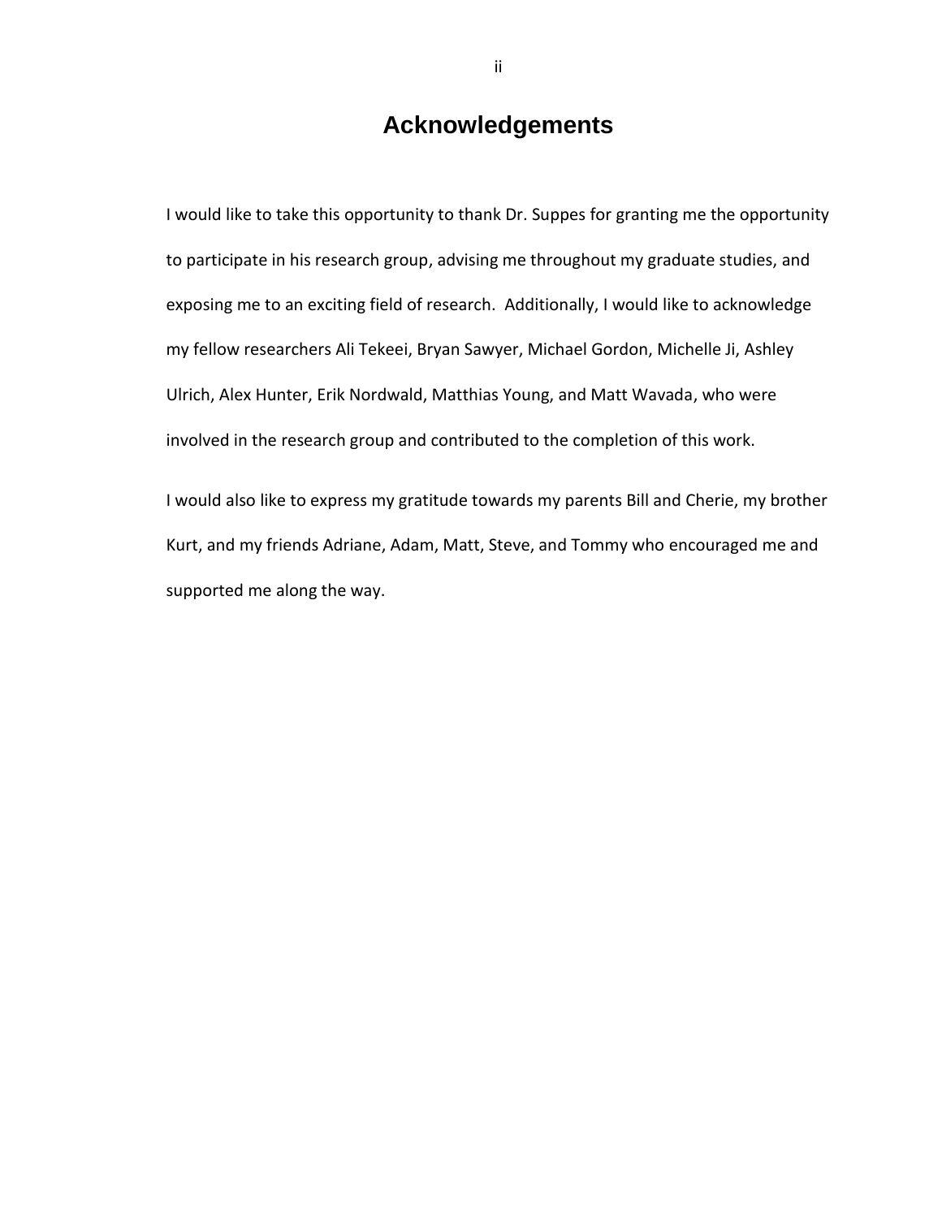# Acknowledgements

I would like to take this opportunity to thank Dr. Suppes for granting me the opportunity to participate in his research group, advising me throughout my graduate studies, and exposing me to an exciting field of research. Additionally, I would like to acknowledge my fellow researchers Ali Tekeei, Bryan Sawyer, Michael Gordon, Michelle Ji, Ashley Ulrich, Alex Hunter, Erik Nordwald, Matthias Young, and Matt Wavada, who were involved in the research group and contributed to the completion of this work.

I would also like to express my gratitude towards my parents Bill and Cherie, my brother Kurt, and my friends Adriane, Adam, Matt, Steve, and Tommy who encouraged me and supported me along the way.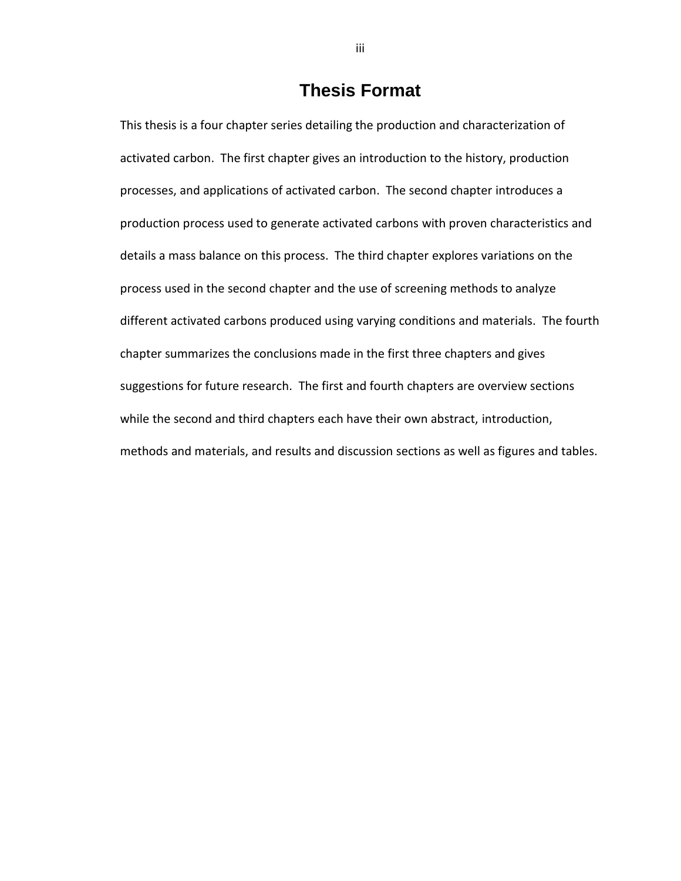# Thesis Format

This thesis is a four chapter series detailing the production and characterization of activated carbon. The first chapter gives an introduction to the history, production processes, and applications of activated carbon. The second chapter introduces a production process used to generate activated carbons with proven characteristics and details a mass balance on this process. The third chapter explores variations on the process used in the second chapter and the use of screening methods to analyze different activated carbons produced using varying conditions and materials. The fourth chapter summarizes the conclusions made in the first three chapters and gives suggestions for future research. The first and fourth chapters are overview sections while the second and third chapters each have their own abstract, introduction, methods and materials, and results and discussion sections as well as figures and tables.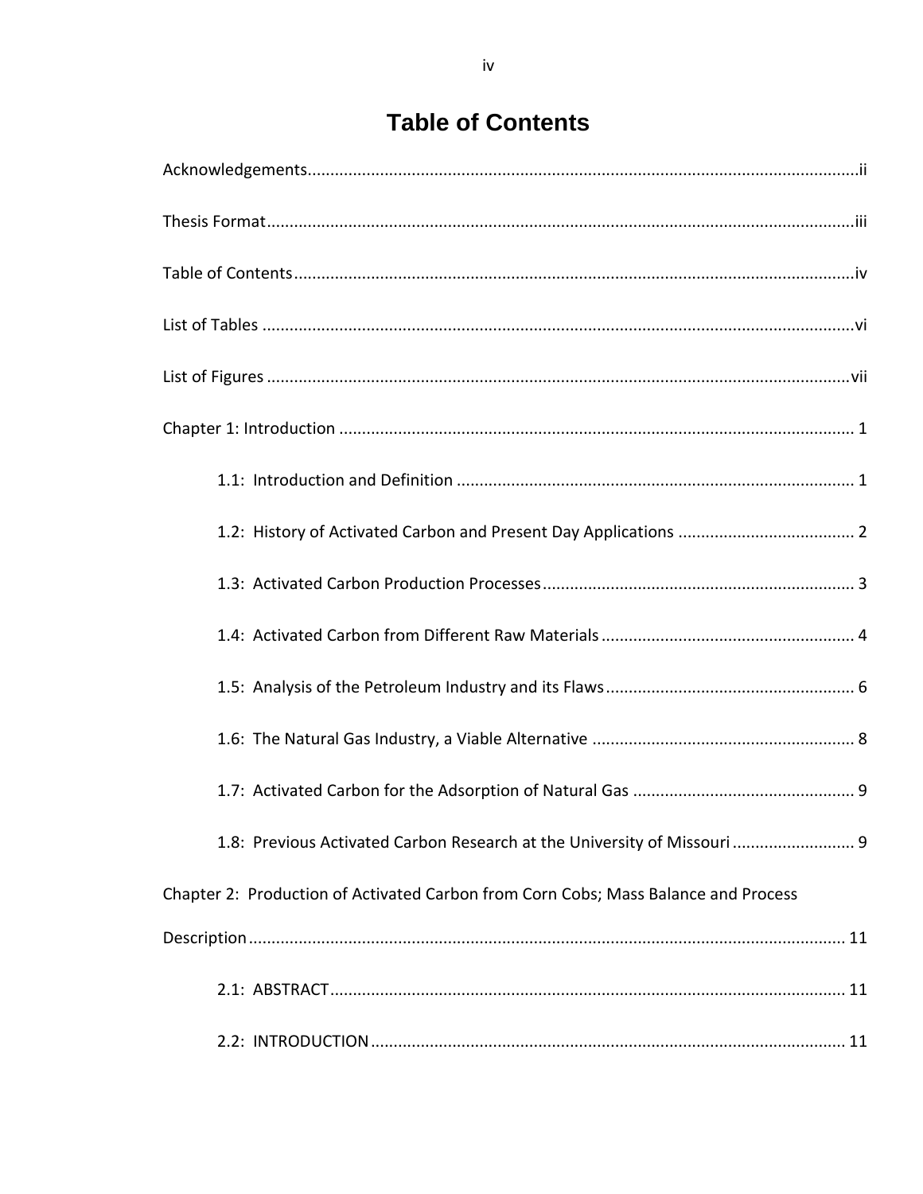# Table of Contents

Acknowledgements.....ii

Thesis Format.....iii

Table of Contents.....iv

List of Tables.....vi

List of Figures.....vii

Chapter 1: Introduction.....1

- 1.1: Introduction and Definition.....1
- 1.2: History of Activated Carbon and Present Day Applications.....2
- 1.3: Activated Carbon Production Processes.....3
- 1.4: Activated Carbon from Different Raw Materials.....4
- 1.5: Analysis of the Petroleum Industry and its Flaws.....6
- 1.6: The Natural Gas Industry, a Viable Alternative.....8
- 1.7: Activated Carbon for the Adsorption of Natural Gas.....9
- 1.8: Previous Activated Carbon Research at the University of Missouri.....9

Chapter 2: Production of Activated Carbon from Corn Cobs; Mass Balance and Process Description.....11

- 2.1: ABSTRACT.....11
- 2.2: INTRODUCTION.....11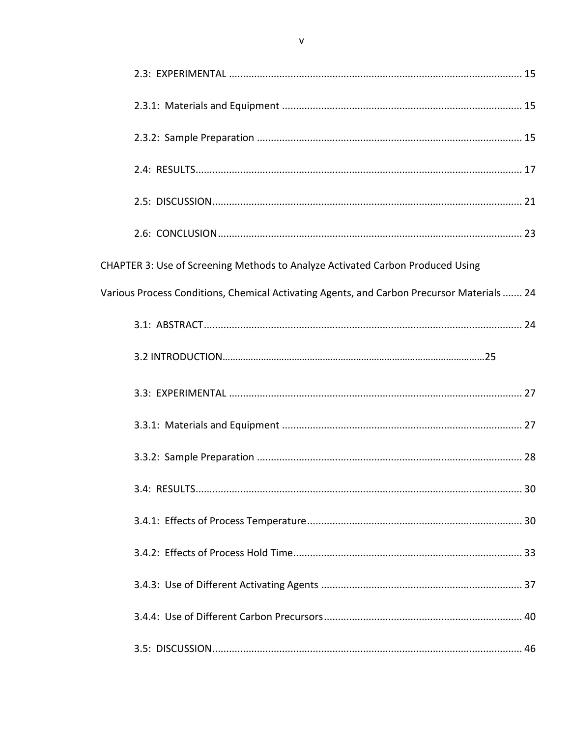2.3: EXPERIMENTAL ........................................................................................................ 15

2.3.1: Materials and Equipment ..................................................................................... 15

2.3.2: Sample Preparation .............................................................................................. 15

2.4: RESULTS.................................................................................................................... 17

2.5: DISCUSSION.............................................................................................................. 21

2.6: CONCLUSION............................................................................................................ 23

CHAPTER 3: Use of Screening Methods to Analyze Activated Carbon Produced Using Various Process Conditions, Chemical Activating Agents, and Carbon Precursor Materials ....... 24

3.1: ABSTRACT................................................................................................................. 24

3.2 INTRODUCTION...................................................................................................25

3.3: EXPERIMENTAL ........................................................................................................ 27

3.3.1: Materials and Equipment ..................................................................................... 27

3.3.2: Sample Preparation .............................................................................................. 28

3.4: RESULTS.................................................................................................................... 30

3.4.1: Effects of Process Temperature............................................................................ 30

3.4.2: Effects of Process Hold Time................................................................................. 33

3.4.3: Use of Different Activating Agents ....................................................................... 37

3.4.4: Use of Different Carbon Precursors...................................................................... 40

3.5: DISCUSSION.............................................................................................................. 46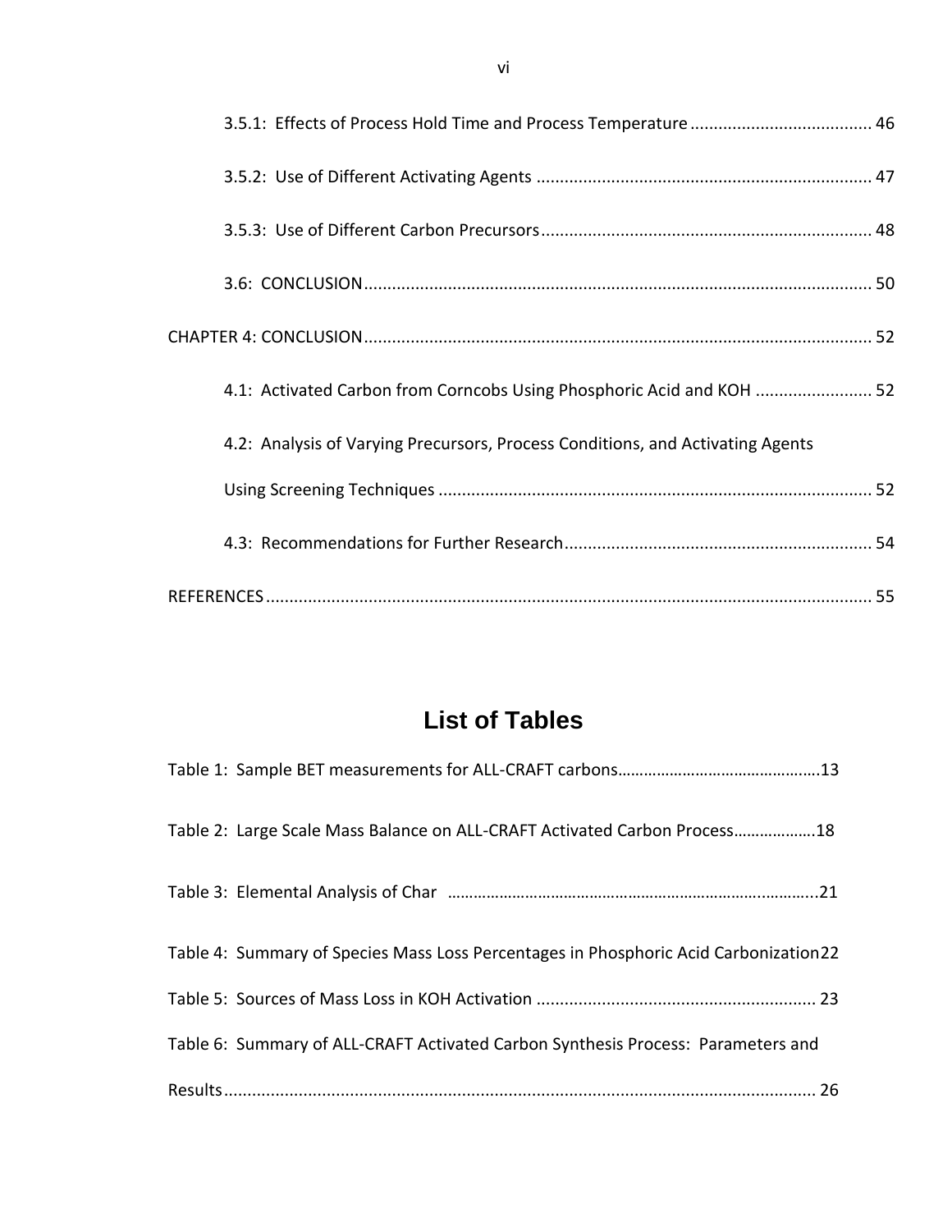3.5.1: Effects of Process Hold Time and Process Temperature ....................................... 46

3.5.2: Use of Different Activating Agents ....................................................................... 47

3.5.3: Use of Different Carbon Precursors ...................................................................... 48

3.6: CONCLUSION ............................................................................................................ 50

CHAPTER 4: CONCLUSION ............................................................................................................ 52

4.1: Activated Carbon from Corncobs Using Phosphoric Acid and KOH ......................... 52

4.2: Analysis of Varying Precursors, Process Conditions, and Activating Agents Using Screening Techniques ............................................................................................. 52

4.3: Recommendations for Further Research ................................................................. 54

REFERENCES ................................................................................................................................. 55

## List of Tables

Table 1: Sample BET measurements for ALL-CRAFT carbons..............................................13

Table 2: Large Scale Mass Balance on ALL-CRAFT Activated Carbon Process..................18

Table 3: Elemental Analysis of Char ....................................................................................21

Table 4: Summary of Species Mass Loss Percentages in Phosphoric Acid Carbonization22

Table 5: Sources of Mass Loss in KOH Activation ............................................................ 23

Table 6: Summary of ALL-CRAFT Activated Carbon Synthesis Process: Parameters and Results .............................................................................................................................. 26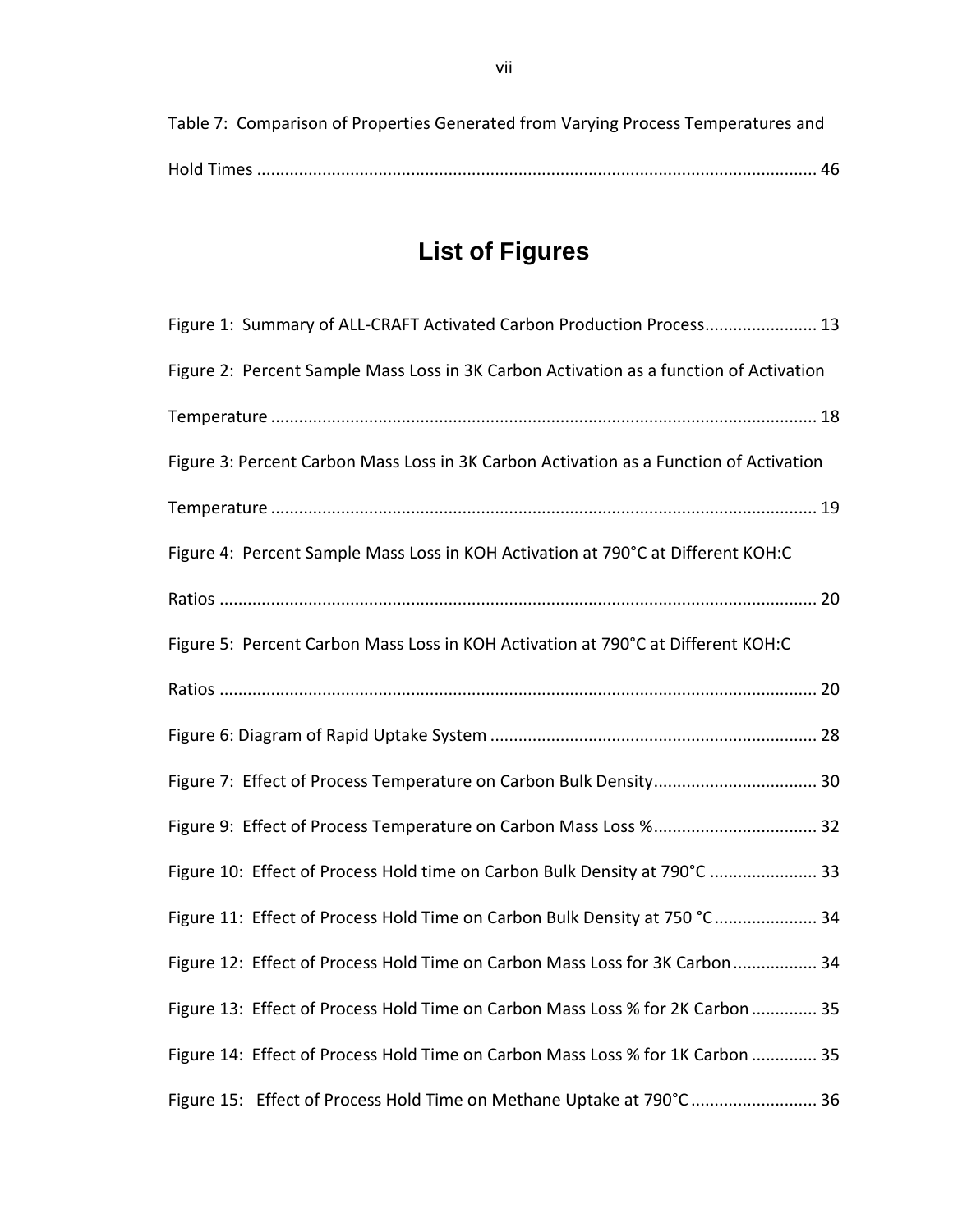Table 7: Comparison of Properties Generated from Varying Process Temperatures and Hold Times ........................................................................................................................ 46

## List of Figures

Figure 1: Summary of ALL-CRAFT Activated Carbon Production Process........................ 13

Figure 2: Percent Sample Mass Loss in 3K Carbon Activation as a function of Activation Temperature .................................................................................................................... 18

Figure 3: Percent Carbon Mass Loss in 3K Carbon Activation as a Function of Activation Temperature .................................................................................................................... 19

Figure 4: Percent Sample Mass Loss in KOH Activation at 790°C at Different KOH:C Ratios ............................................................................................................................... 20

Figure 5: Percent Carbon Mass Loss in KOH Activation at 790°C at Different KOH:C Ratios ............................................................................................................................... 20

Figure 6: Diagram of Rapid Uptake System ..................................................................... 28

Figure 7: Effect of Process Temperature on Carbon Bulk Density................................... 30

Figure 9: Effect of Process Temperature on Carbon Mass Loss %................................... 32

Figure 10: Effect of Process Hold time on Carbon Bulk Density at 790°C ....................... 33

Figure 11: Effect of Process Hold Time on Carbon Bulk Density at 750 °C...................... 34

Figure 12: Effect of Process Hold Time on Carbon Mass Loss for 3K Carbon.................. 34

Figure 13: Effect of Process Hold Time on Carbon Mass Loss % for 2K Carbon .............. 35

Figure 14: Effect of Process Hold Time on Carbon Mass Loss % for 1K Carbon .............. 35

Figure 15: Effect of Process Hold Time on Methane Uptake at 790°C ........................... 36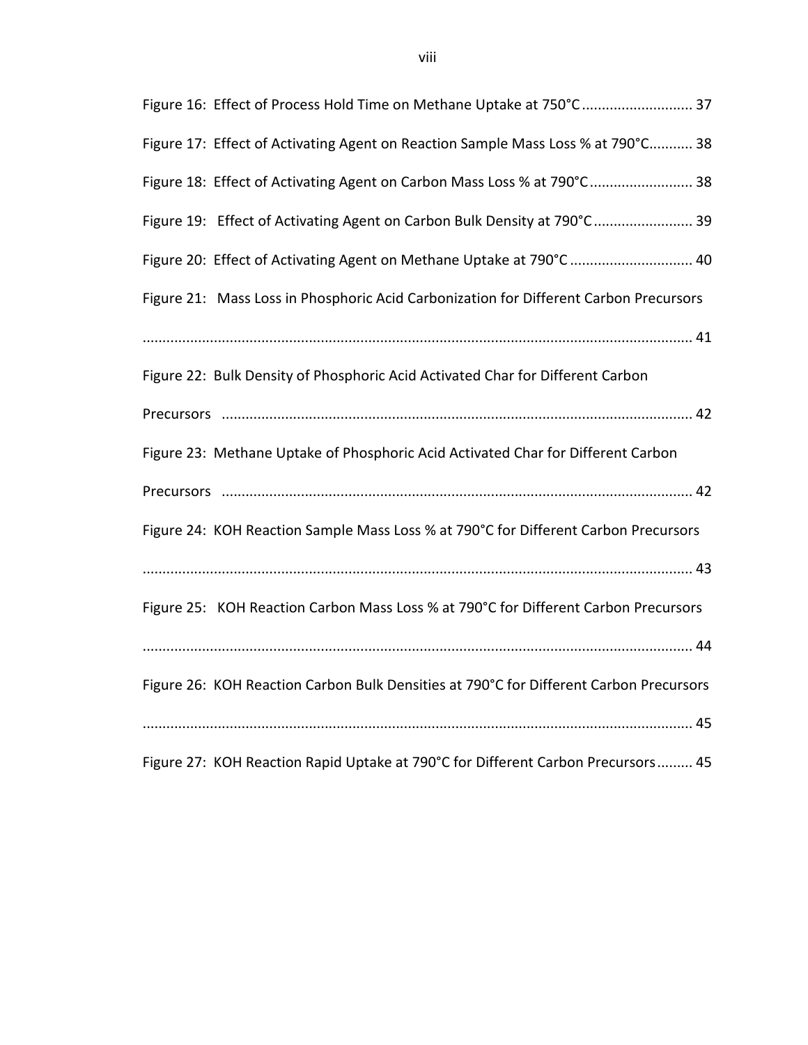Figure 16: Effect of Process Hold Time on Methane Uptake at 750°C ........................... 37

Figure 17: Effect of Activating Agent on Reaction Sample Mass Loss % at 790°C........... 38

Figure 18: Effect of Activating Agent on Carbon Mass Loss % at 790°C .......................... 38

Figure 19: Effect of Activating Agent on Carbon Bulk Density at 790°C ......................... 39

Figure 20: Effect of Activating Agent on Methane Uptake at 790°C ............................... 40

Figure 21: Mass Loss in Phosphoric Acid Carbonization for Different Carbon Precursors ........................................................................................................................... 41

Figure 22: Bulk Density of Phosphoric Acid Activated Char for Different Carbon Precursors ....................................................................................................... 42

Figure 23: Methane Uptake of Phosphoric Acid Activated Char for Different Carbon Precursors ....................................................................................................... 42

Figure 24: KOH Reaction Sample Mass Loss % at 790°C for Different Carbon Precursors ........................................................................................................................... 43

Figure 25: KOH Reaction Carbon Mass Loss % at 790°C for Different Carbon Precursors ........................................................................................................................... 44

Figure 26: KOH Reaction Carbon Bulk Densities at 790°C for Different Carbon Precursors ........................................................................................................................... 45

Figure 27: KOH Reaction Rapid Uptake at 790°C for Different Carbon Precursors......... 45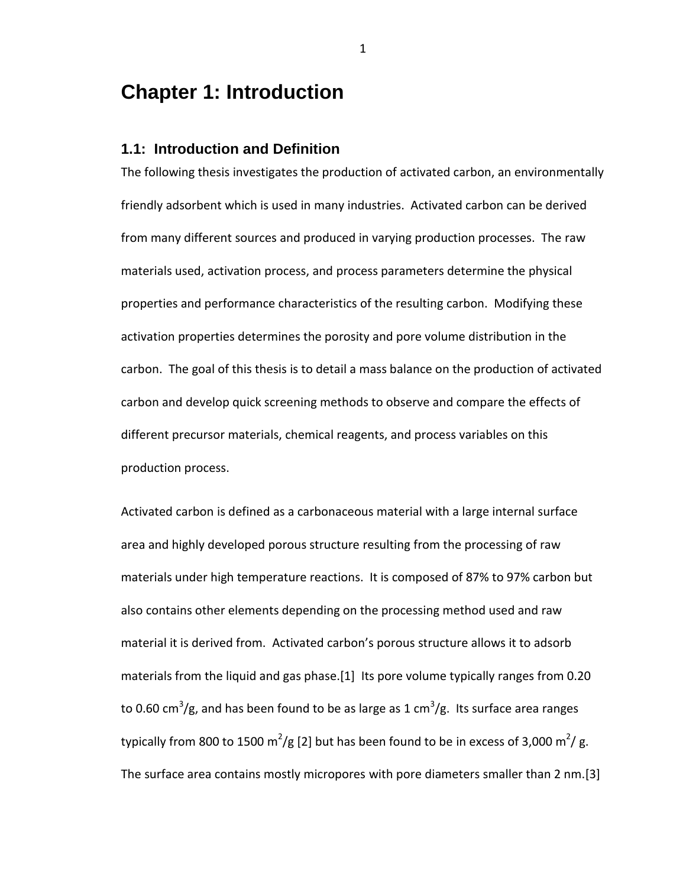# Chapter 1: Introduction

## 1.1: Introduction and Definition

The following thesis investigates the production of activated carbon, an environmentally friendly adsorbent which is used in many industries. Activated carbon can be derived from many different sources and produced in varying production processes. The raw materials used, activation process, and process parameters determine the physical properties and performance characteristics of the resulting carbon. Modifying these activation properties determines the porosity and pore volume distribution in the carbon. The goal of this thesis is to detail a mass balance on the production of activated carbon and develop quick screening methods to observe and compare the effects of different precursor materials, chemical reagents, and process variables on this production process.

Activated carbon is defined as a carbonaceous material with a large internal surface area and highly developed porous structure resulting from the processing of raw materials under high temperature reactions. It is composed of 87% to 97% carbon but also contains other elements depending on the processing method used and raw material it is derived from. Activated carbon's porous structure allows it to adsorb materials from the liquid and gas phase.[1] Its pore volume typically ranges from 0.20 to 0.60 $cm^3$/g, and has been found to be as large as 1 $cm^3$/g. Its surface area ranges typically from 800 to 1500 $m^2$/g [2] but has been found to be in excess of 3,000 $m^2$/ g. The surface area contains mostly micropores with pore diameters smaller than 2 nm.[3]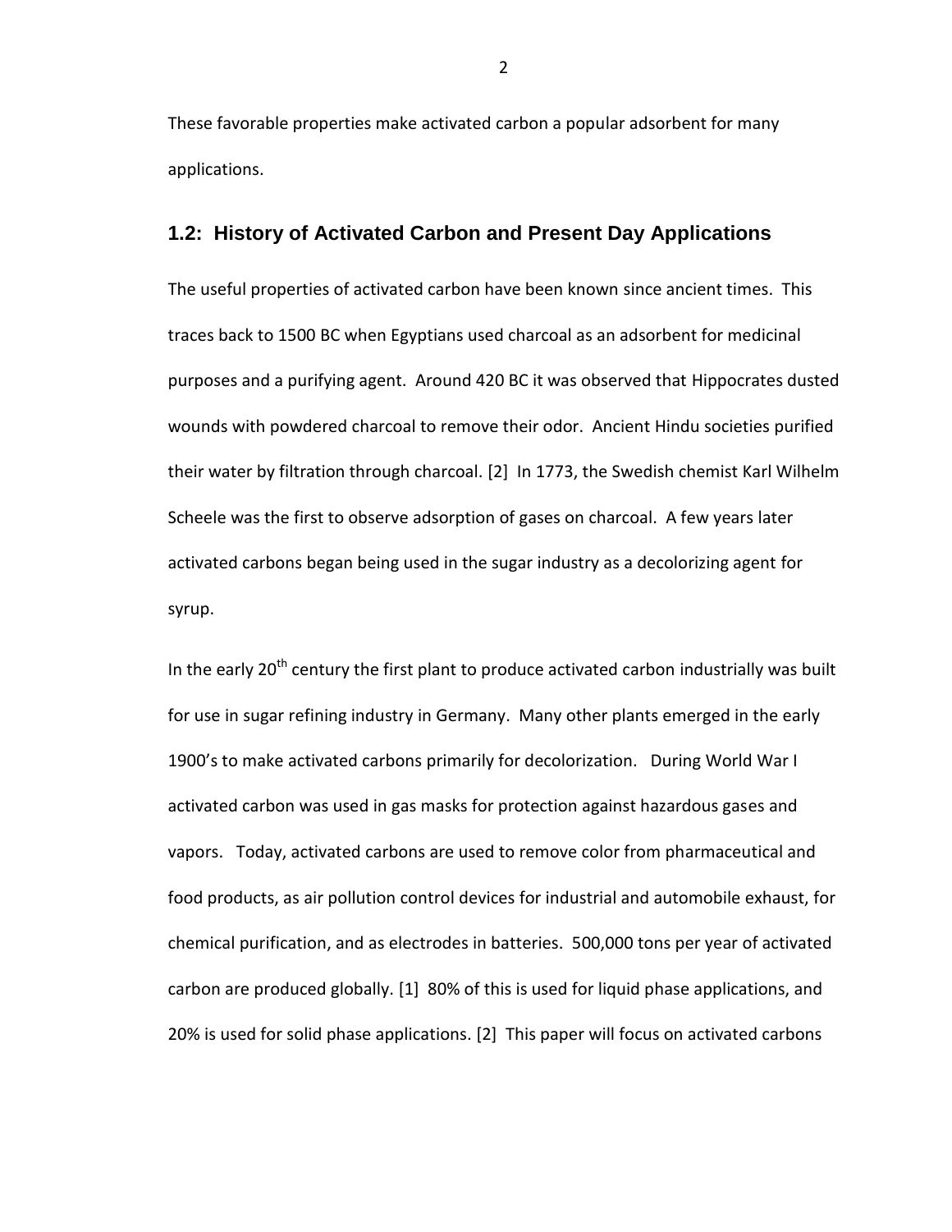These favorable properties make activated carbon a popular adsorbent for many applications.

## 1.2: History of Activated Carbon and Present Day Applications

The useful properties of activated carbon have been known since ancient times. This traces back to 1500 BC when Egyptians used charcoal as an adsorbent for medicinal purposes and a purifying agent. Around 420 BC it was observed that Hippocrates dusted wounds with powdered charcoal to remove their odor. Ancient Hindu societies purified their water by filtration through charcoal. [2] In 1773, the Swedish chemist Karl Wilhelm Scheele was the first to observe adsorption of gases on charcoal. A few years later activated carbons began being used in the sugar industry as a decolorizing agent for syrup.

In the early 20$^{th}$ century the first plant to produce activated carbon industrially was built for use in sugar refining industry in Germany. Many other plants emerged in the early 1900's to make activated carbons primarily for decolorization. During World War I activated carbon was used in gas masks for protection against hazardous gases and vapors. Today, activated carbons are used to remove color from pharmaceutical and food products, as air pollution control devices for industrial and automobile exhaust, for chemical purification, and as electrodes in batteries. 500,000 tons per year of activated carbon are produced globally. [1] 80% of this is used for liquid phase applications, and 20% is used for solid phase applications. [2] This paper will focus on activated carbons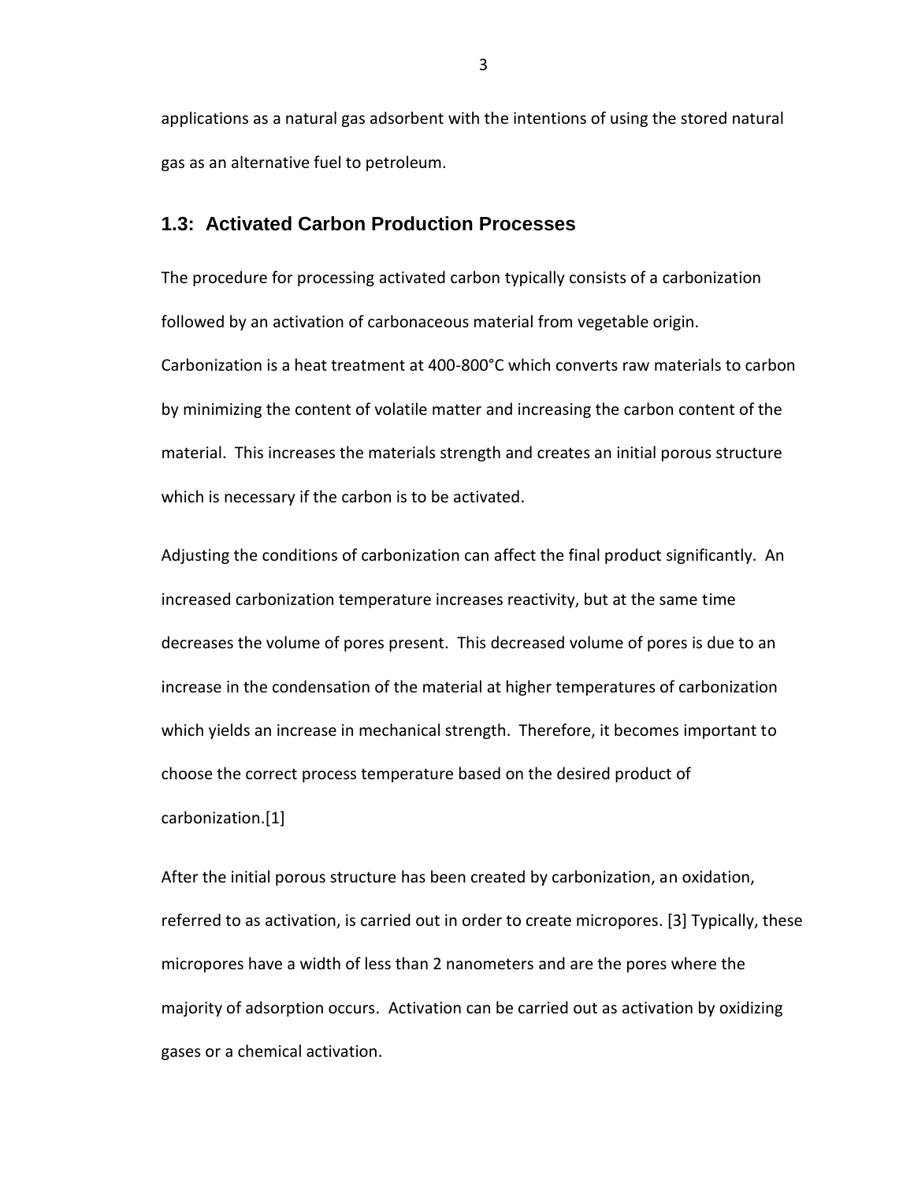applications as a natural gas adsorbent with the intentions of using the stored natural gas as an alternative fuel to petroleum.

## 1.3: Activated Carbon Production Processes

The procedure for processing activated carbon typically consists of a carbonization followed by an activation of carbonaceous material from vegetable origin. Carbonization is a heat treatment at 400-800°C which converts raw materials to carbon by minimizing the content of volatile matter and increasing the carbon content of the material. This increases the materials strength and creates an initial porous structure which is necessary if the carbon is to be activated.

Adjusting the conditions of carbonization can affect the final product significantly. An increased carbonization temperature increases reactivity, but at the same time decreases the volume of pores present. This decreased volume of pores is due to an increase in the condensation of the material at higher temperatures of carbonization which yields an increase in mechanical strength. Therefore, it becomes important to choose the correct process temperature based on the desired product of carbonization.[1]

After the initial porous structure has been created by carbonization, an oxidation, referred to as activation, is carried out in order to create micropores. [3] Typically, these micropores have a width of less than 2 nanometers and are the pores where the majority of adsorption occurs. Activation can be carried out as activation by oxidizing gases or a chemical activation.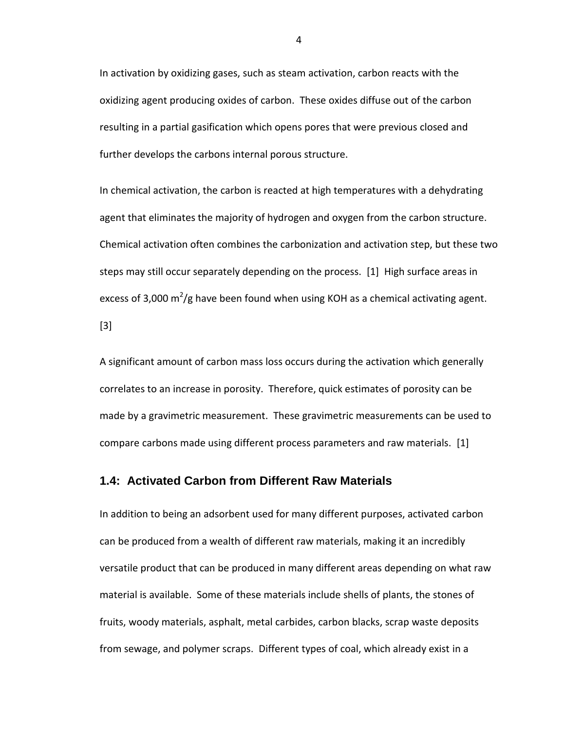In activation by oxidizing gases, such as steam activation, carbon reacts with the oxidizing agent producing oxides of carbon. These oxides diffuse out of the carbon resulting in a partial gasification which opens pores that were previous closed and further develops the carbons internal porous structure.

In chemical activation, the carbon is reacted at high temperatures with a dehydrating agent that eliminates the majority of hydrogen and oxygen from the carbon structure. Chemical activation often combines the carbonization and activation step, but these two steps may still occur separately depending on the process. [1] High surface areas in excess of 3,000 $m^2/g$ have been found when using KOH as a chemical activating agent. [3]

A significant amount of carbon mass loss occurs during the activation which generally correlates to an increase in porosity. Therefore, quick estimates of porosity can be made by a gravimetric measurement. These gravimetric measurements can be used to compare carbons made using different process parameters and raw materials. [1]

## 1.4: Activated Carbon from Different Raw Materials

In addition to being an adsorbent used for many different purposes, activated carbon can be produced from a wealth of different raw materials, making it an incredibly versatile product that can be produced in many different areas depending on what raw material is available. Some of these materials include shells of plants, the stones of fruits, woody materials, asphalt, metal carbides, carbon blacks, scrap waste deposits from sewage, and polymer scraps. Different types of coal, which already exist in a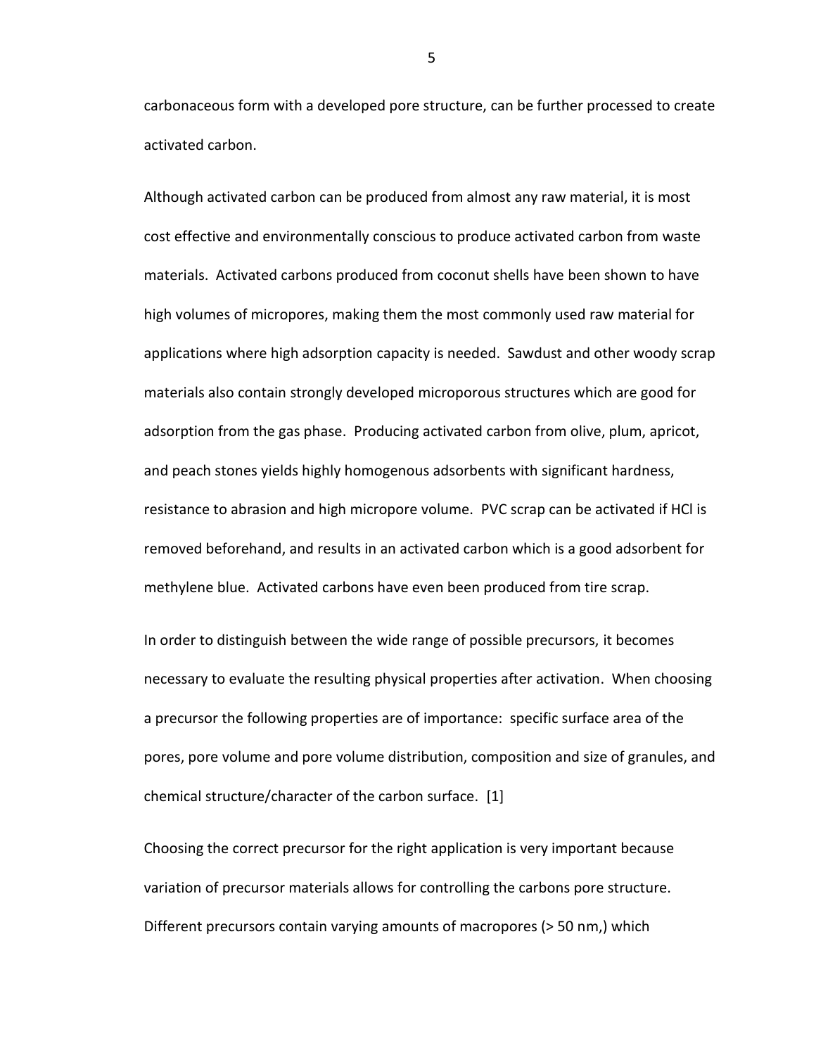carbonaceous form with a developed pore structure, can be further processed to create activated carbon.

Although activated carbon can be produced from almost any raw material, it is most cost effective and environmentally conscious to produce activated carbon from waste materials. Activated carbons produced from coconut shells have been shown to have high volumes of micropores, making them the most commonly used raw material for applications where high adsorption capacity is needed. Sawdust and other woody scrap materials also contain strongly developed microporous structures which are good for adsorption from the gas phase. Producing activated carbon from olive, plum, apricot, and peach stones yields highly homogenous adsorbents with significant hardness, resistance to abrasion and high micropore volume. PVC scrap can be activated if HCl is removed beforehand, and results in an activated carbon which is a good adsorbent for methylene blue. Activated carbons have even been produced from tire scrap.

In order to distinguish between the wide range of possible precursors, it becomes necessary to evaluate the resulting physical properties after activation. When choosing a precursor the following properties are of importance: specific surface area of the pores, pore volume and pore volume distribution, composition and size of granules, and chemical structure/character of the carbon surface. [1]

Choosing the correct precursor for the right application is very important because variation of precursor materials allows for controlling the carbons pore structure. Different precursors contain varying amounts of macropores (> 50 nm,) which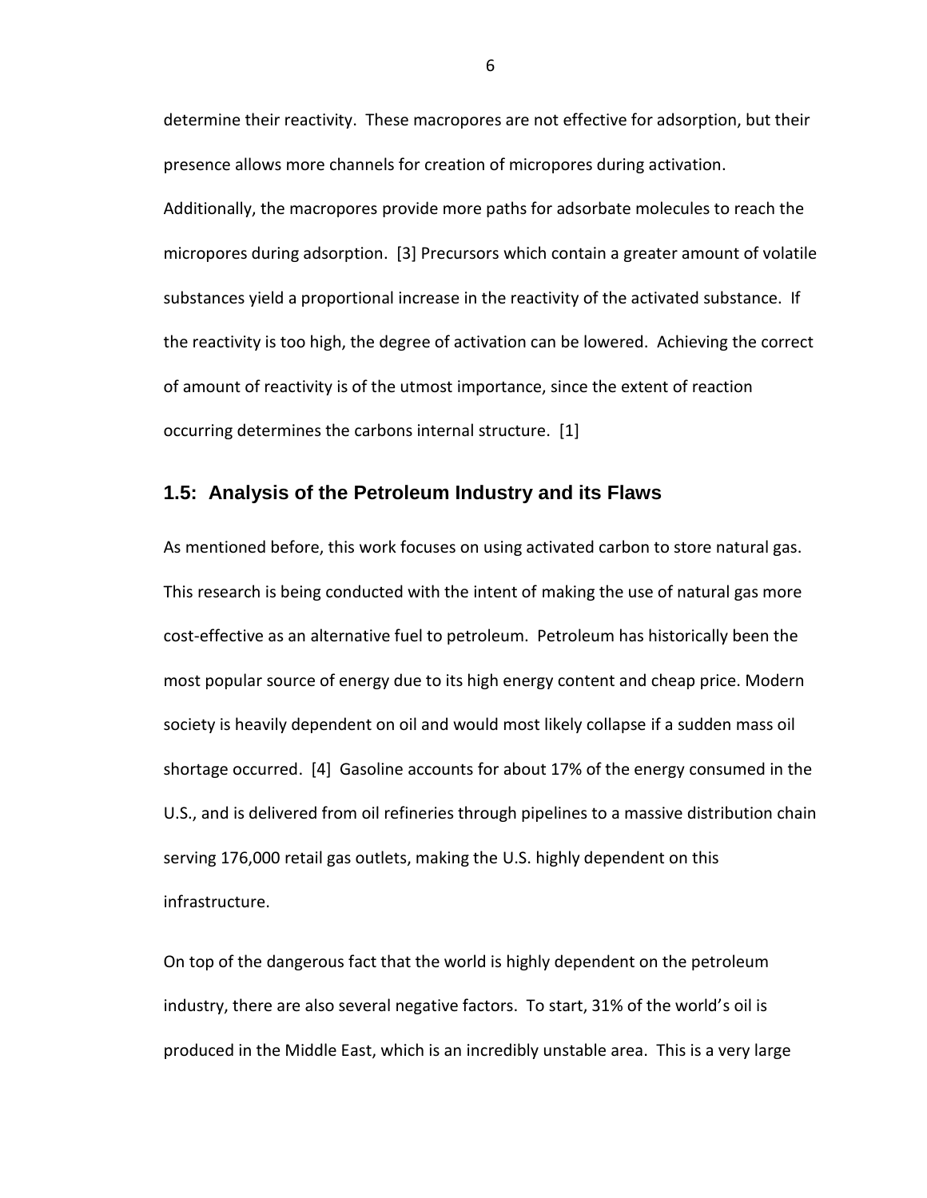determine their reactivity. These macropores are not effective for adsorption, but their presence allows more channels for creation of micropores during activation. Additionally, the macropores provide more paths for adsorbate molecules to reach the micropores during adsorption. [3] Precursors which contain a greater amount of volatile substances yield a proportional increase in the reactivity of the activated substance. If the reactivity is too high, the degree of activation can be lowered. Achieving the correct of amount of reactivity is of the utmost importance, since the extent of reaction occurring determines the carbons internal structure. [1]

## 1.5: Analysis of the Petroleum Industry and its Flaws

As mentioned before, this work focuses on using activated carbon to store natural gas. This research is being conducted with the intent of making the use of natural gas more cost-effective as an alternative fuel to petroleum. Petroleum has historically been the most popular source of energy due to its high energy content and cheap price. Modern society is heavily dependent on oil and would most likely collapse if a sudden mass oil shortage occurred. [4] Gasoline accounts for about 17% of the energy consumed in the U.S., and is delivered from oil refineries through pipelines to a massive distribution chain serving 176,000 retail gas outlets, making the U.S. highly dependent on this infrastructure.

On top of the dangerous fact that the world is highly dependent on the petroleum industry, there are also several negative factors. To start, 31% of the world's oil is produced in the Middle East, which is an incredibly unstable area. This is a very large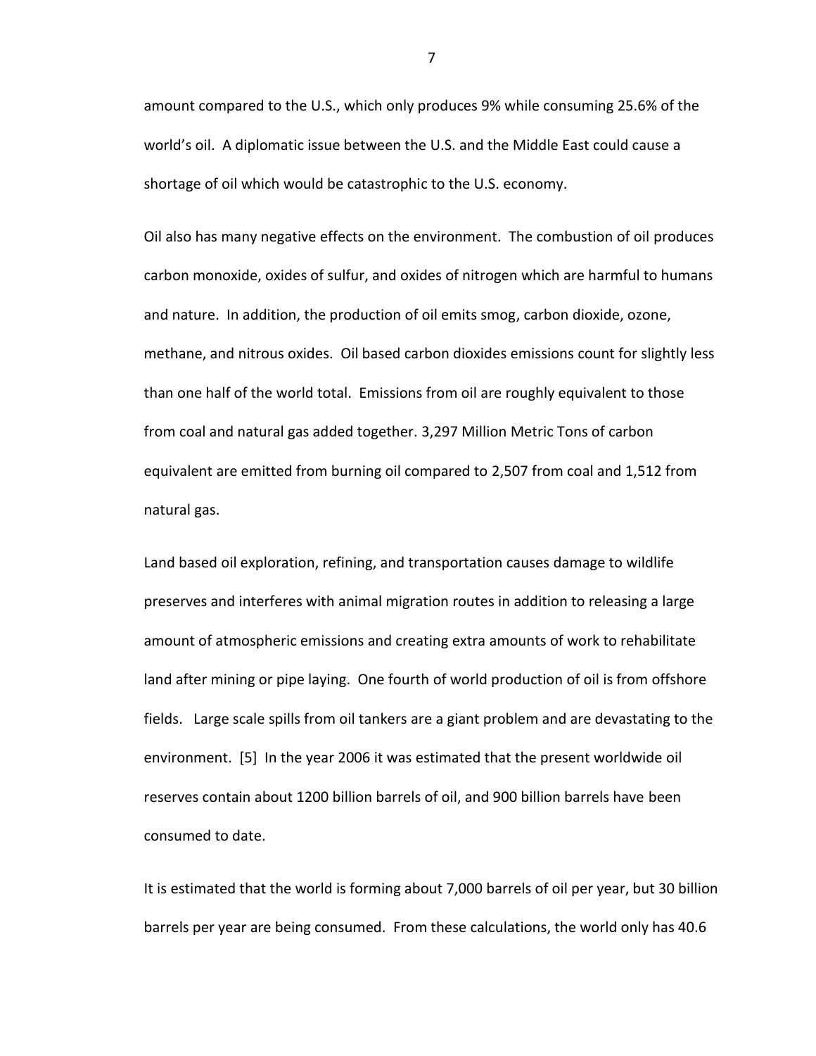amount compared to the U.S., which only produces 9% while consuming 25.6% of the world's oil. A diplomatic issue between the U.S. and the Middle East could cause a shortage of oil which would be catastrophic to the U.S. economy.

Oil also has many negative effects on the environment. The combustion of oil produces carbon monoxide, oxides of sulfur, and oxides of nitrogen which are harmful to humans and nature. In addition, the production of oil emits smog, carbon dioxide, ozone, methane, and nitrous oxides. Oil based carbon dioxides emissions count for slightly less than one half of the world total. Emissions from oil are roughly equivalent to those from coal and natural gas added together. 3,297 Million Metric Tons of carbon equivalent are emitted from burning oil compared to 2,507 from coal and 1,512 from natural gas.

Land based oil exploration, refining, and transportation causes damage to wildlife preserves and interferes with animal migration routes in addition to releasing a large amount of atmospheric emissions and creating extra amounts of work to rehabilitate land after mining or pipe laying. One fourth of world production of oil is from offshore fields. Large scale spills from oil tankers are a giant problem and are devastating to the environment. [5] In the year 2006 it was estimated that the present worldwide oil reserves contain about 1200 billion barrels of oil, and 900 billion barrels have been consumed to date.

It is estimated that the world is forming about 7,000 barrels of oil per year, but 30 billion barrels per year are being consumed. From these calculations, the world only has 40.6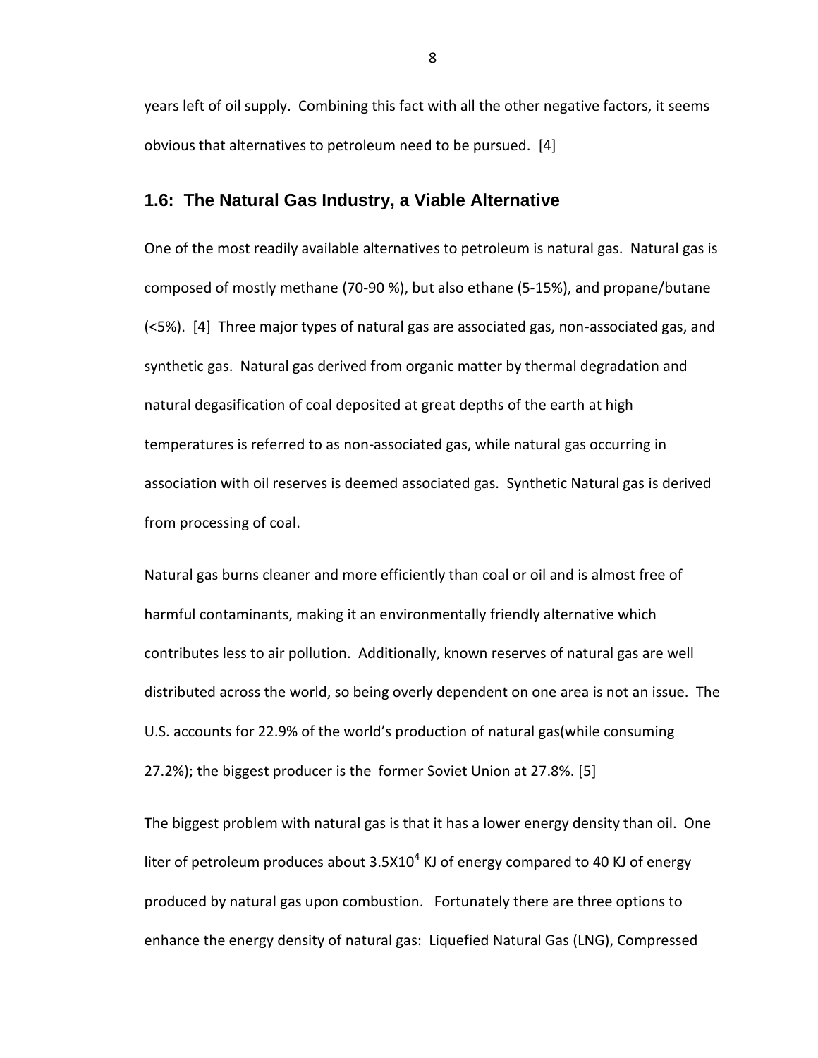years left of oil supply. Combining this fact with all the other negative factors, it seems obvious that alternatives to petroleum need to be pursued. [4]

### 1.6: The Natural Gas Industry, a Viable Alternative

One of the most readily available alternatives to petroleum is natural gas. Natural gas is composed of mostly methane (70-90 %), but also ethane (5-15%), and propane/butane (<5%). [4] Three major types of natural gas are associated gas, non-associated gas, and synthetic gas. Natural gas derived from organic matter by thermal degradation and natural degasification of coal deposited at great depths of the earth at high temperatures is referred to as non-associated gas, while natural gas occurring in association with oil reserves is deemed associated gas. Synthetic Natural gas is derived from processing of coal.

Natural gas burns cleaner and more efficiently than coal or oil and is almost free of harmful contaminants, making it an environmentally friendly alternative which contributes less to air pollution. Additionally, known reserves of natural gas are well distributed across the world, so being overly dependent on one area is not an issue. The U.S. accounts for 22.9% of the world's production of natural gas(while consuming 27.2%); the biggest producer is the former Soviet Union at 27.8%. [5]

The biggest problem with natural gas is that it has a lower energy density than oil. One liter of petroleum produces about $3.5X10^4$ KJ of energy compared to 40 KJ of energy produced by natural gas upon combustion. Fortunately there are three options to enhance the energy density of natural gas: Liquefied Natural Gas (LNG), Compressed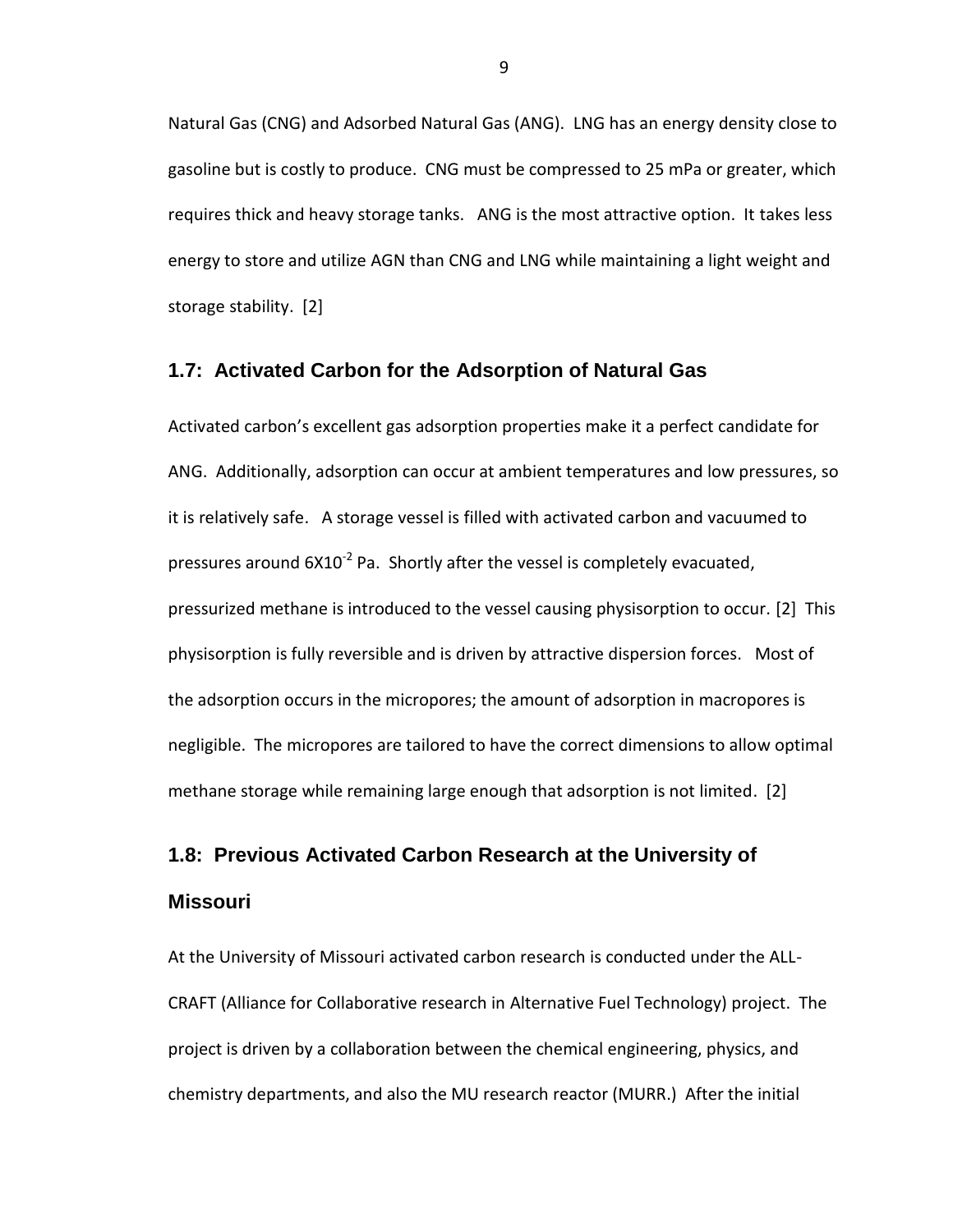Natural Gas (CNG) and Adsorbed Natural Gas (ANG). LNG has an energy density close to gasoline but is costly to produce. CNG must be compressed to 25 mPa or greater, which requires thick and heavy storage tanks. ANG is the most attractive option. It takes less energy to store and utilize AGN than CNG and LNG while maintaining a light weight and storage stability. [2]

## 1.7: Activated Carbon for the Adsorption of Natural Gas

Activated carbon's excellent gas adsorption properties make it a perfect candidate for ANG. Additionally, adsorption can occur at ambient temperatures and low pressures, so it is relatively safe. A storage vessel is filled with activated carbon and vacuumed to pressures around $6X10^{-2}$ Pa. Shortly after the vessel is completely evacuated, pressurized methane is introduced to the vessel causing physisorption to occur. [2] This physisorption is fully reversible and is driven by attractive dispersion forces. Most of the adsorption occurs in the micropores; the amount of adsorption in macropores is negligible. The micropores are tailored to have the correct dimensions to allow optimal methane storage while remaining large enough that adsorption is not limited. [2]

## 1.8: Previous Activated Carbon Research at the University of Missouri

At the University of Missouri activated carbon research is conducted under the ALL-CRAFT (Alliance for Collaborative research in Alternative Fuel Technology) project. The project is driven by a collaboration between the chemical engineering, physics, and chemistry departments, and also the MU research reactor (MURR.) After the initial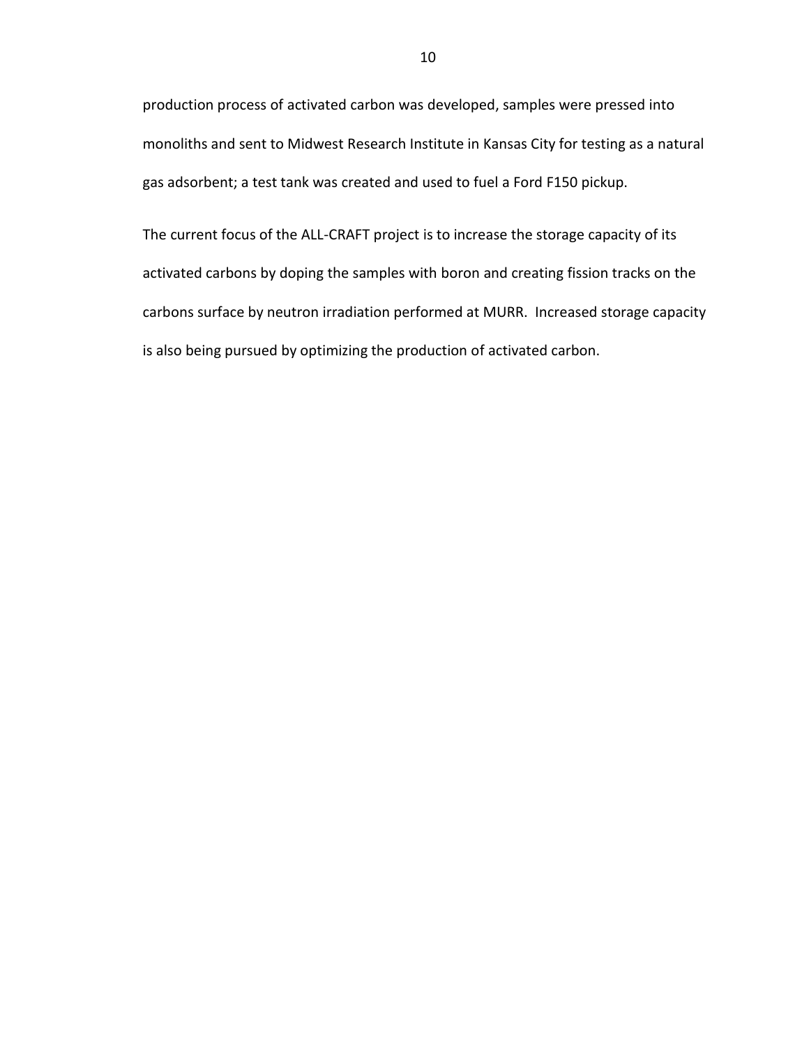production process of activated carbon was developed, samples were pressed into monoliths and sent to Midwest Research Institute in Kansas City for testing as a natural gas adsorbent; a test tank was created and used to fuel a Ford F150 pickup.

The current focus of the ALL-CRAFT project is to increase the storage capacity of its activated carbons by doping the samples with boron and creating fission tracks on the carbons surface by neutron irradiation performed at MURR. Increased storage capacity is also being pursued by optimizing the production of activated carbon.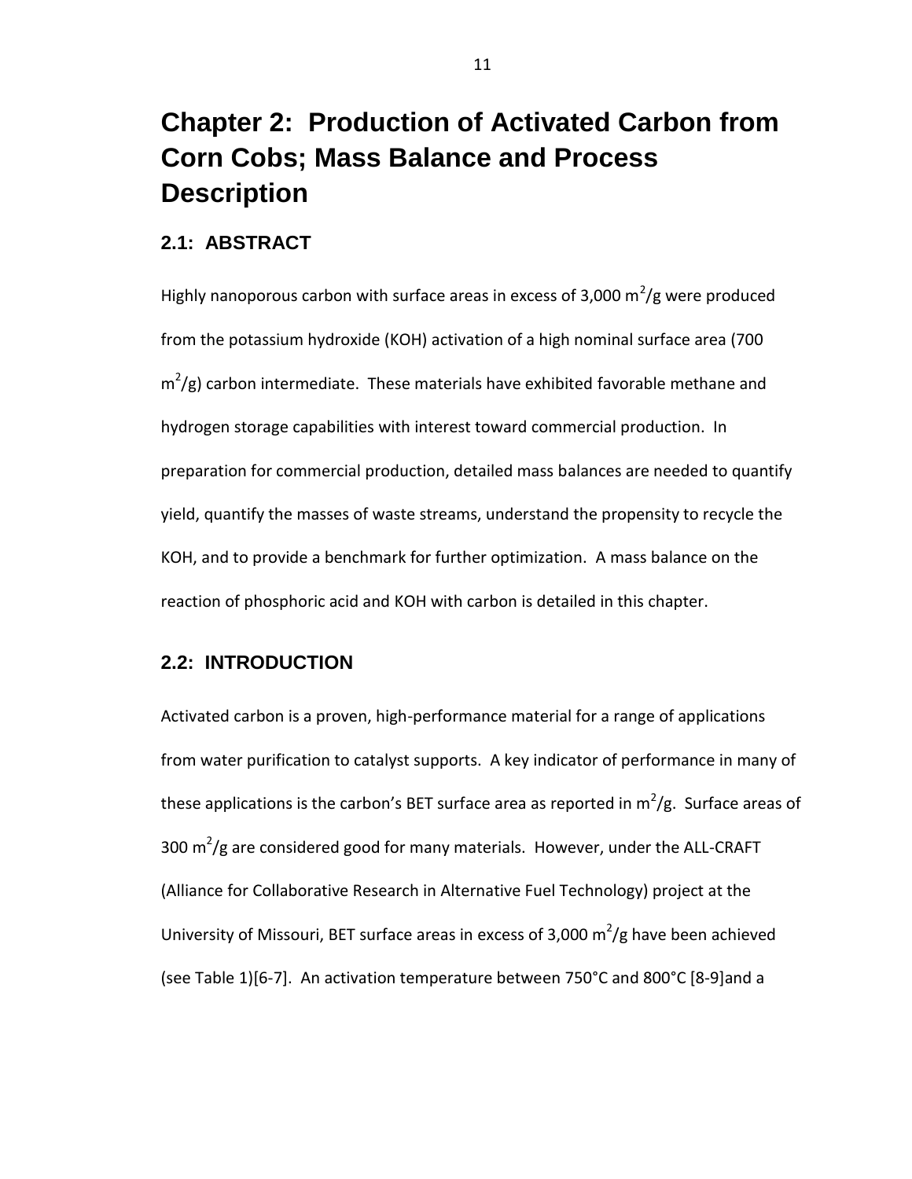# Chapter 2: Production of Activated Carbon from Corn Cobs; Mass Balance and Process Description

## 2.1: ABSTRACT

Highly nanoporous carbon with surface areas in excess of 3,000 $m^2/g$ were produced from the potassium hydroxide (KOH) activation of a high nominal surface area (700 $m^2/g$) carbon intermediate. These materials have exhibited favorable methane and hydrogen storage capabilities with interest toward commercial production. In preparation for commercial production, detailed mass balances are needed to quantify yield, quantify the masses of waste streams, understand the propensity to recycle the KOH, and to provide a benchmark for further optimization. A mass balance on the reaction of phosphoric acid and KOH with carbon is detailed in this chapter.

## 2.2: INTRODUCTION

Activated carbon is a proven, high-performance material for a range of applications from water purification to catalyst supports. A key indicator of performance in many of these applications is the carbon's BET surface area as reported in $m^2/g$. Surface areas of 300 $m^2/g$ are considered good for many materials. However, under the ALL-CRAFT (Alliance for Collaborative Research in Alternative Fuel Technology) project at the University of Missouri, BET surface areas in excess of 3,000 $m^2/g$ have been achieved (see Table 1)[6-7]. An activation temperature between 750°C and 800°C [8-9]and a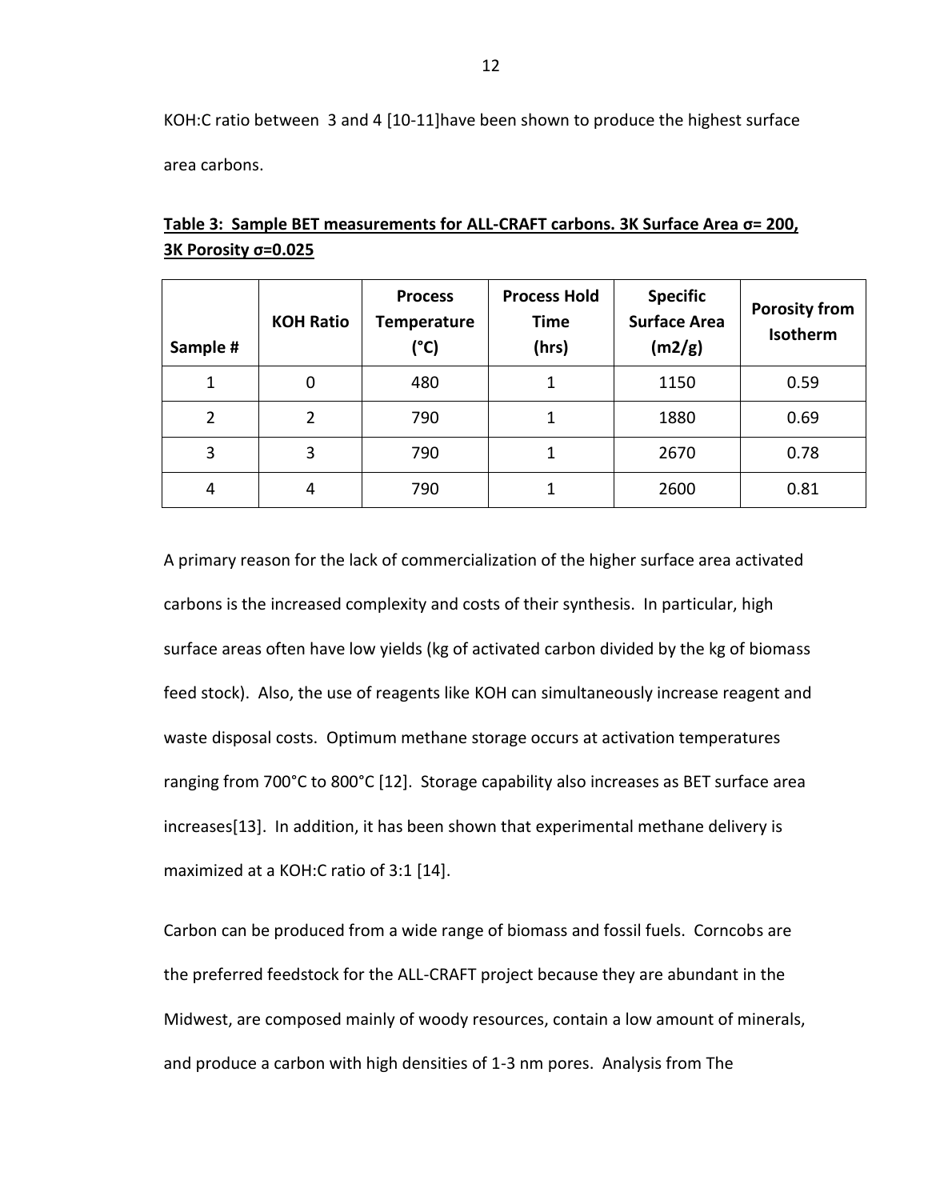KOH:C ratio between 3 and 4 [10-11]have been shown to produce the highest surface area carbons.

**Table 3: Sample BET measurements for ALL-CRAFT carbons. 3K Surface Area σ= 200, 3K Porosity σ=0.025**

| Sample # | KOH Ratio | Process Temperature (°C) | Process Hold Time (hrs) | Specific Surface Area (m2/g) | Porosity from Isotherm |
|---|---|---|---|---|---|
| 1 | 0 | 480 | 1 | 1150 | 0.59 |
| 2 | 2 | 790 | 1 | 1880 | 0.69 |
| 3 | 3 | 790 | 1 | 2670 | 0.78 |
| 4 | 4 | 790 | 1 | 2600 | 0.81 |

A primary reason for the lack of commercialization of the higher surface area activated carbons is the increased complexity and costs of their synthesis. In particular, high surface areas often have low yields (kg of activated carbon divided by the kg of biomass feed stock). Also, the use of reagents like KOH can simultaneously increase reagent and waste disposal costs. Optimum methane storage occurs at activation temperatures ranging from 700°C to 800°C [12]. Storage capability also increases as BET surface area increases[13]. In addition, it has been shown that experimental methane delivery is maximized at a KOH:C ratio of 3:1 [14].

Carbon can be produced from a wide range of biomass and fossil fuels. Corncobs are the preferred feedstock for the ALL-CRAFT project because they are abundant in the Midwest, are composed mainly of woody resources, contain a low amount of minerals, and produce a carbon with high densities of 1-3 nm pores. Analysis from The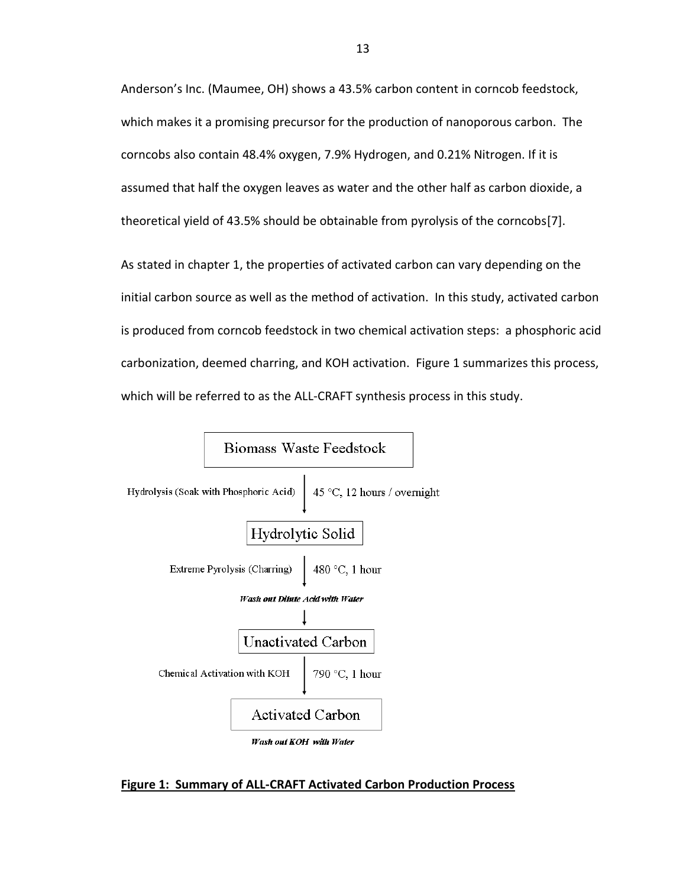Anderson's Inc. (Maumee, OH) shows a 43.5% carbon content in corncob feedstock, which makes it a promising precursor for the production of nanoporous carbon. The corncobs also contain 48.4% oxygen, 7.9% Hydrogen, and 0.21% Nitrogen. If it is assumed that half the oxygen leaves as water and the other half as carbon dioxide, a theoretical yield of 43.5% should be obtainable from pyrolysis of the corncobs[7].

As stated in chapter 1, the properties of activated carbon can vary depending on the initial carbon source as well as the method of activation. In this study, activated carbon is produced from corncob feedstock in two chemical activation steps: a phosphoric acid carbonization, deemed charring, and KOH activation. Figure 1 summarizes this process, which will be referred to as the ALL-CRAFT synthesis process in this study.

Biomass Waste Feedstock

Hydrolysis (Soak with Phosphoric Acid) 45 °C, 12 hours / overnight

Hydrolytic Solid

Extreme Pyrolysis (Charring) 480 °C, 1 hour

*Wash out Dilute Acid with Water*

Unactivated Carbon

Chemical Activation with KOH 790 °C, 1 hour

Activated Carbon

*Wash out KOH with Water*

**Figure 1: Summary of ALL-CRAFT Activated Carbon Production Process**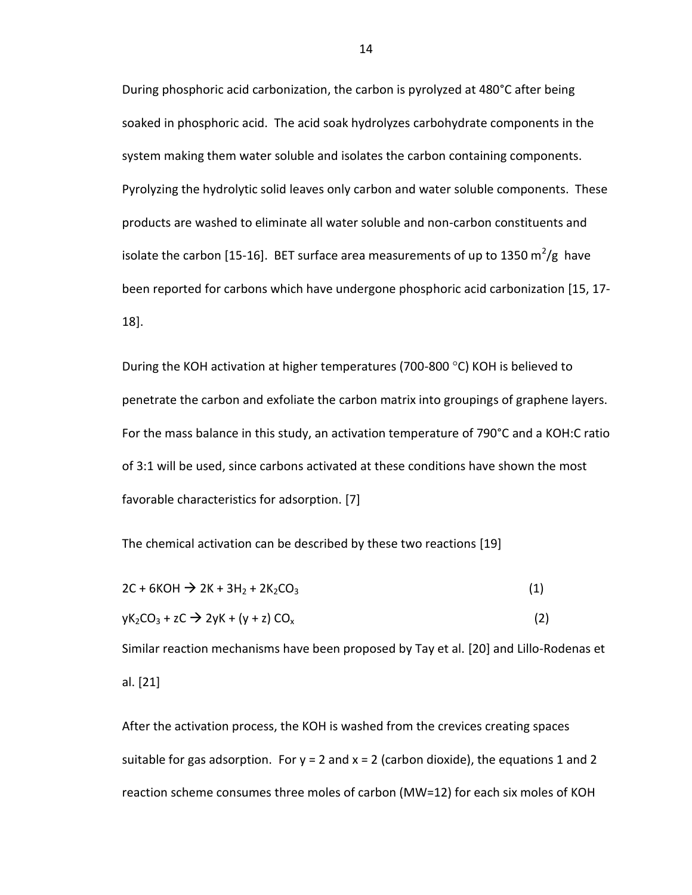During phosphoric acid carbonization, the carbon is pyrolyzed at 480°C after being soaked in phosphoric acid. The acid soak hydrolyzes carbohydrate components in the system making them water soluble and isolates the carbon containing components. Pyrolyzing the hydrolytic solid leaves only carbon and water soluble components. These products are washed to eliminate all water soluble and non-carbon constituents and isolate the carbon [15-16]. BET surface area measurements of up to 1350 $m^2/g$ have been reported for carbons which have undergone phosphoric acid carbonization [15, 17-18].

During the KOH activation at higher temperatures (700-800 °C) KOH is believed to penetrate the carbon and exfoliate the carbon matrix into groupings of graphene layers. For the mass balance in this study, an activation temperature of 790°C and a KOH:C ratio of 3:1 will be used, since carbons activated at these conditions have shown the most favorable characteristics for adsorption. [7]

The chemical activation can be described by these two reactions [19]

$$2C + 6KOH \rightarrow 2K + 3H_2 + 2K_2CO_3 \quad (1)$$

$$yK_2CO_3 + zC \rightarrow 2yK + (y + z)\ CO_x \quad (2)$$

Similar reaction mechanisms have been proposed by Tay et al. [20] and Lillo-Rodenas et al. [21]

After the activation process, the KOH is washed from the crevices creating spaces suitable for gas adsorption. For $y = 2$ and $x = 2$ (carbon dioxide), the equations 1 and 2 reaction scheme consumes three moles of carbon (MW=12) for each six moles of KOH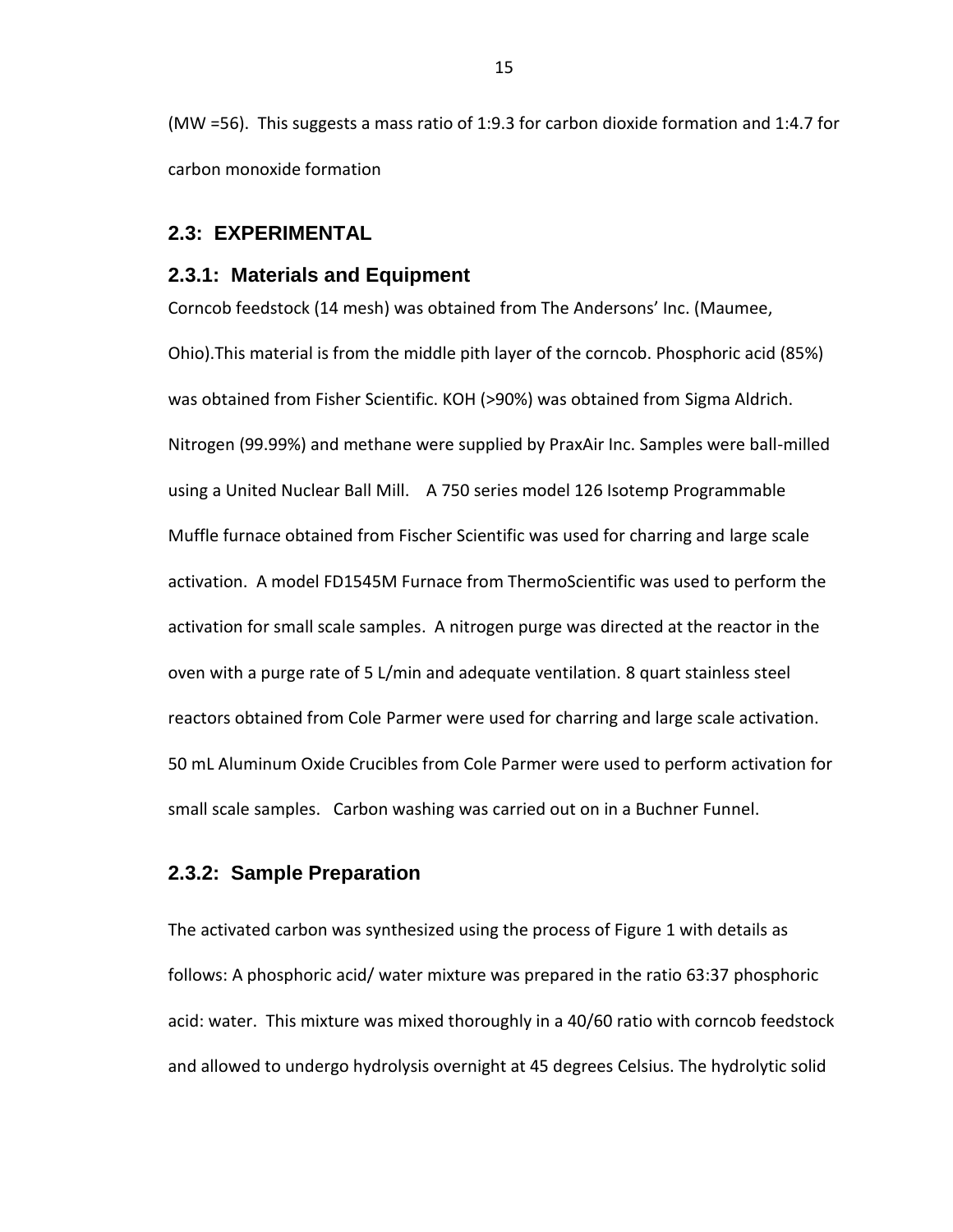(MW =56). This suggests a mass ratio of 1:9.3 for carbon dioxide formation and 1:4.7 for carbon monoxide formation

## 2.3: EXPERIMENTAL

### 2.3.1: Materials and Equipment

Corncob feedstock (14 mesh) was obtained from The Andersons' Inc. (Maumee, Ohio).This material is from the middle pith layer of the corncob. Phosphoric acid (85%) was obtained from Fisher Scientific. KOH (>90%) was obtained from Sigma Aldrich. Nitrogen (99.99%) and methane were supplied by PraxAir Inc. Samples were ball-milled using a United Nuclear Ball Mill. A 750 series model 126 Isotemp Programmable Muffle furnace obtained from Fischer Scientific was used for charring and large scale activation. A model FD1545M Furnace from ThermoScientific was used to perform the activation for small scale samples. A nitrogen purge was directed at the reactor in the oven with a purge rate of 5 L/min and adequate ventilation. 8 quart stainless steel reactors obtained from Cole Parmer were used for charring and large scale activation. 50 mL Aluminum Oxide Crucibles from Cole Parmer were used to perform activation for small scale samples. Carbon washing was carried out on in a Buchner Funnel.

### 2.3.2: Sample Preparation

The activated carbon was synthesized using the process of Figure 1 with details as follows: A phosphoric acid/ water mixture was prepared in the ratio 63:37 phosphoric acid: water. This mixture was mixed thoroughly in a 40/60 ratio with corncob feedstock and allowed to undergo hydrolysis overnight at 45 degrees Celsius. The hydrolytic solid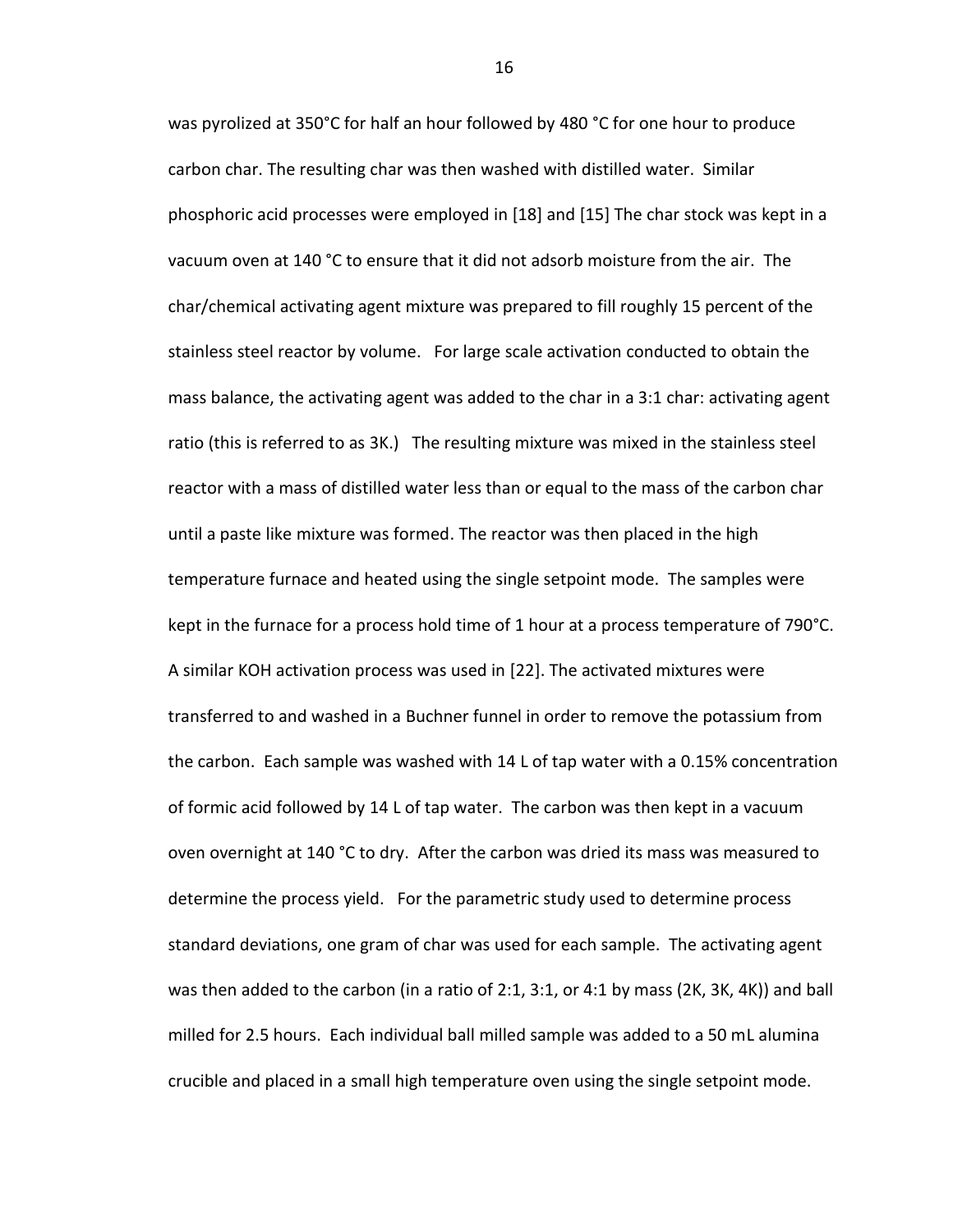was pyrolized at 350°C for half an hour followed by 480 °C for one hour to produce carbon char. The resulting char was then washed with distilled water. Similar phosphoric acid processes were employed in [18] and [15] The char stock was kept in a vacuum oven at 140 °C to ensure that it did not adsorb moisture from the air. The char/chemical activating agent mixture was prepared to fill roughly 15 percent of the stainless steel reactor by volume. For large scale activation conducted to obtain the mass balance, the activating agent was added to the char in a 3:1 char: activating agent ratio (this is referred to as 3K.) The resulting mixture was mixed in the stainless steel reactor with a mass of distilled water less than or equal to the mass of the carbon char until a paste like mixture was formed. The reactor was then placed in the high temperature furnace and heated using the single setpoint mode. The samples were kept in the furnace for a process hold time of 1 hour at a process temperature of 790°C. A similar KOH activation process was used in [22]. The activated mixtures were transferred to and washed in a Buchner funnel in order to remove the potassium from the carbon. Each sample was washed with 14 L of tap water with a 0.15% concentration of formic acid followed by 14 L of tap water. The carbon was then kept in a vacuum oven overnight at 140 °C to dry. After the carbon was dried its mass was measured to determine the process yield. For the parametric study used to determine process standard deviations, one gram of char was used for each sample. The activating agent was then added to the carbon (in a ratio of 2:1, 3:1, or 4:1 by mass (2K, 3K, 4K)) and ball milled for 2.5 hours. Each individual ball milled sample was added to a 50 mL alumina crucible and placed in a small high temperature oven using the single setpoint mode.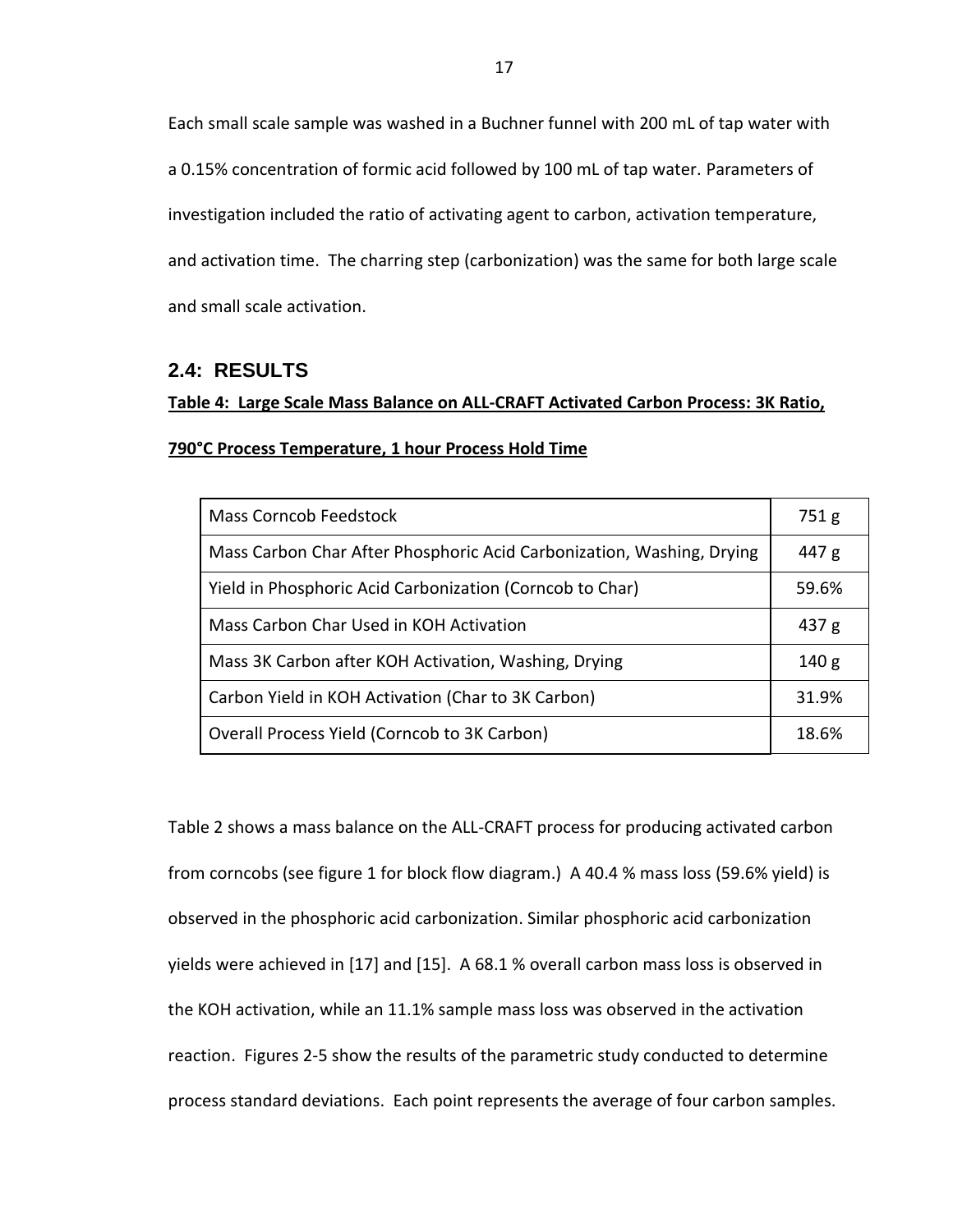Each small scale sample was washed in a Buchner funnel with 200 mL of tap water with a 0.15% concentration of formic acid followed by 100 mL of tap water. Parameters of investigation included the ratio of activating agent to carbon, activation temperature, and activation time. The charring step (carbonization) was the same for both large scale and small scale activation.

## 2.4: RESULTS

**Table 4: Large Scale Mass Balance on ALL-CRAFT Activated Carbon Process: 3K Ratio, 790°C Process Temperature, 1 hour Process Hold Time**

| | |
|---|---|
| Mass Corncob Feedstock | 751 g |
| Mass Carbon Char After Phosphoric Acid Carbonization, Washing, Drying | 447 g |
| Yield in Phosphoric Acid Carbonization (Corncob to Char) | 59.6% |
| Mass Carbon Char Used in KOH Activation | 437 g |
| Mass 3K Carbon after KOH Activation, Washing, Drying | 140 g |
| Carbon Yield in KOH Activation (Char to 3K Carbon) | 31.9% |
| Overall Process Yield (Corncob to 3K Carbon) | 18.6% |

Table 2 shows a mass balance on the ALL-CRAFT process for producing activated carbon from corncobs (see figure 1 for block flow diagram.) A 40.4 % mass loss (59.6% yield) is observed in the phosphoric acid carbonization. Similar phosphoric acid carbonization yields were achieved in [17] and [15]. A 68.1 % overall carbon mass loss is observed in the KOH activation, while an 11.1% sample mass loss was observed in the activation reaction. Figures 2-5 show the results of the parametric study conducted to determine process standard deviations. Each point represents the average of four carbon samples.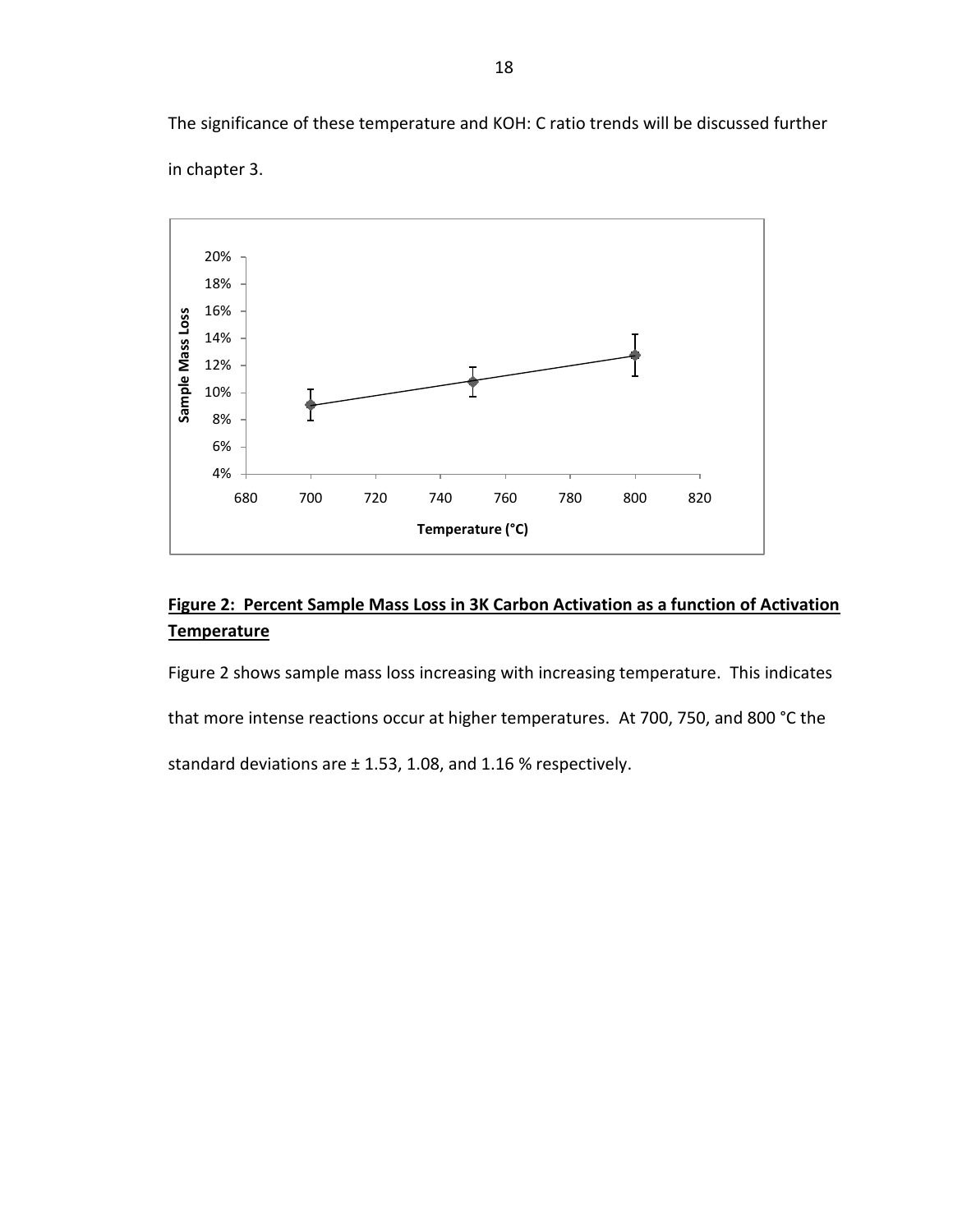The significance of these temperature and KOH: C ratio trends will be discussed further in chapter 3.

20%
18%
16%
14%
12%
10%
8%
6%
4%
Sample Mass Loss
680
700
720
740
760
780
800
820
Temperature (°C)

**Figure 2: Percent Sample Mass Loss in 3K Carbon Activation as a function of Activation Temperature**

Figure 2 shows sample mass loss increasing with increasing temperature. This indicates that more intense reactions occur at higher temperatures. At 700, 750, and 800 °C the standard deviations are ± 1.53, 1.08, and 1.16 % respectively.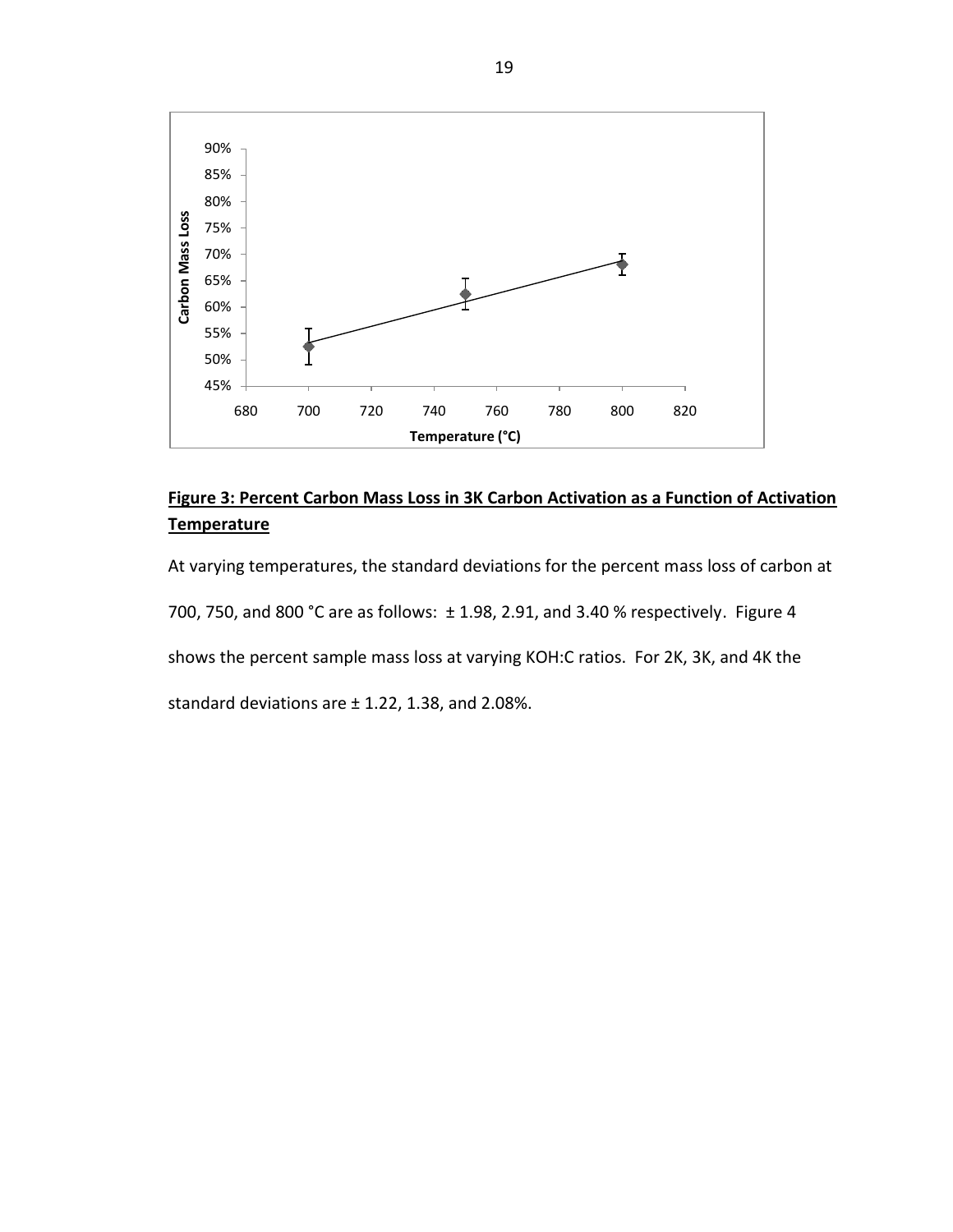90%
85%
80%
75%
70%
65%
60%
55%
50%
45%

Carbon Mass Loss

680
700
720
740
760
780
800
820

Temperature (°C)

**Figure 3: Percent Carbon Mass Loss in 3K Carbon Activation as a Function of Activation Temperature**

At varying temperatures, the standard deviations for the percent mass loss of carbon at 700, 750, and 800 °C are as follows: ± 1.98, 2.91, and 3.40 % respectively. Figure 4 shows the percent sample mass loss at varying KOH:C ratios. For 2K, 3K, and 4K the standard deviations are ± 1.22, 1.38, and 2.08%.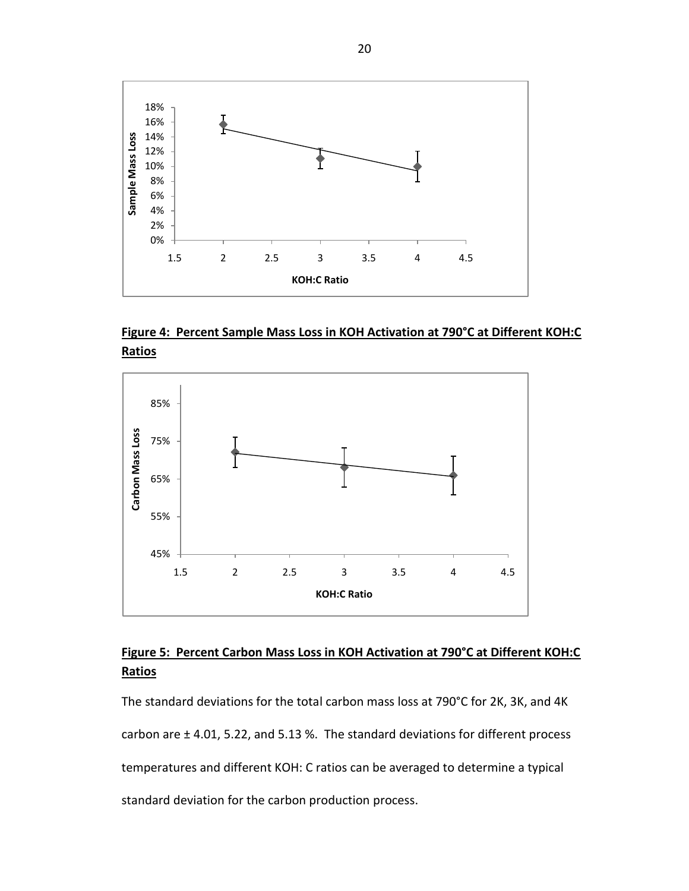Sample Mass Loss

18%
16%
14%
12%
10%
8%
6%
4%
2%
0%

1.5 2 2.5 3 3.5 4 4.5

KOH:C Ratio

**Figure 4: Percent Sample Mass Loss in KOH Activation at 790°C at Different KOH:C Ratios**

Carbon Mass Loss

85%
75%
65%
55%
45%

1.5 2 2.5 3 3.5 4 4.5

KOH:C Ratio

**Figure 5: Percent Carbon Mass Loss in KOH Activation at 790°C at Different KOH:C Ratios**

The standard deviations for the total carbon mass loss at 790°C for 2K, 3K, and 4K carbon are ± 4.01, 5.22, and 5.13 %. The standard deviations for different process temperatures and different KOH: C ratios can be averaged to determine a typical standard deviation for the carbon production process.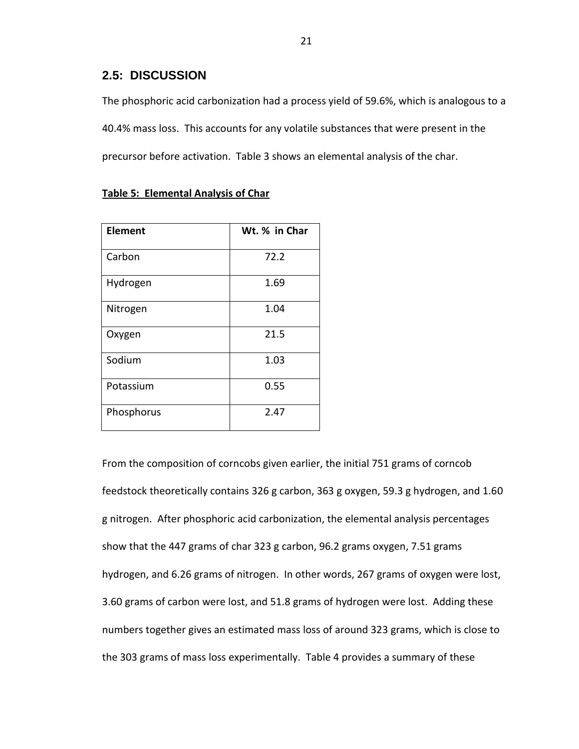## 2.5: DISCUSSION

The phosphoric acid carbonization had a process yield of 59.6%, which is analogous to a 40.4% mass loss. This accounts for any volatile substances that were present in the precursor before activation. Table 3 shows an elemental analysis of the char.

**Table 5: Elemental Analysis of Char**

| Element | Wt. % in Char |
|---|---|
| Carbon | 72.2 |
| Hydrogen | 1.69 |
| Nitrogen | 1.04 |
| Oxygen | 21.5 |
| Sodium | 1.03 |
| Potassium | 0.55 |
| Phosphorus | 2.47 |

From the composition of corncobs given earlier, the initial 751 grams of corncob feedstock theoretically contains 326 g carbon, 363 g oxygen, 59.3 g hydrogen, and 1.60 g nitrogen. After phosphoric acid carbonization, the elemental analysis percentages show that the 447 grams of char 323 g carbon, 96.2 grams oxygen, 7.51 grams hydrogen, and 6.26 grams of nitrogen. In other words, 267 grams of oxygen were lost, 3.60 grams of carbon were lost, and 51.8 grams of hydrogen were lost. Adding these numbers together gives an estimated mass loss of around 323 grams, which is close to the 303 grams of mass loss experimentally. Table 4 provides a summary of these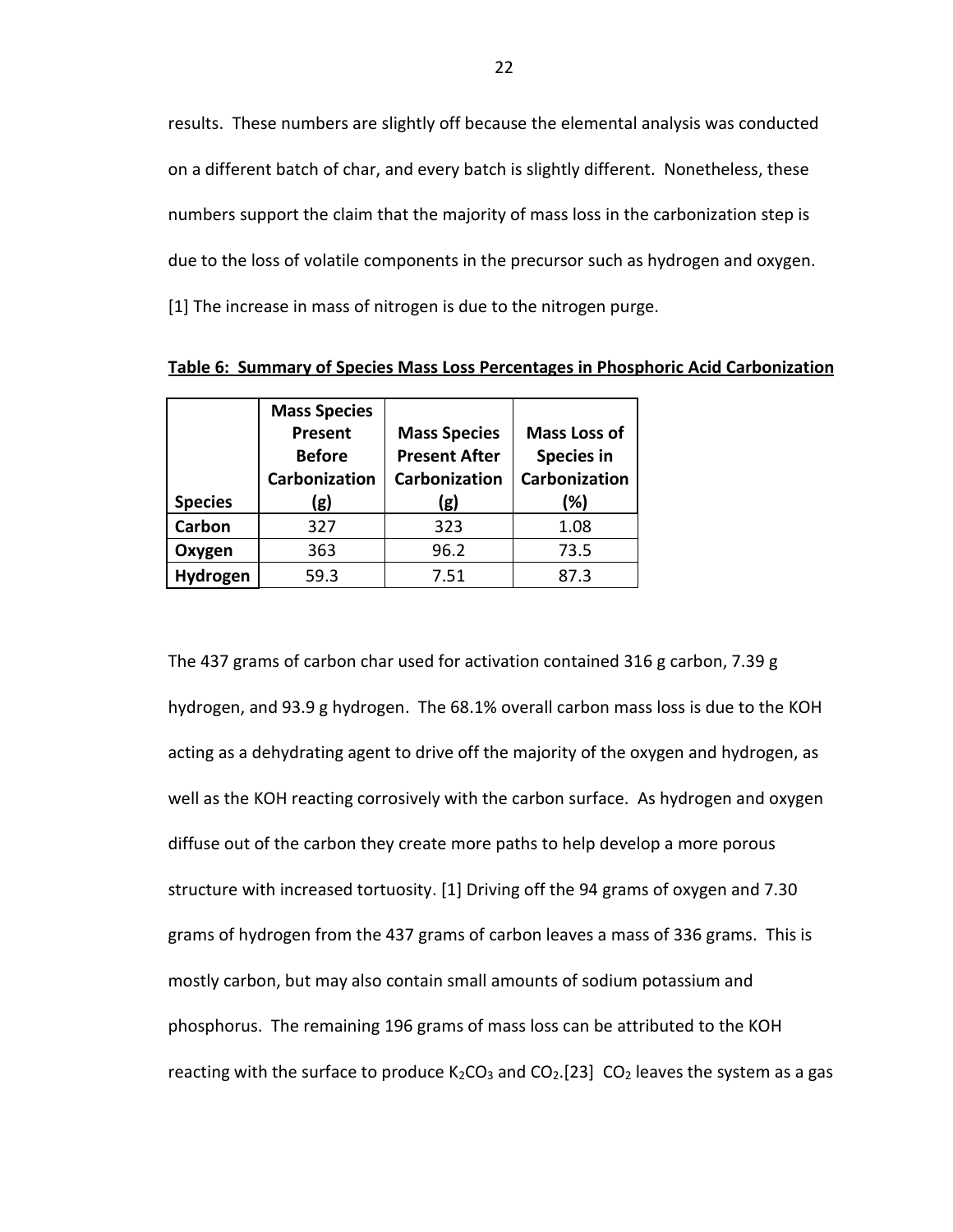results. These numbers are slightly off because the elemental analysis was conducted on a different batch of char, and every batch is slightly different. Nonetheless, these numbers support the claim that the majority of mass loss in the carbonization step is due to the loss of volatile components in the precursor such as hydrogen and oxygen. [1] The increase in mass of nitrogen is due to the nitrogen purge.

**Table 6: Summary of Species Mass Loss Percentages in Phosphoric Acid Carbonization**

| Species | Mass Species Present Before Carbonization (g) | Mass Species Present After Carbonization (g) | Mass Loss of Species in Carbonization (%) |
|---|---|---|---|
| **Carbon** | 327 | 323 | 1.08 |
| **Oxygen** | 363 | 96.2 | 73.5 |
| **Hydrogen** | 59.3 | 7.51 | 87.3 |

The 437 grams of carbon char used for activation contained 316 g carbon, 7.39 g hydrogen, and 93.9 g hydrogen. The 68.1% overall carbon mass loss is due to the KOH acting as a dehydrating agent to drive off the majority of the oxygen and hydrogen, as well as the KOH reacting corrosively with the carbon surface. As hydrogen and oxygen diffuse out of the carbon they create more paths to help develop a more porous structure with increased tortuosity. [1] Driving off the 94 grams of oxygen and 7.30 grams of hydrogen from the 437 grams of carbon leaves a mass of 336 grams. This is mostly carbon, but may also contain small amounts of sodium potassium and phosphorus. The remaining 196 grams of mass loss can be attributed to the KOH reacting with the surface to produce $K_2CO_3$ and $CO_2$.[23] $CO_2$ leaves the system as a gas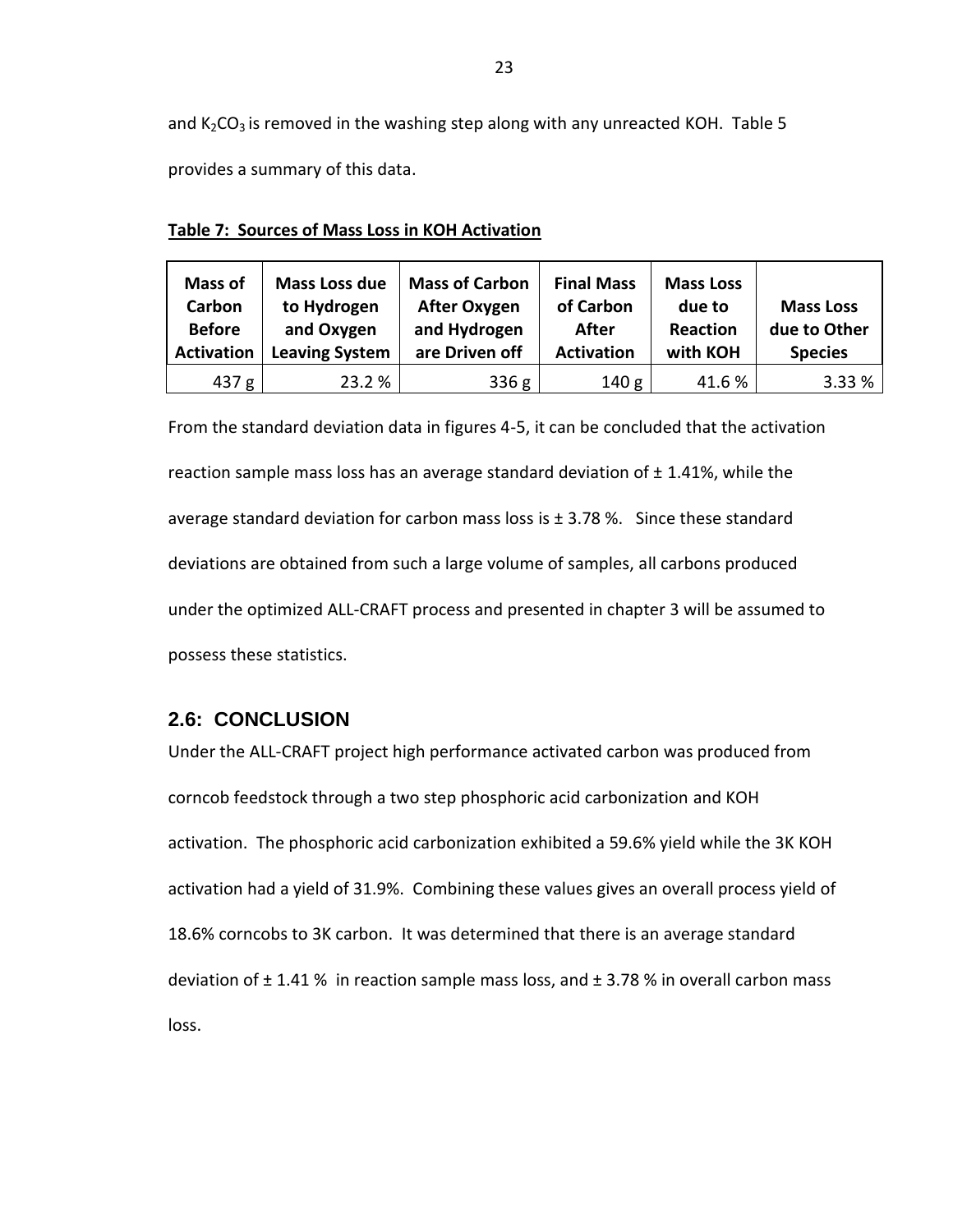and $K_2CO_3$ is removed in the washing step along with any unreacted KOH. Table 5 provides a summary of this data.

**Table 7: Sources of Mass Loss in KOH Activation**

| Mass of Carbon Before Activation | Mass Loss due to Hydrogen and Oxygen Leaving System | Mass of Carbon After Oxygen and Hydrogen are Driven off | Final Mass of Carbon After Activation | Mass Loss due to Reaction with KOH | Mass Loss due to Other Species |
|---|---|---|---|---|---|
| 437 g | 23.2 % | 336 g | 140 g | 41.6 % | 3.33 % |

From the standard deviation data in figures 4-5, it can be concluded that the activation reaction sample mass loss has an average standard deviation of ± 1.41%, while the average standard deviation for carbon mass loss is ± 3.78 %. Since these standard deviations are obtained from such a large volume of samples, all carbons produced under the optimized ALL-CRAFT process and presented in chapter 3 will be assumed to possess these statistics.

## 2.6: CONCLUSION

Under the ALL-CRAFT project high performance activated carbon was produced from corncob feedstock through a two step phosphoric acid carbonization and KOH activation. The phosphoric acid carbonization exhibited a 59.6% yield while the 3K KOH activation had a yield of 31.9%. Combining these values gives an overall process yield of 18.6% corncobs to 3K carbon. It was determined that there is an average standard deviation of ± 1.41 % in reaction sample mass loss, and ± 3.78 % in overall carbon mass loss.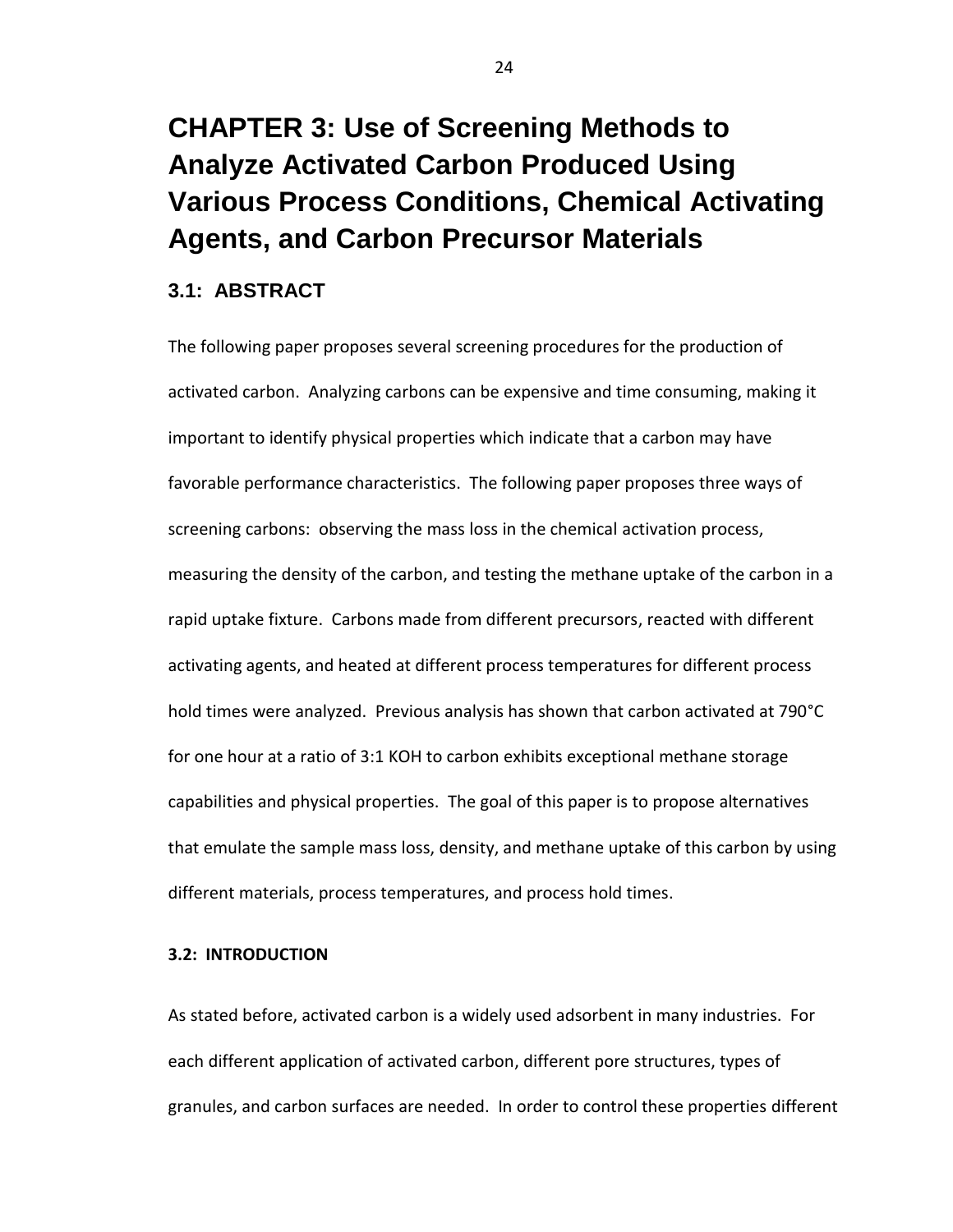# CHAPTER 3: Use of Screening Methods to Analyze Activated Carbon Produced Using Various Process Conditions, Chemical Activating Agents, and Carbon Precursor Materials

## 3.1: ABSTRACT

The following paper proposes several screening procedures for the production of activated carbon. Analyzing carbons can be expensive and time consuming, making it important to identify physical properties which indicate that a carbon may have favorable performance characteristics. The following paper proposes three ways of screening carbons: observing the mass loss in the chemical activation process, measuring the density of the carbon, and testing the methane uptake of the carbon in a rapid uptake fixture. Carbons made from different precursors, reacted with different activating agents, and heated at different process temperatures for different process hold times were analyzed. Previous analysis has shown that carbon activated at 790°C for one hour at a ratio of 3:1 KOH to carbon exhibits exceptional methane storage capabilities and physical properties. The goal of this paper is to propose alternatives that emulate the sample mass loss, density, and methane uptake of this carbon by using different materials, process temperatures, and process hold times.

### 3.2: INTRODUCTION

As stated before, activated carbon is a widely used adsorbent in many industries. For each different application of activated carbon, different pore structures, types of granules, and carbon surfaces are needed. In order to control these properties different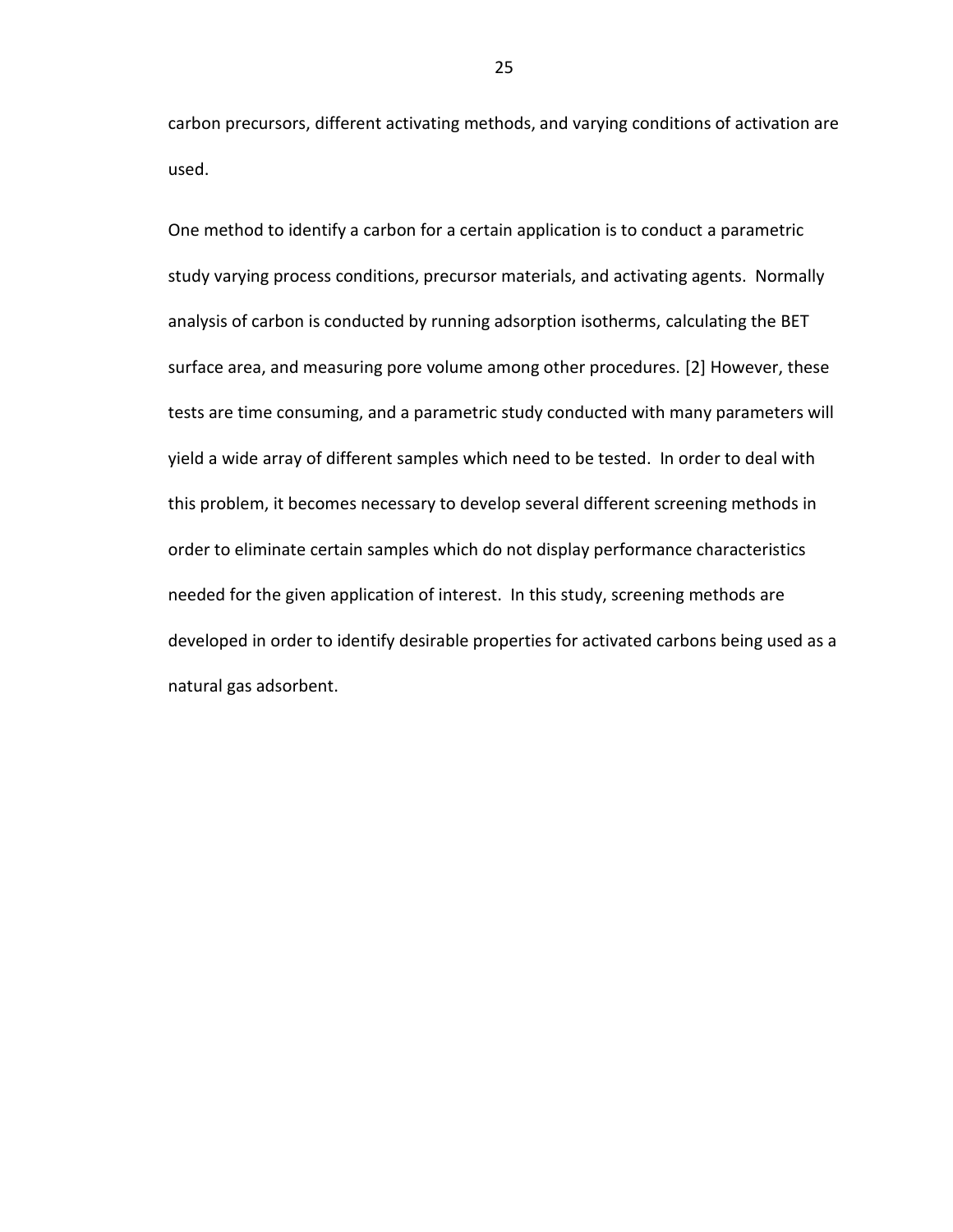carbon precursors, different activating methods, and varying conditions of activation are used.

One method to identify a carbon for a certain application is to conduct a parametric study varying process conditions, precursor materials, and activating agents. Normally analysis of carbon is conducted by running adsorption isotherms, calculating the BET surface area, and measuring pore volume among other procedures. [2] However, these tests are time consuming, and a parametric study conducted with many parameters will yield a wide array of different samples which need to be tested. In order to deal with this problem, it becomes necessary to develop several different screening methods in order to eliminate certain samples which do not display performance characteristics needed for the given application of interest. In this study, screening methods are developed in order to identify desirable properties for activated carbons being used as a natural gas adsorbent.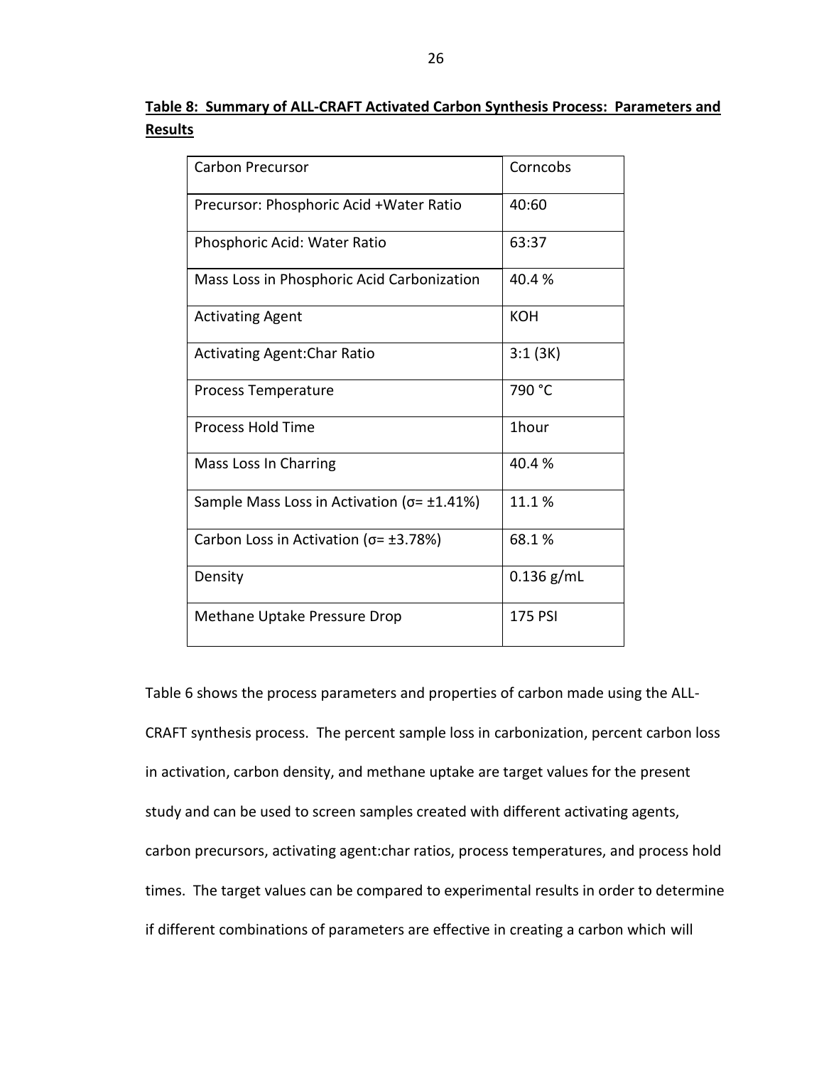**Table 8: Summary of ALL-CRAFT Activated Carbon Synthesis Process: Parameters and Results**

| | |
|---|---|
| Carbon Precursor | Corncobs |
| Precursor: Phosphoric Acid +Water Ratio | 40:60 |
| Phosphoric Acid: Water Ratio | 63:37 |
| Mass Loss in Phosphoric Acid Carbonization | 40.4 % |
| Activating Agent | KOH |
| Activating Agent:Char Ratio | 3:1 (3K) |
| Process Temperature | 790 °C |
| Process Hold Time | 1hour |
| Mass Loss In Charring | 40.4 % |
| Sample Mass Loss in Activation (σ= ±1.41%) | 11.1 % |
| Carbon Loss in Activation (σ= ±3.78%) | 68.1 % |
| Density | 0.136 g/mL |
| Methane Uptake Pressure Drop | 175 PSI |

Table 6 shows the process parameters and properties of carbon made using the ALL-CRAFT synthesis process. The percent sample loss in carbonization, percent carbon loss in activation, carbon density, and methane uptake are target values for the present study and can be used to screen samples created with different activating agents, carbon precursors, activating agent:char ratios, process temperatures, and process hold times. The target values can be compared to experimental results in order to determine if different combinations of parameters are effective in creating a carbon which will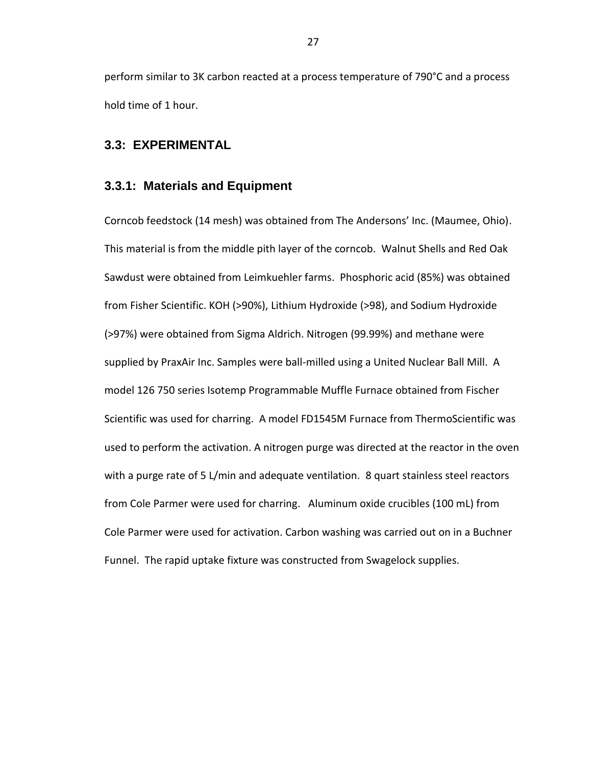perform similar to 3K carbon reacted at a process temperature of 790°C and a process hold time of 1 hour.

## 3.3: EXPERIMENTAL

### 3.3.1: Materials and Equipment

Corncob feedstock (14 mesh) was obtained from The Andersons' Inc. (Maumee, Ohio). This material is from the middle pith layer of the corncob. Walnut Shells and Red Oak Sawdust were obtained from Leimkuehler farms. Phosphoric acid (85%) was obtained from Fisher Scientific. KOH (>90%), Lithium Hydroxide (>98), and Sodium Hydroxide (>97%) were obtained from Sigma Aldrich. Nitrogen (99.99%) and methane were supplied by PraxAir Inc. Samples were ball-milled using a United Nuclear Ball Mill. A model 126 750 series Isotemp Programmable Muffle Furnace obtained from Fischer Scientific was used for charring. A model FD1545M Furnace from ThermoScientific was used to perform the activation. A nitrogen purge was directed at the reactor in the oven with a purge rate of 5 L/min and adequate ventilation. 8 quart stainless steel reactors from Cole Parmer were used for charring. Aluminum oxide crucibles (100 mL) from Cole Parmer were used for activation. Carbon washing was carried out on in a Buchner Funnel. The rapid uptake fixture was constructed from Swagelock supplies.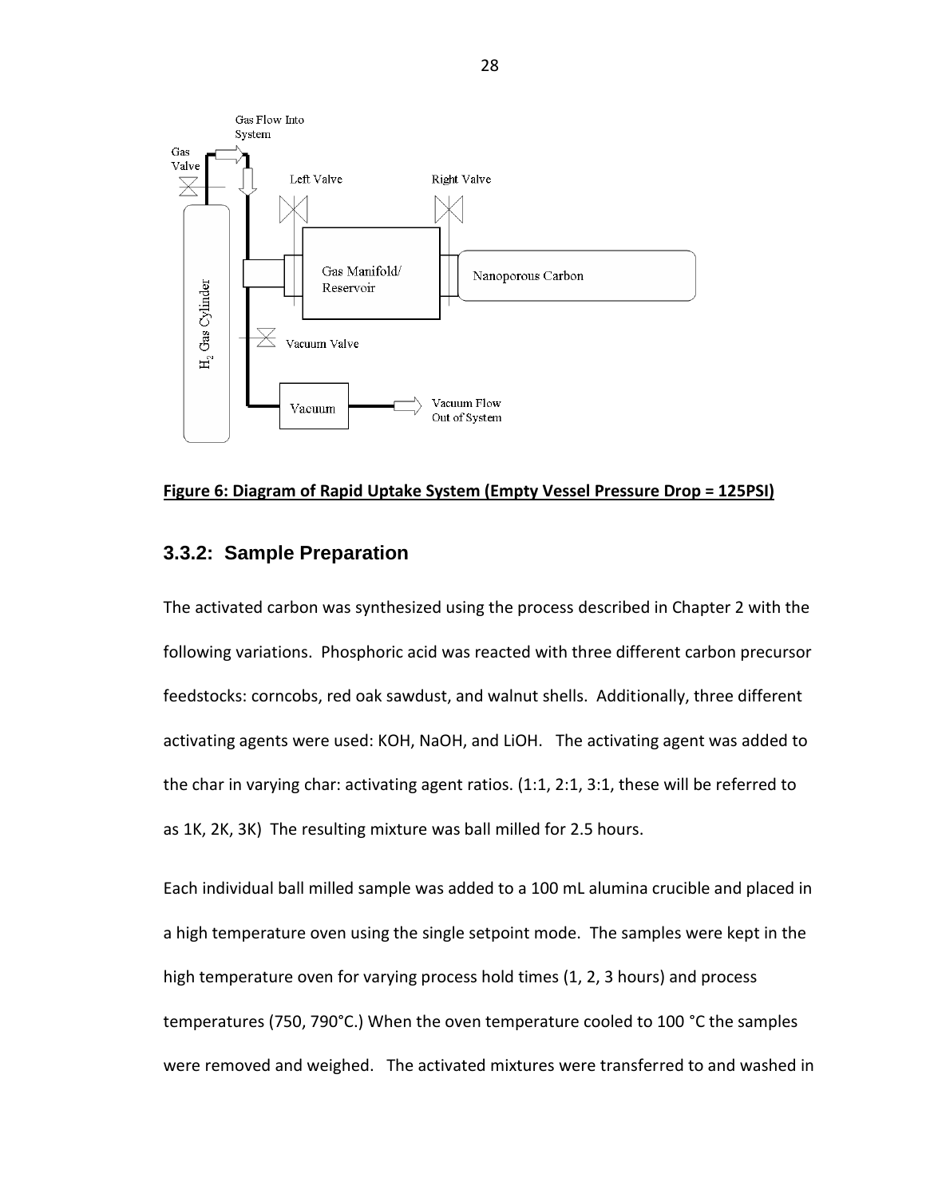Gas Flow Into System

Gas Valve

Left Valve

Right Valve

Gas Manifold/ Reservoir

Nanoporous Carbon

$H_2$ Gas Cylinder

Vacuum Valve

Vacuum

Vacuum Flow Out of System

**Figure 6: Diagram of Rapid Uptake System (Empty Vessel Pressure Drop = 125PSI)**

### 3.3.2: Sample Preparation

The activated carbon was synthesized using the process described in Chapter 2 with the following variations. Phosphoric acid was reacted with three different carbon precursor feedstocks: corncobs, red oak sawdust, and walnut shells. Additionally, three different activating agents were used: KOH, NaOH, and LiOH. The activating agent was added to the char in varying char: activating agent ratios. (1:1, 2:1, 3:1, these will be referred to as 1K, 2K, 3K) The resulting mixture was ball milled for 2.5 hours.

Each individual ball milled sample was added to a 100 mL alumina crucible and placed in a high temperature oven using the single setpoint mode. The samples were kept in the high temperature oven for varying process hold times (1, 2, 3 hours) and process temperatures (750, 790°C.) When the oven temperature cooled to 100 °C the samples were removed and weighed. The activated mixtures were transferred to and washed in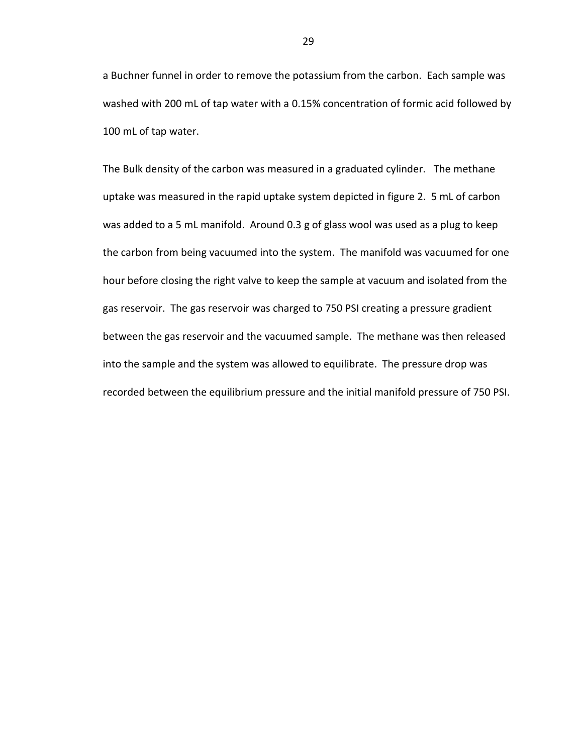a Buchner funnel in order to remove the potassium from the carbon. Each sample was washed with 200 mL of tap water with a 0.15% concentration of formic acid followed by 100 mL of tap water.

The Bulk density of the carbon was measured in a graduated cylinder. The methane uptake was measured in the rapid uptake system depicted in figure 2. 5 mL of carbon was added to a 5 mL manifold. Around 0.3 g of glass wool was used as a plug to keep the carbon from being vacuumed into the system. The manifold was vacuumed for one hour before closing the right valve to keep the sample at vacuum and isolated from the gas reservoir. The gas reservoir was charged to 750 PSI creating a pressure gradient between the gas reservoir and the vacuumed sample. The methane was then released into the sample and the system was allowed to equilibrate. The pressure drop was recorded between the equilibrium pressure and the initial manifold pressure of 750 PSI.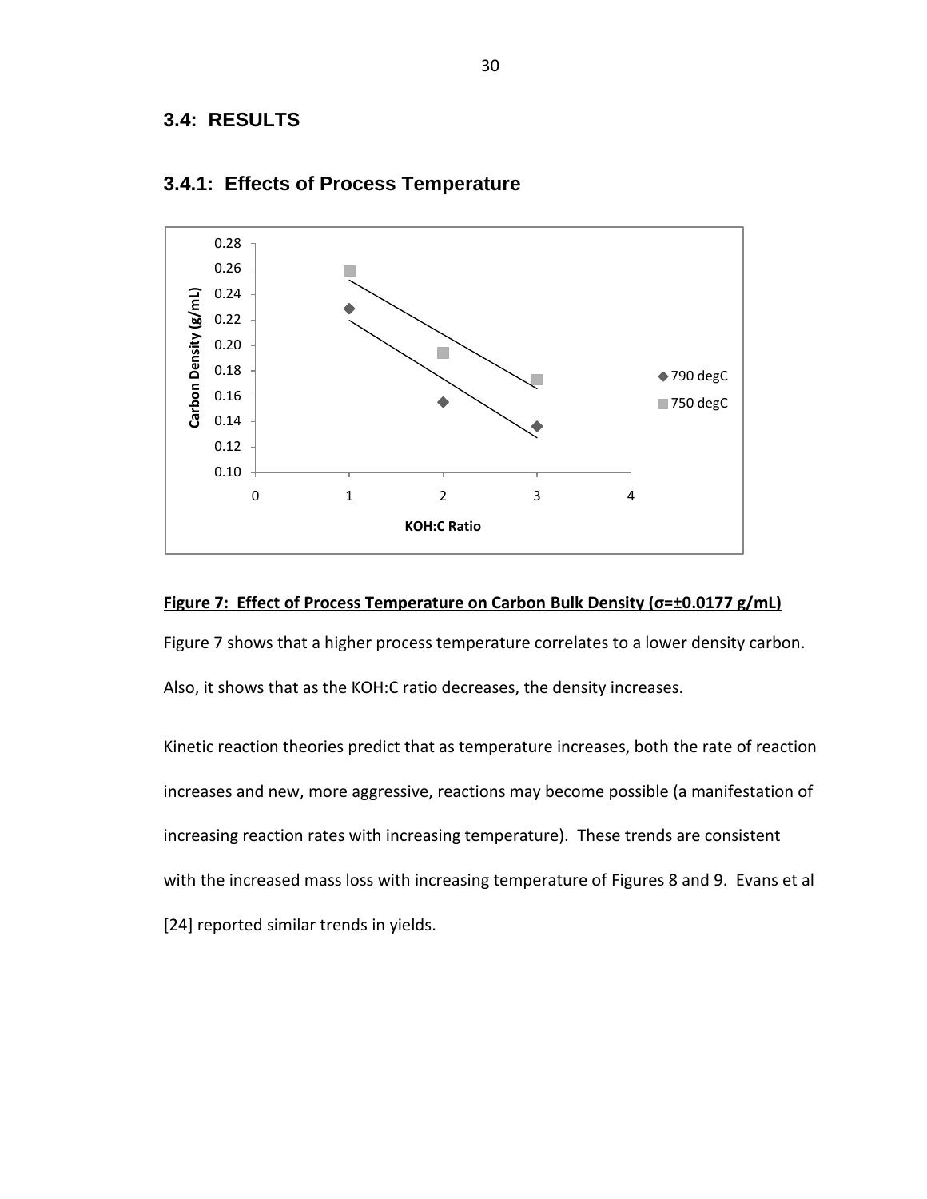## 3.4: RESULTS

### 3.4.1: Effects of Process Temperature

0.28
0.26
0.24
0.22
0.20
0.18
0.16
0.14
0.12
0.10

Carbon Density (g/mL)

0
1
2
3
4

KOH:C Ratio

790 degC
750 degC

**Figure 7: Effect of Process Temperature on Carbon Bulk Density (σ=±0.0177 g/mL)**

Figure 7 shows that a higher process temperature correlates to a lower density carbon. Also, it shows that as the KOH:C ratio decreases, the density increases.

Kinetic reaction theories predict that as temperature increases, both the rate of reaction increases and new, more aggressive, reactions may become possible (a manifestation of increasing reaction rates with increasing temperature). These trends are consistent with the increased mass loss with increasing temperature of Figures 8 and 9. Evans et al [24] reported similar trends in yields.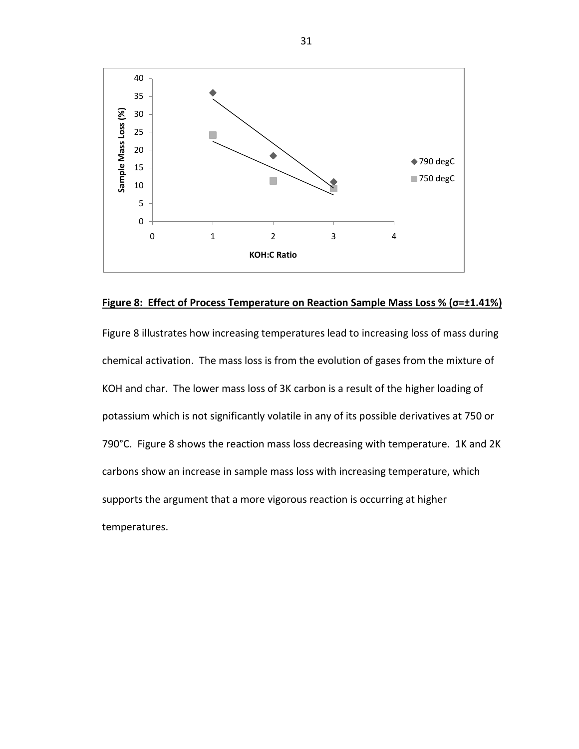40
35
30
25
20
15
10
5
0

0 1 2 3 4

Sample Mass Loss (%)

KOH:C Ratio

790 degC

750 degC

**Figure 8: Effect of Process Temperature on Reaction Sample Mass Loss % (σ=±1.41%)**

Figure 8 illustrates how increasing temperatures lead to increasing loss of mass during chemical activation. The mass loss is from the evolution of gases from the mixture of KOH and char. The lower mass loss of 3K carbon is a result of the higher loading of potassium which is not significantly volatile in any of its possible derivatives at 750 or 790°C. Figure 8 shows the reaction mass loss decreasing with temperature. 1K and 2K carbons show an increase in sample mass loss with increasing temperature, which supports the argument that a more vigorous reaction is occurring at higher temperatures.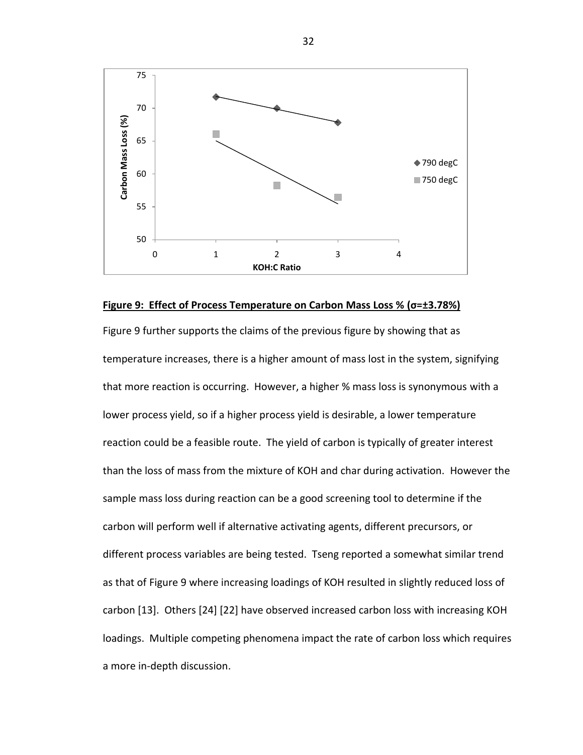75
70
65
60
55
50
0
1
2
3
4
Carbon Mass Loss (%)
KOH:C Ratio
790 degC
750 degC

**Figure 9: Effect of Process Temperature on Carbon Mass Loss % (σ=±3.78%)**

Figure 9 further supports the claims of the previous figure by showing that as temperature increases, there is a higher amount of mass lost in the system, signifying that more reaction is occurring. However, a higher % mass loss is synonymous with a lower process yield, so if a higher process yield is desirable, a lower temperature reaction could be a feasible route. The yield of carbon is typically of greater interest than the loss of mass from the mixture of KOH and char during activation. However the sample mass loss during reaction can be a good screening tool to determine if the carbon will perform well if alternative activating agents, different precursors, or different process variables are being tested. Tseng reported a somewhat similar trend as that of Figure 9 where increasing loadings of KOH resulted in slightly reduced loss of carbon [13]. Others [24] [22] have observed increased carbon loss with increasing KOH loadings. Multiple competing phenomena impact the rate of carbon loss which requires a more in-depth discussion.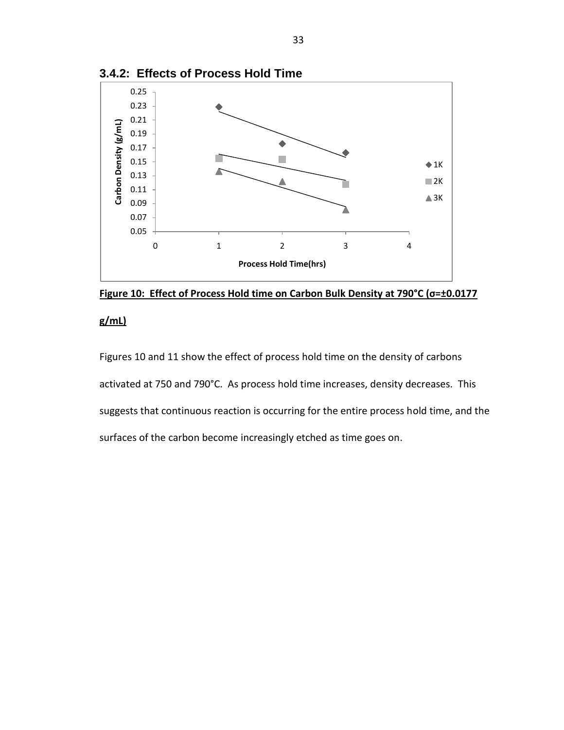### 3.4.2: Effects of Process Hold Time

Carbon Density (g/mL)

0.25
0.23
0.21
0.19
0.17
0.15
0.13
0.11
0.09
0.07
0.05

0
1
2
3
4

Process Hold Time(hrs)

1K
2K
3K

**Figure 10: Effect of Process Hold time on Carbon Bulk Density at 790°C (σ=±0.0177 g/mL)**

Figures 10 and 11 show the effect of process hold time on the density of carbons activated at 750 and 790°C. As process hold time increases, density decreases. This suggests that continuous reaction is occurring for the entire process hold time, and the surfaces of the carbon become increasingly etched as time goes on.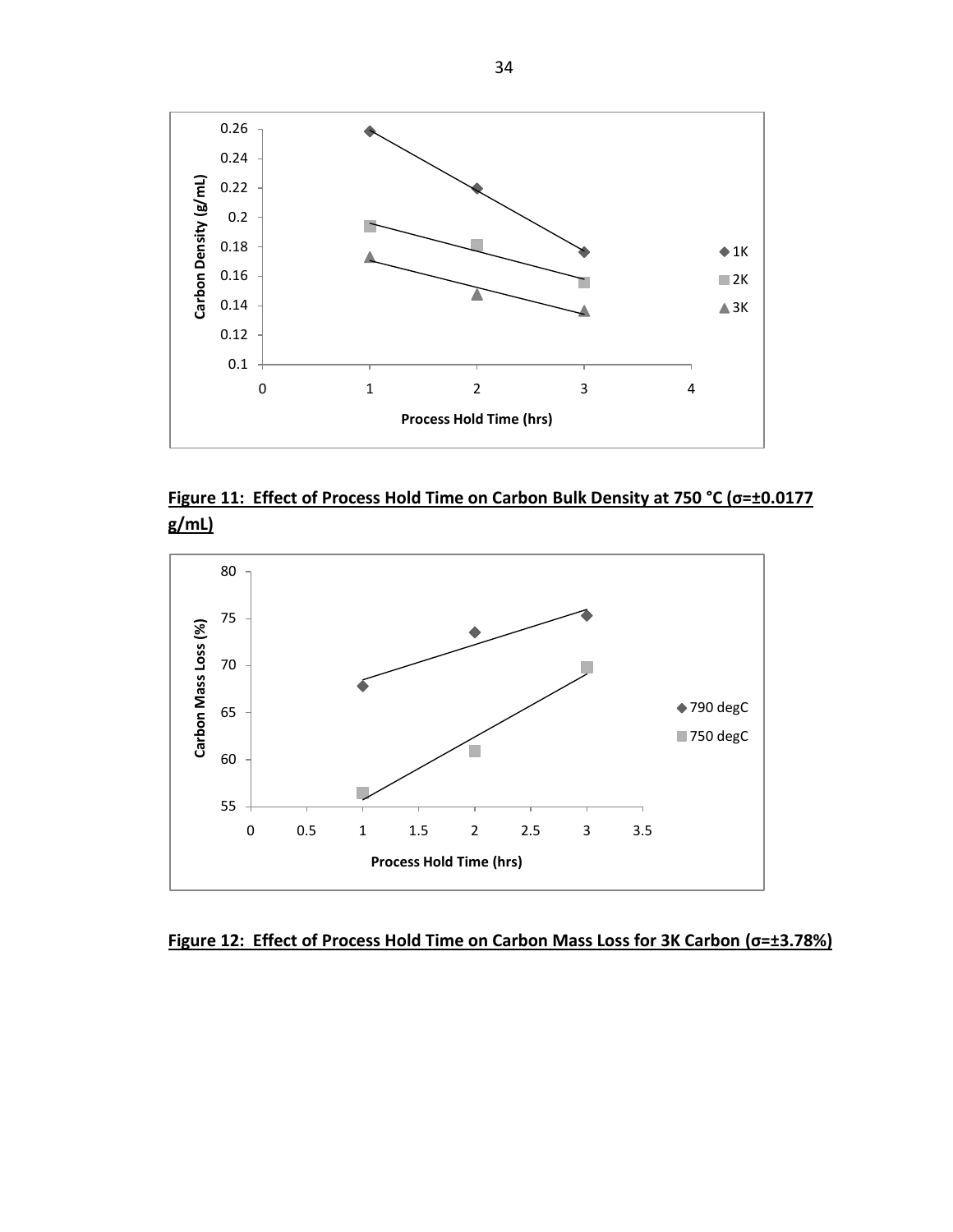0.26
0.24
0.22
0.2
0.18
0.16
0.14
0.12
0.1

Carbon Density (g/mL)

0
1
2
3
4

Process Hold Time (hrs)

1K
2K
3K

**Figure 11: Effect of Process Hold Time on Carbon Bulk Density at 750 °C (σ=±0.0177 g/mL)**

80
75
70
65
60
55

Carbon Mass Loss (%)

0
0.5
1
1.5
2
2.5
3
3.5

Process Hold Time (hrs)

790 degC
750 degC

**Figure 12: Effect of Process Hold Time on Carbon Mass Loss for 3K Carbon (σ=±3.78%)**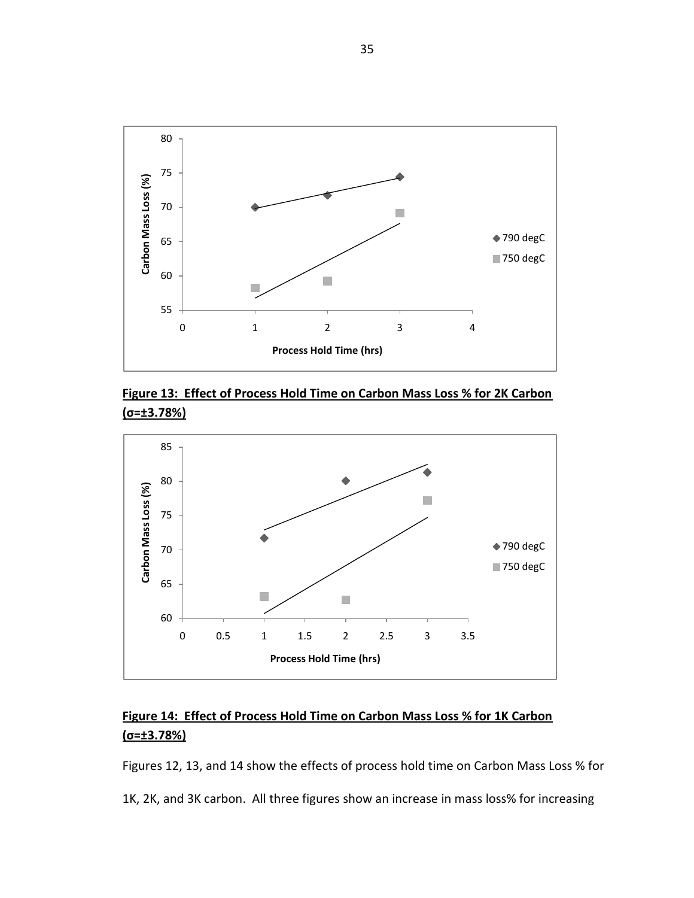80
75
70
65
60
55
0 1 2 3 4
Carbon Mass Loss (%)
Process Hold Time (hrs)
790 degC
750 degC

**Figure 13: Effect of Process Hold Time on Carbon Mass Loss % for 2K Carbon (σ=±3.78%)**

85
80
75
70
65
60
0 0.5 1 1.5 2 2.5 3 3.5
Carbon Mass Loss (%)
Process Hold Time (hrs)
790 degC
750 degC

**Figure 14: Effect of Process Hold Time on Carbon Mass Loss % for 1K Carbon (σ=±3.78%)**

Figures 12, 13, and 14 show the effects of process hold time on Carbon Mass Loss % for 1K, 2K, and 3K carbon. All three figures show an increase in mass loss% for increasing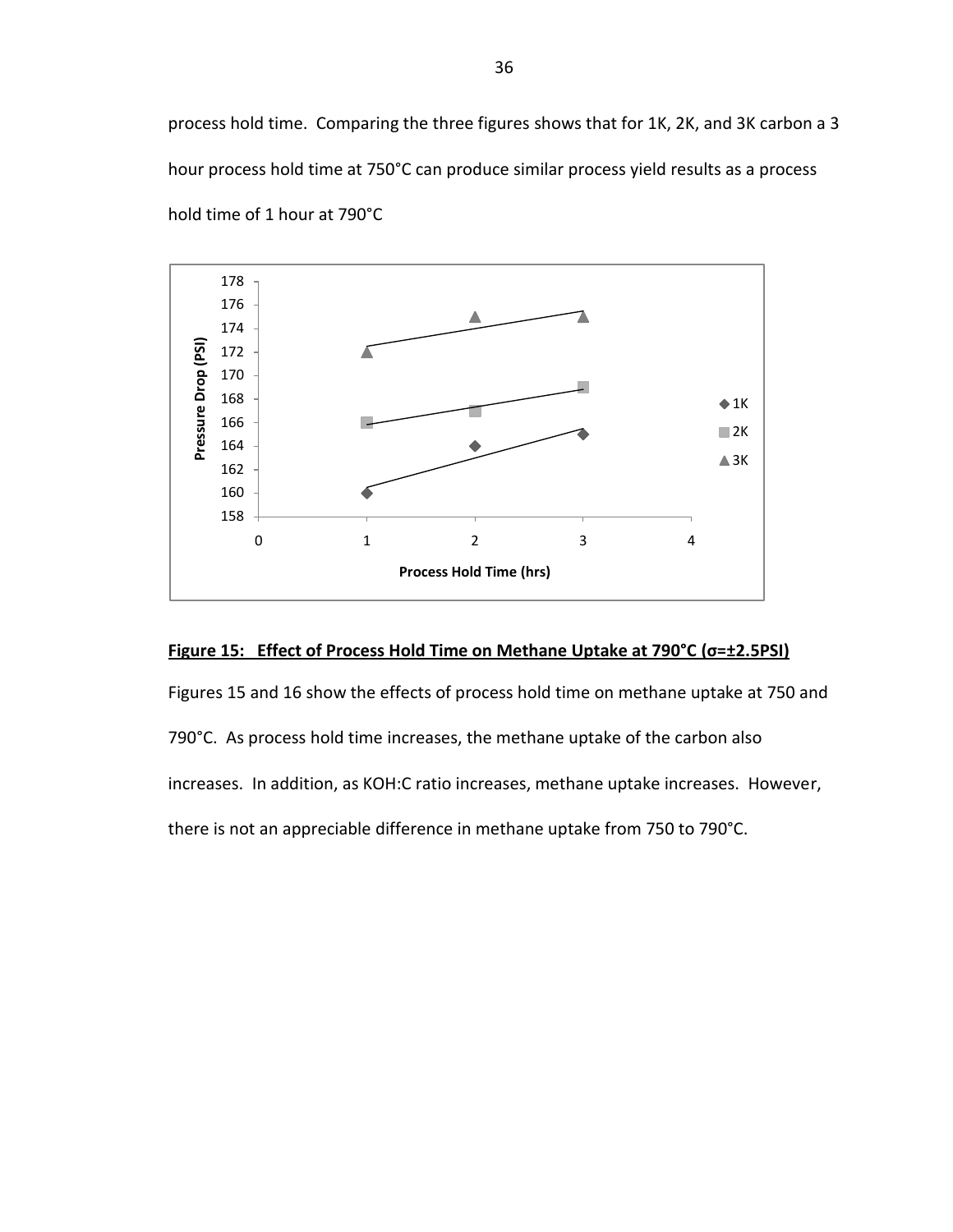process hold time. Comparing the three figures shows that for 1K, 2K, and 3K carbon a 3 hour process hold time at 750°C can produce similar process yield results as a process hold time of 1 hour at 790°C

Pressure Drop (PSI)

178
176
174
172
170
168
166
164
162
160
158

0
1
2
3
4

Process Hold Time (hrs)

1K
2K
3K

**Figure 15: Effect of Process Hold Time on Methane Uptake at 790°C (σ=±2.5PSI)**

Figures 15 and 16 show the effects of process hold time on methane uptake at 750 and 790°C. As process hold time increases, the methane uptake of the carbon also increases. In addition, as KOH:C ratio increases, methane uptake increases. However, there is not an appreciable difference in methane uptake from 750 to 790°C.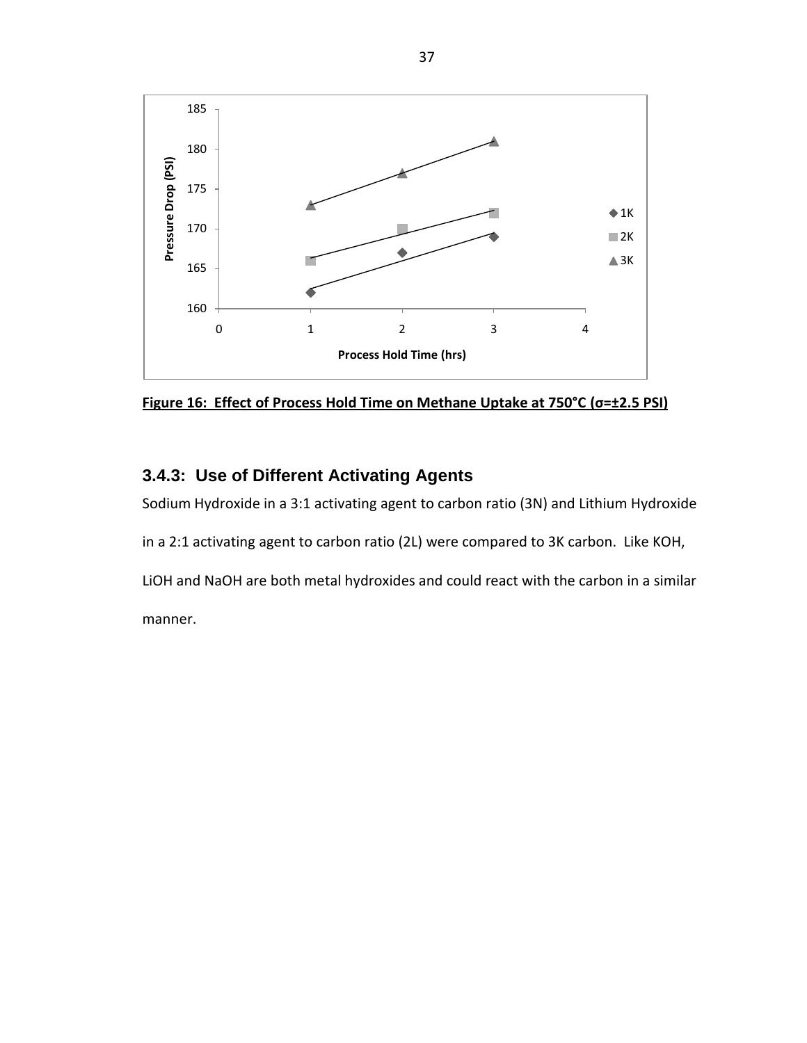Figure 16: Effect of Process Hold Time on Methane Uptake at 750°C (σ=±2.5 PSI)

### 3.4.3: Use of Different Activating Agents

Sodium Hydroxide in a 3:1 activating agent to carbon ratio (3N) and Lithium Hydroxide in a 2:1 activating agent to carbon ratio (2L) were compared to 3K carbon. Like KOH, LiOH and NaOH are both metal hydroxides and could react with the carbon in a similar manner.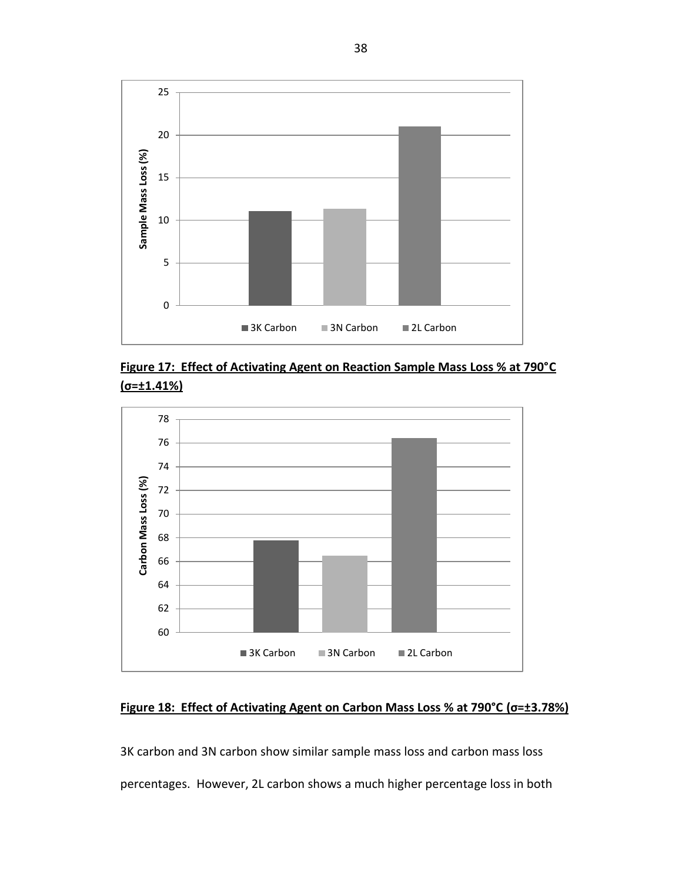**Figure 17: Effect of Activating Agent on Reaction Sample Mass Loss % at 790°C (σ=±1.41%)**

**Figure 18: Effect of Activating Agent on Carbon Mass Loss % at 790°C (σ=±3.78%)**

3K carbon and 3N carbon show similar sample mass loss and carbon mass loss percentages. However, 2L carbon shows a much higher percentage loss in both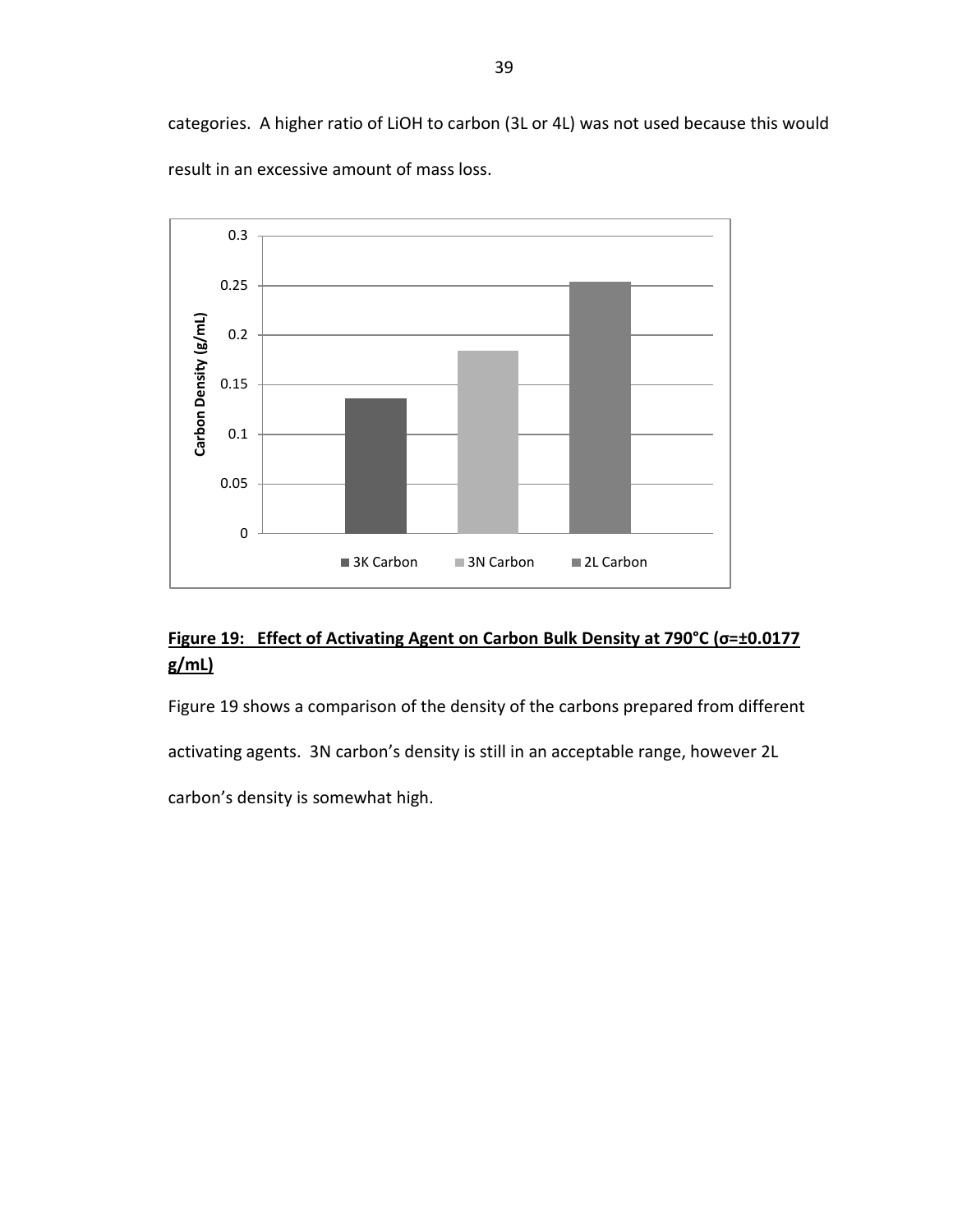categories. A higher ratio of LiOH to carbon (3L or 4L) was not used because this would result in an excessive amount of mass loss.

Carbon Density (g/mL)

0.3

0.25

0.2

0.15

0.1

0.05

0

3K Carbon 3N Carbon 2L Carbon

**Figure 19: Effect of Activating Agent on Carbon Bulk Density at 790°C (σ=±0.0177 g/mL)**

Figure 19 shows a comparison of the density of the carbons prepared from different activating agents. 3N carbon's density is still in an acceptable range, however 2L carbon's density is somewhat high.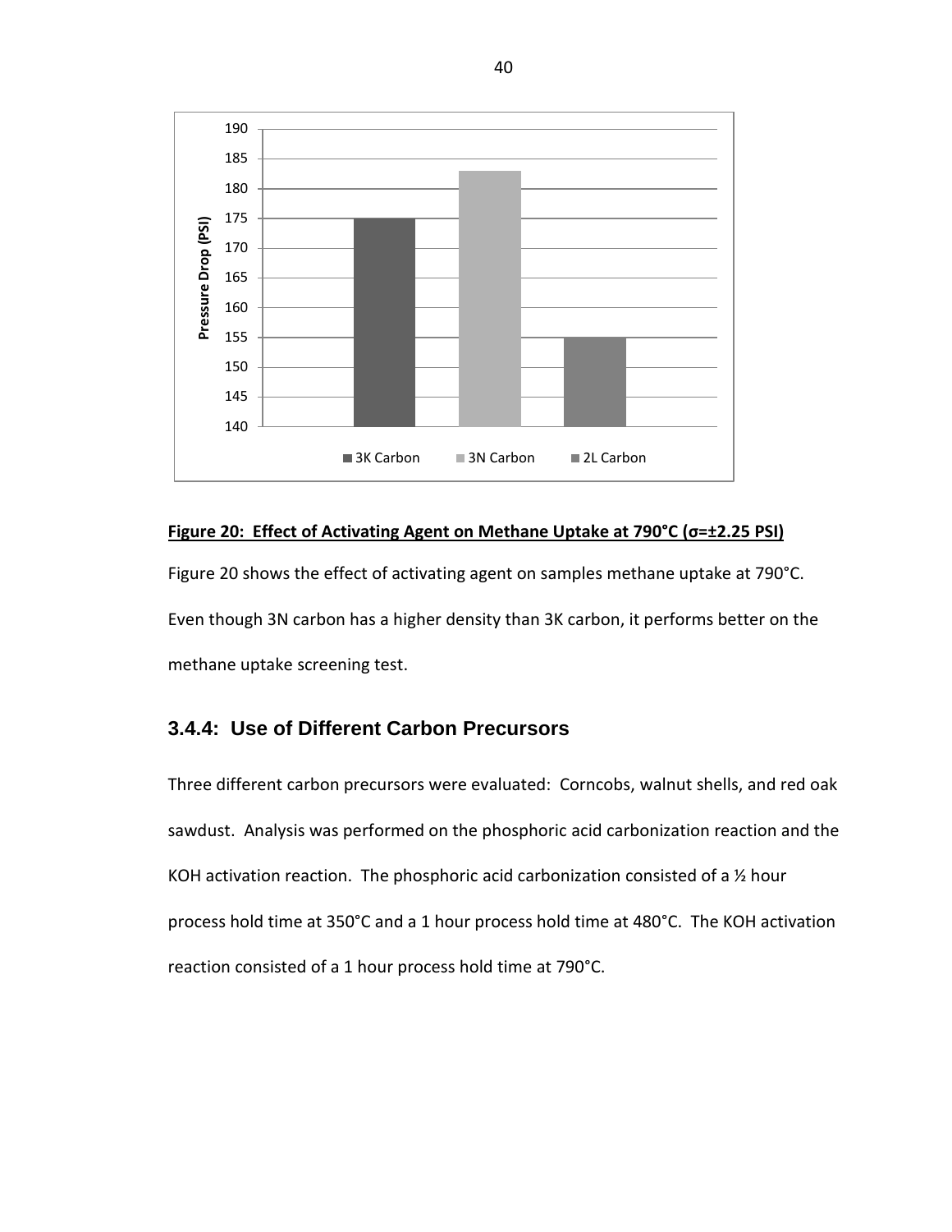**Figure 20: Effect of Activating Agent on Methane Uptake at 790°C (σ=±2.25 PSI)**

Figure 20 shows the effect of activating agent on samples methane uptake at 790°C. Even though 3N carbon has a higher density than 3K carbon, it performs better on the methane uptake screening test.

### 3.4.4: Use of Different Carbon Precursors

Three different carbon precursors were evaluated: Corncobs, walnut shells, and red oak sawdust. Analysis was performed on the phosphoric acid carbonization reaction and the KOH activation reaction. The phosphoric acid carbonization consisted of a ½ hour process hold time at 350°C and a 1 hour process hold time at 480°C. The KOH activation reaction consisted of a 1 hour process hold time at 790°C.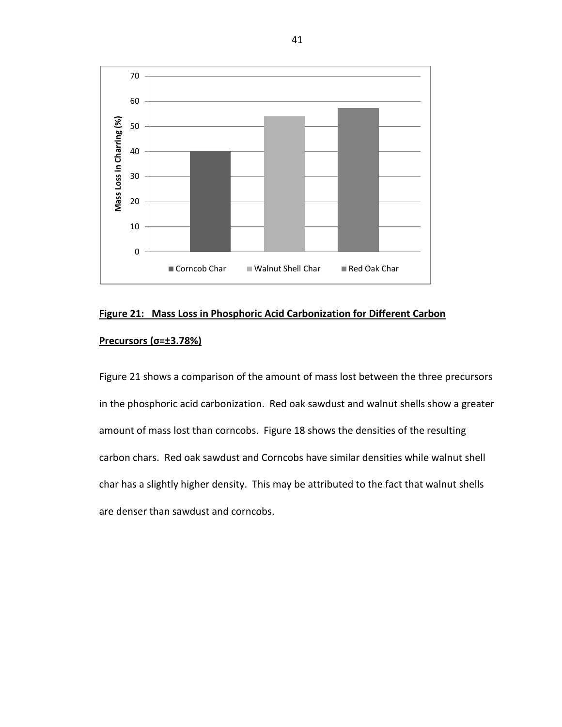**Figure 21: Mass Loss in Phosphoric Acid Carbonization for Different Carbon Precursors (σ=±3.78%)**

Figure 21 shows a comparison of the amount of mass lost between the three precursors in the phosphoric acid carbonization. Red oak sawdust and walnut shells show a greater amount of mass lost than corncobs. Figure 18 shows the densities of the resulting carbon chars. Red oak sawdust and Corncobs have similar densities while walnut shell char has a slightly higher density. This may be attributed to the fact that walnut shells are denser than sawdust and corncobs.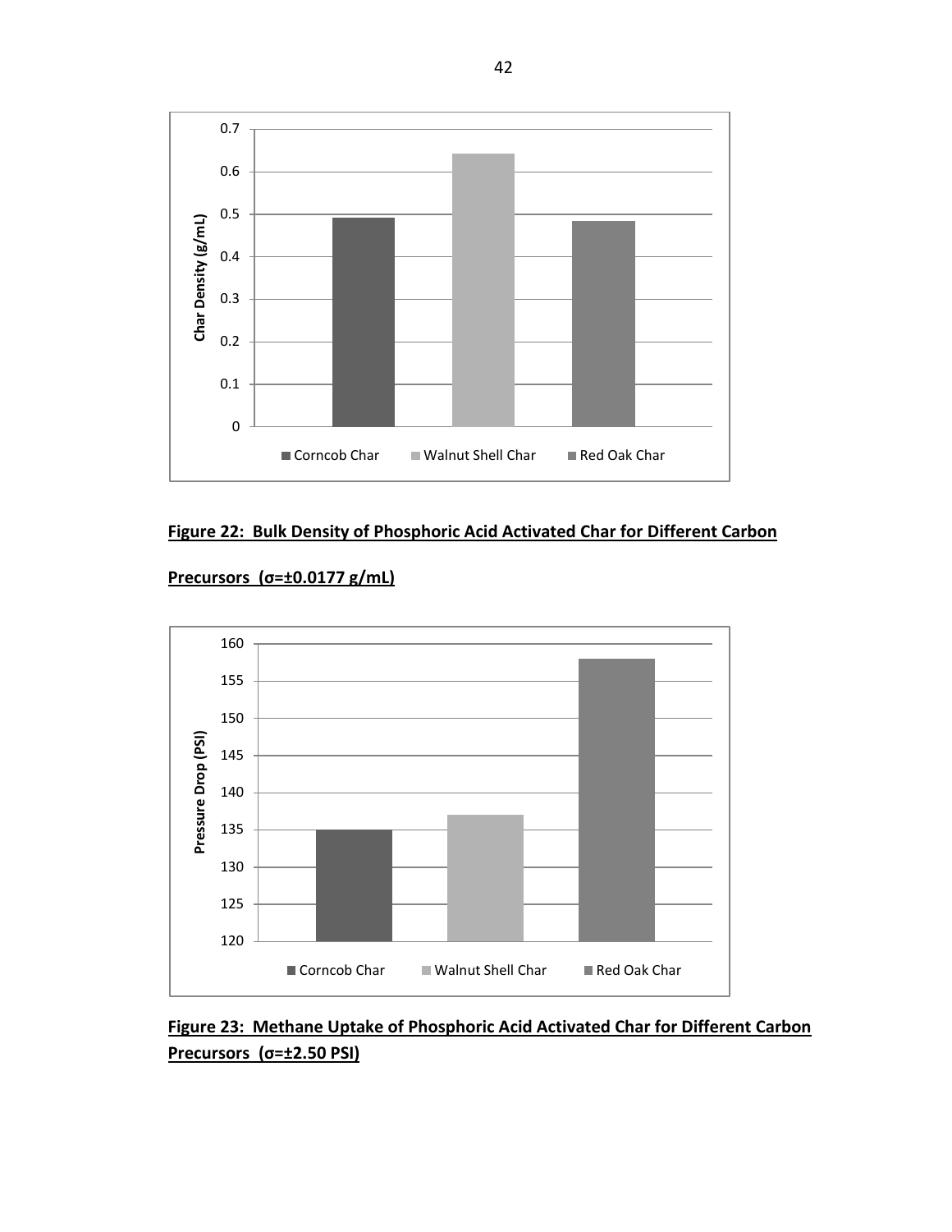0.7
0.6
0.5
0.4
0.3
0.2
0.1
0

Char Density (g/mL)

Corncob Char
Walnut Shell Char
Red Oak Char

**Figure 22: Bulk Density of Phosphoric Acid Activated Char for Different Carbon Precursors (σ=±0.0177 g/mL)**

160
155
150
145
140
135
130
125
120

Pressure Drop (PSI)

Corncob Char
Walnut Shell Char
Red Oak Char

**Figure 23: Methane Uptake of Phosphoric Acid Activated Char for Different Carbon Precursors (σ=±2.50 PSI)**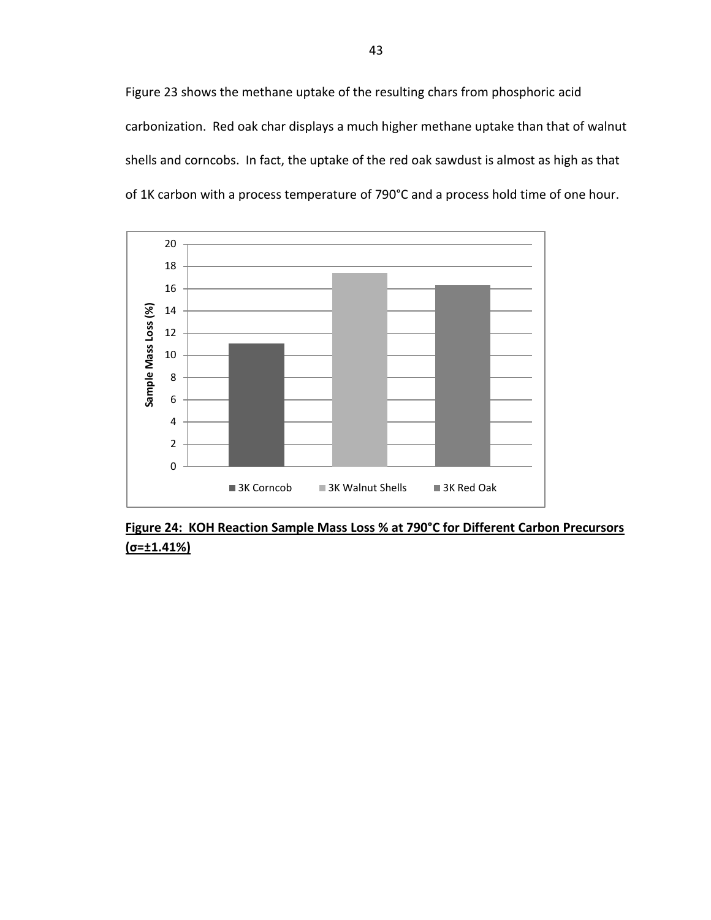Figure 23 shows the methane uptake of the resulting chars from phosphoric acid carbonization. Red oak char displays a much higher methane uptake than that of walnut shells and corncobs. In fact, the uptake of the red oak sawdust is almost as high as that of 1K carbon with a process temperature of 790°C and a process hold time of one hour.

Sample Mass Loss (%)

20
18
16
14
12
10
8
6
4
2
0

3K Corncob
3K Walnut Shells
3K Red Oak

**Figure 24: KOH Reaction Sample Mass Loss % at 790°C for Different Carbon Precursors (σ=±1.41%)**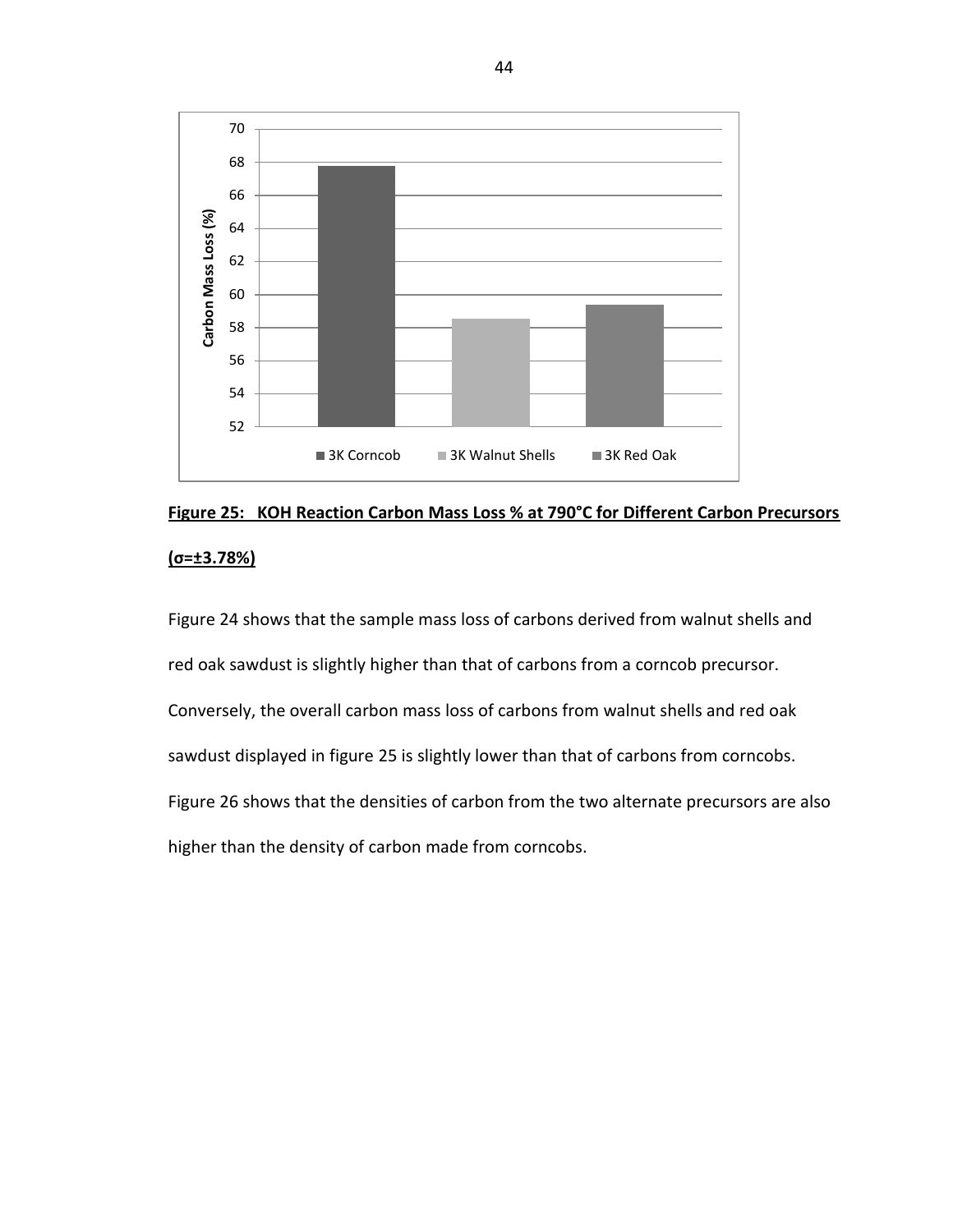70
68
66
64
62
60
58
56
54
52

Carbon Mass Loss (%)

3K Corncob 3K Walnut Shells 3K Red Oak

**Figure 25: KOH Reaction Carbon Mass Loss % at 790°C for Different Carbon Precursors (σ=±3.78%)**

Figure 24 shows that the sample mass loss of carbons derived from walnut shells and red oak sawdust is slightly higher than that of carbons from a corncob precursor. Conversely, the overall carbon mass loss of carbons from walnut shells and red oak sawdust displayed in figure 25 is slightly lower than that of carbons from corncobs. Figure 26 shows that the densities of carbon from the two alternate precursors are also higher than the density of carbon made from corncobs.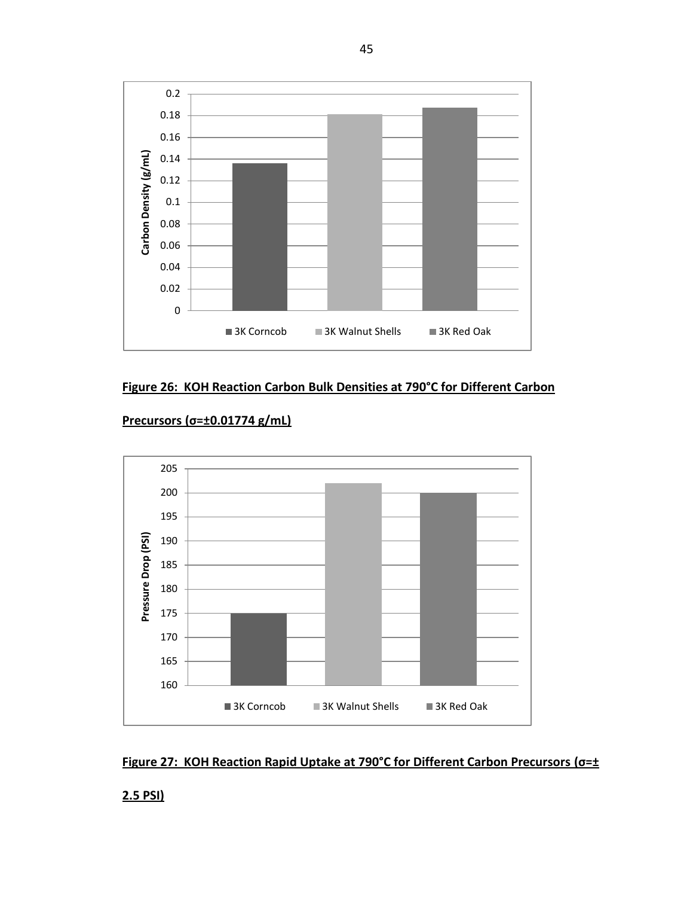0.2
0.18
0.16
0.14
0.12
0.1
0.08
0.06
0.04
0.02
0

Carbon Density (g/mL)

3K Corncob 3K Walnut Shells 3K Red Oak

**Figure 26: KOH Reaction Carbon Bulk Densities at 790°C for Different Carbon Precursors (σ=±0.01774 g/mL)**

205
200
195
190
185
180
175
170
165
160

Pressure Drop (PSI)

3K Corncob 3K Walnut Shells 3K Red Oak

**Figure 27: KOH Reaction Rapid Uptake at 790°C for Different Carbon Precursors (σ=± 2.5 PSI)**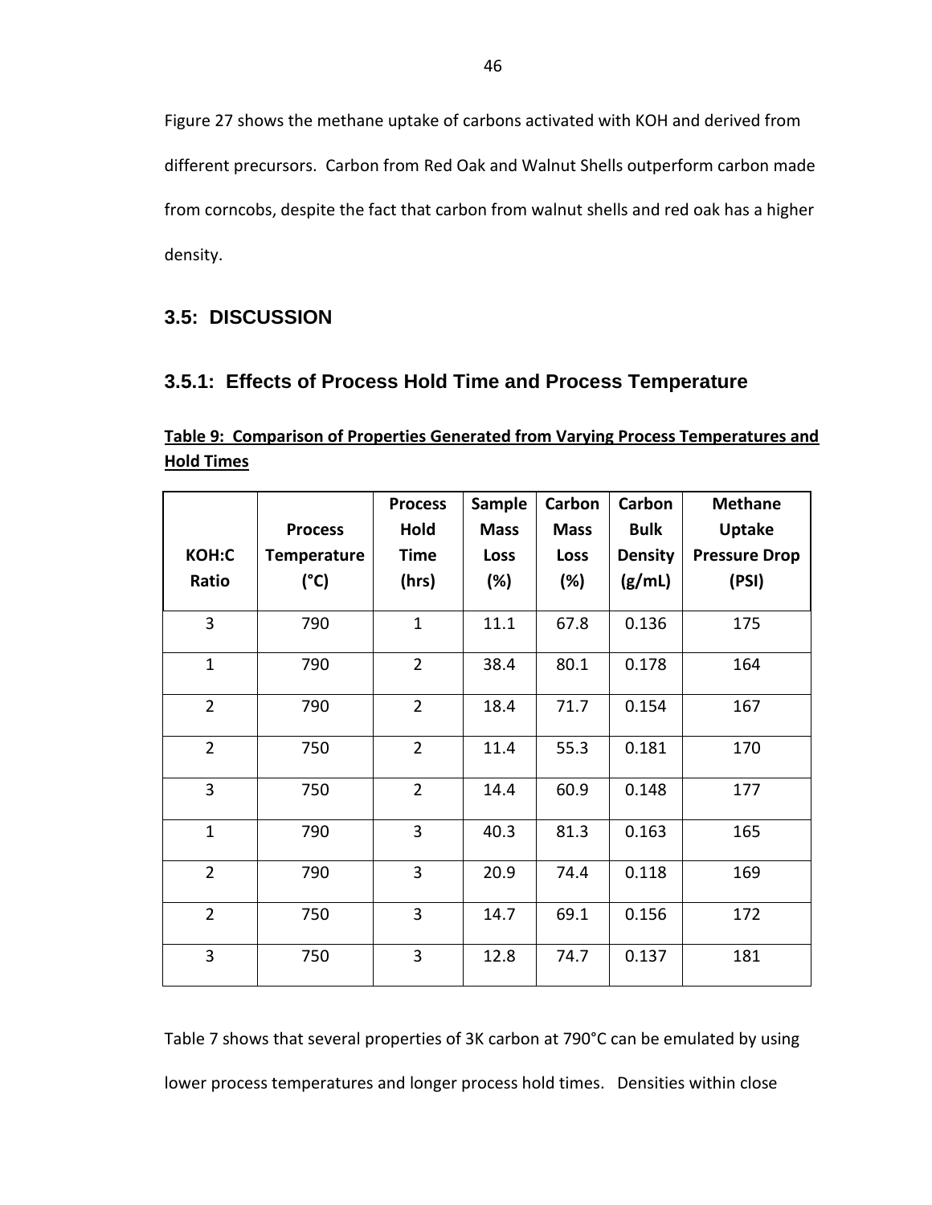Figure 27 shows the methane uptake of carbons activated with KOH and derived from different precursors. Carbon from Red Oak and Walnut Shells outperform carbon made from corncobs, despite the fact that carbon from walnut shells and red oak has a higher density.

## 3.5: DISCUSSION

### 3.5.1: Effects of Process Hold Time and Process Temperature

**Table 9: Comparison of Properties Generated from Varying Process Temperatures and Hold Times**

| KOH:C Ratio | Process Temperature (°C) | Process Hold Time (hrs) | Sample Mass Loss (%) | Carbon Mass Loss (%) | Carbon Bulk Density (g/mL) | Methane Uptake Pressure Drop (PSI) |
|---|---|---|---|---|---|---|
| 3 | 790 | 1 | 11.1 | 67.8 | 0.136 | 175 |
| 1 | 790 | 2 | 38.4 | 80.1 | 0.178 | 164 |
| 2 | 790 | 2 | 18.4 | 71.7 | 0.154 | 167 |
| 2 | 750 | 2 | 11.4 | 55.3 | 0.181 | 170 |
| 3 | 750 | 2 | 14.4 | 60.9 | 0.148 | 177 |
| 1 | 790 | 3 | 40.3 | 81.3 | 0.163 | 165 |
| 2 | 790 | 3 | 20.9 | 74.4 | 0.118 | 169 |
| 2 | 750 | 3 | 14.7 | 69.1 | 0.156 | 172 |
| 3 | 750 | 3 | 12.8 | 74.7 | 0.137 | 181 |

Table 7 shows that several properties of 3K carbon at 790°C can be emulated by using lower process temperatures and longer process hold times. Densities within close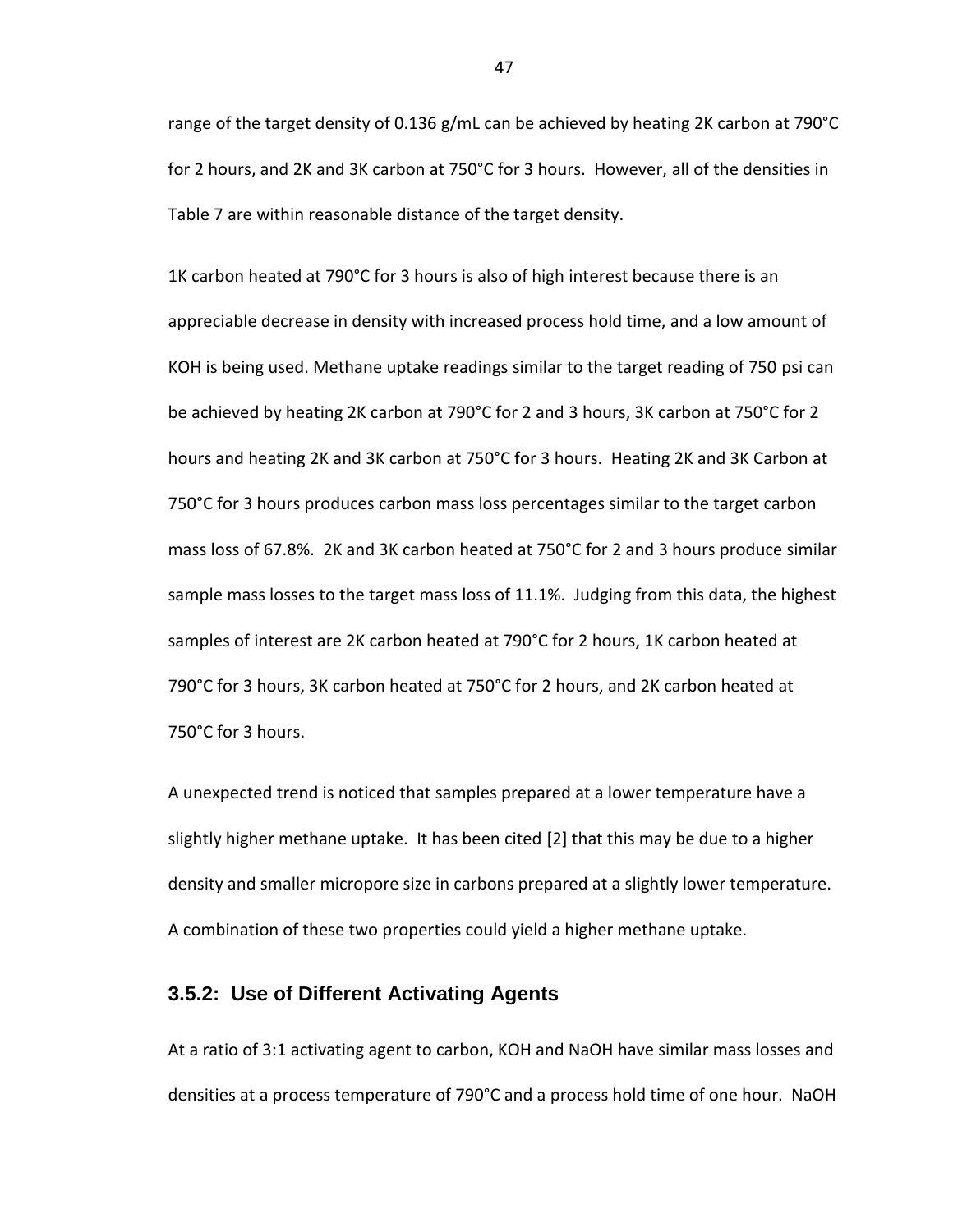range of the target density of 0.136 g/mL can be achieved by heating 2K carbon at 790°C for 2 hours, and 2K and 3K carbon at 750°C for 3 hours. However, all of the densities in Table 7 are within reasonable distance of the target density.

1K carbon heated at 790°C for 3 hours is also of high interest because there is an appreciable decrease in density with increased process hold time, and a low amount of KOH is being used. Methane uptake readings similar to the target reading of 750 psi can be achieved by heating 2K carbon at 790°C for 2 and 3 hours, 3K carbon at 750°C for 2 hours and heating 2K and 3K carbon at 750°C for 3 hours. Heating 2K and 3K Carbon at 750°C for 3 hours produces carbon mass loss percentages similar to the target carbon mass loss of 67.8%. 2K and 3K carbon heated at 750°C for 2 and 3 hours produce similar sample mass losses to the target mass loss of 11.1%. Judging from this data, the highest samples of interest are 2K carbon heated at 790°C for 2 hours, 1K carbon heated at 790°C for 3 hours, 3K carbon heated at 750°C for 2 hours, and 2K carbon heated at 750°C for 3 hours.

A unexpected trend is noticed that samples prepared at a lower temperature have a slightly higher methane uptake. It has been cited [2] that this may be due to a higher density and smaller micropore size in carbons prepared at a slightly lower temperature. A combination of these two properties could yield a higher methane uptake.

### 3.5.2: Use of Different Activating Agents

At a ratio of 3:1 activating agent to carbon, KOH and NaOH have similar mass losses and densities at a process temperature of 790°C and a process hold time of one hour. NaOH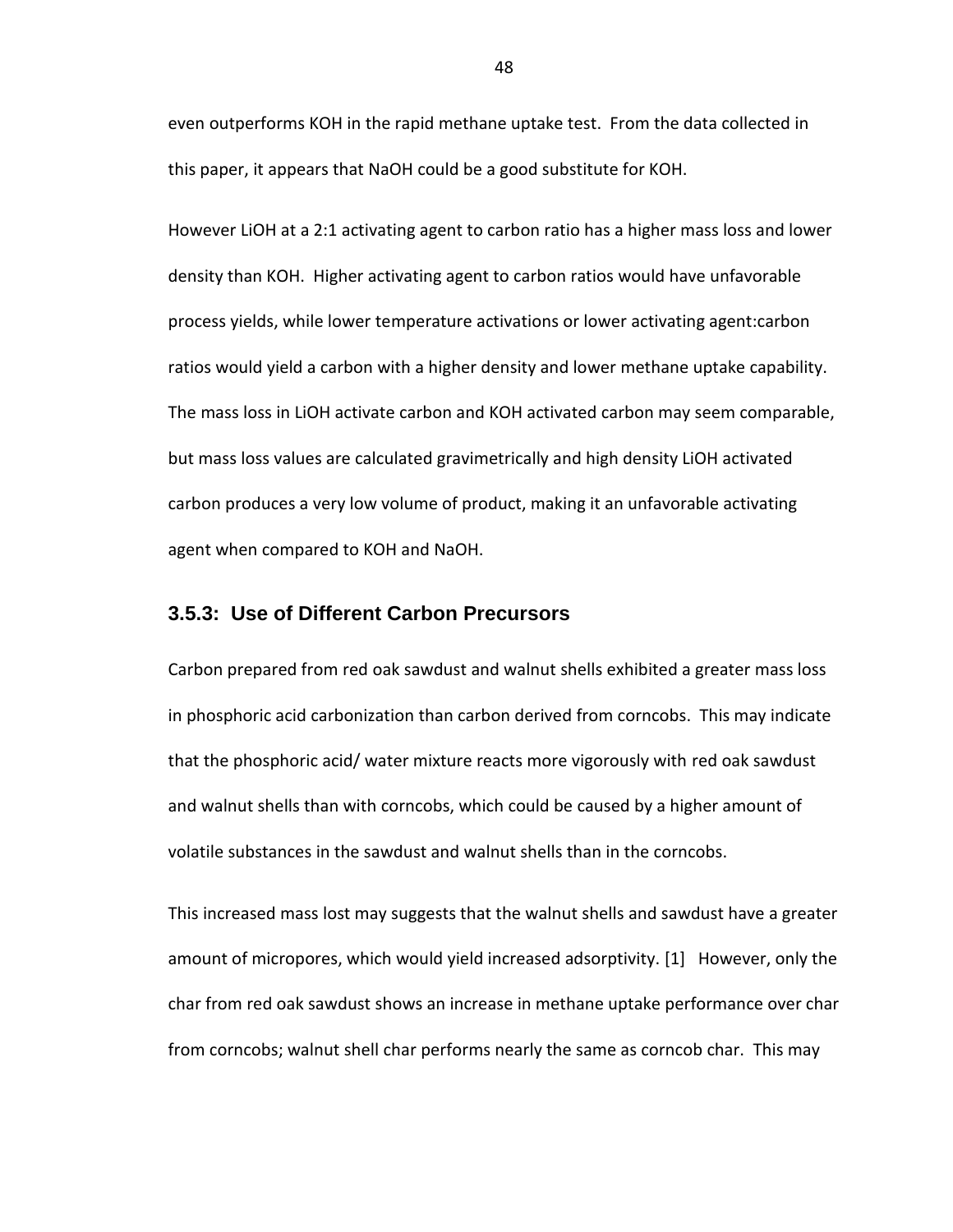even outperforms KOH in the rapid methane uptake test. From the data collected in this paper, it appears that NaOH could be a good substitute for KOH.

However LiOH at a 2:1 activating agent to carbon ratio has a higher mass loss and lower density than KOH. Higher activating agent to carbon ratios would have unfavorable process yields, while lower temperature activations or lower activating agent:carbon ratios would yield a carbon with a higher density and lower methane uptake capability. The mass loss in LiOH activate carbon and KOH activated carbon may seem comparable, but mass loss values are calculated gravimetrically and high density LiOH activated carbon produces a very low volume of product, making it an unfavorable activating agent when compared to KOH and NaOH.

### 3.5.3: Use of Different Carbon Precursors

Carbon prepared from red oak sawdust and walnut shells exhibited a greater mass loss in phosphoric acid carbonization than carbon derived from corncobs. This may indicate that the phosphoric acid/ water mixture reacts more vigorously with red oak sawdust and walnut shells than with corncobs, which could be caused by a higher amount of volatile substances in the sawdust and walnut shells than in the corncobs.

This increased mass lost may suggests that the walnut shells and sawdust have a greater amount of micropores, which would yield increased adsorptivity. [1] However, only the char from red oak sawdust shows an increase in methane uptake performance over char from corncobs; walnut shell char performs nearly the same as corncob char. This may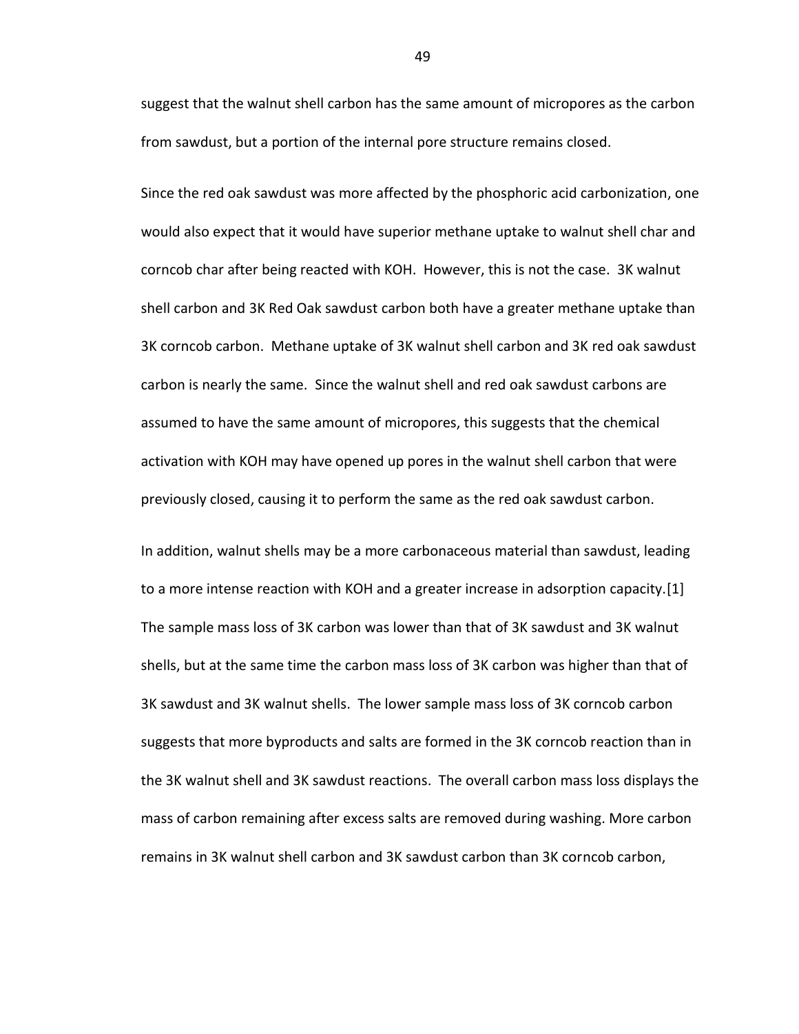suggest that the walnut shell carbon has the same amount of micropores as the carbon from sawdust, but a portion of the internal pore structure remains closed.

Since the red oak sawdust was more affected by the phosphoric acid carbonization, one would also expect that it would have superior methane uptake to walnut shell char and corncob char after being reacted with KOH. However, this is not the case. 3K walnut shell carbon and 3K Red Oak sawdust carbon both have a greater methane uptake than 3K corncob carbon. Methane uptake of 3K walnut shell carbon and 3K red oak sawdust carbon is nearly the same. Since the walnut shell and red oak sawdust carbons are assumed to have the same amount of micropores, this suggests that the chemical activation with KOH may have opened up pores in the walnut shell carbon that were previously closed, causing it to perform the same as the red oak sawdust carbon.

In addition, walnut shells may be a more carbonaceous material than sawdust, leading to a more intense reaction with KOH and a greater increase in adsorption capacity.[1] The sample mass loss of 3K carbon was lower than that of 3K sawdust and 3K walnut shells, but at the same time the carbon mass loss of 3K carbon was higher than that of 3K sawdust and 3K walnut shells. The lower sample mass loss of 3K corncob carbon suggests that more byproducts and salts are formed in the 3K corncob reaction than in the 3K walnut shell and 3K sawdust reactions. The overall carbon mass loss displays the mass of carbon remaining after excess salts are removed during washing. More carbon remains in 3K walnut shell carbon and 3K sawdust carbon than 3K corncob carbon,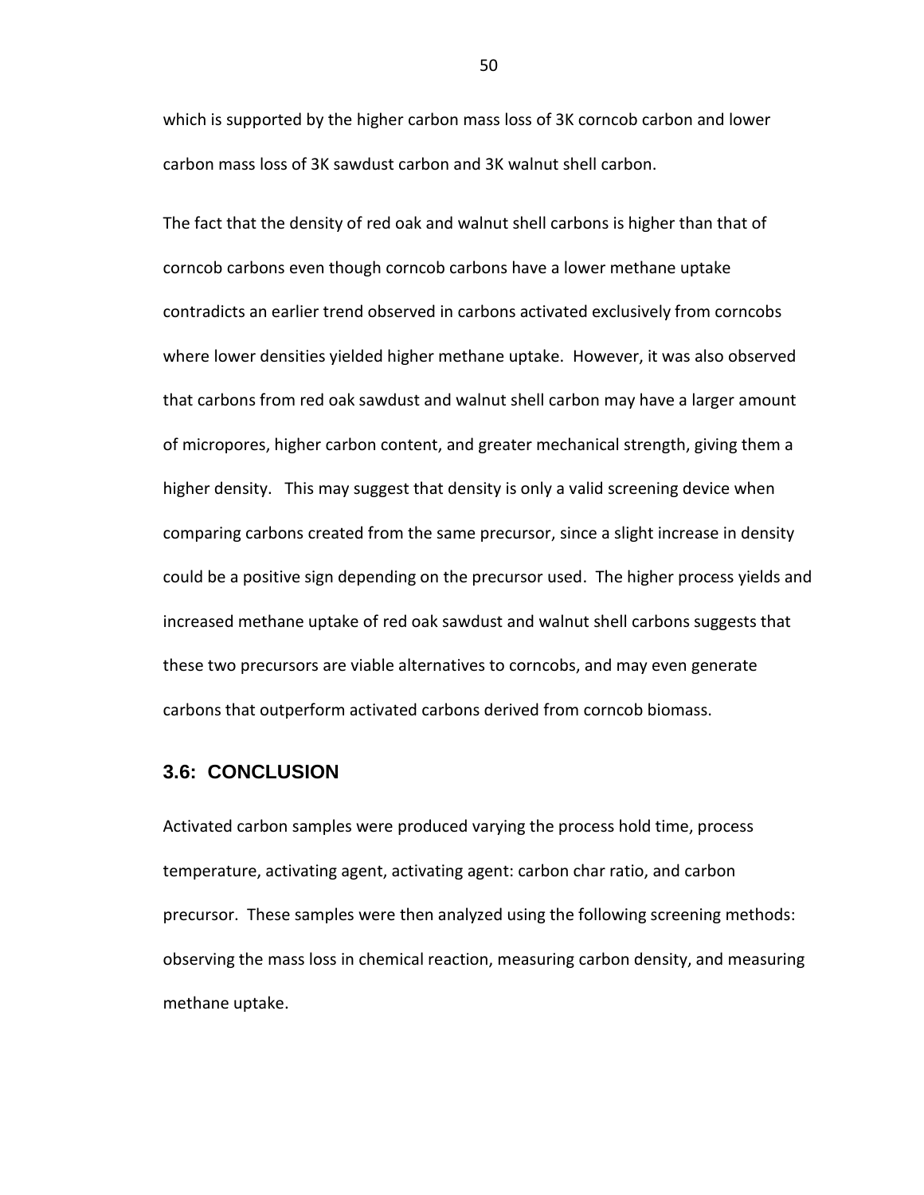which is supported by the higher carbon mass loss of 3K corncob carbon and lower carbon mass loss of 3K sawdust carbon and 3K walnut shell carbon.

The fact that the density of red oak and walnut shell carbons is higher than that of corncob carbons even though corncob carbons have a lower methane uptake contradicts an earlier trend observed in carbons activated exclusively from corncobs where lower densities yielded higher methane uptake. However, it was also observed that carbons from red oak sawdust and walnut shell carbon may have a larger amount of micropores, higher carbon content, and greater mechanical strength, giving them a higher density. This may suggest that density is only a valid screening device when comparing carbons created from the same precursor, since a slight increase in density could be a positive sign depending on the precursor used. The higher process yields and increased methane uptake of red oak sawdust and walnut shell carbons suggests that these two precursors are viable alternatives to corncobs, and may even generate carbons that outperform activated carbons derived from corncob biomass.

## 3.6: CONCLUSION

Activated carbon samples were produced varying the process hold time, process temperature, activating agent, activating agent: carbon char ratio, and carbon precursor. These samples were then analyzed using the following screening methods: observing the mass loss in chemical reaction, measuring carbon density, and measuring methane uptake.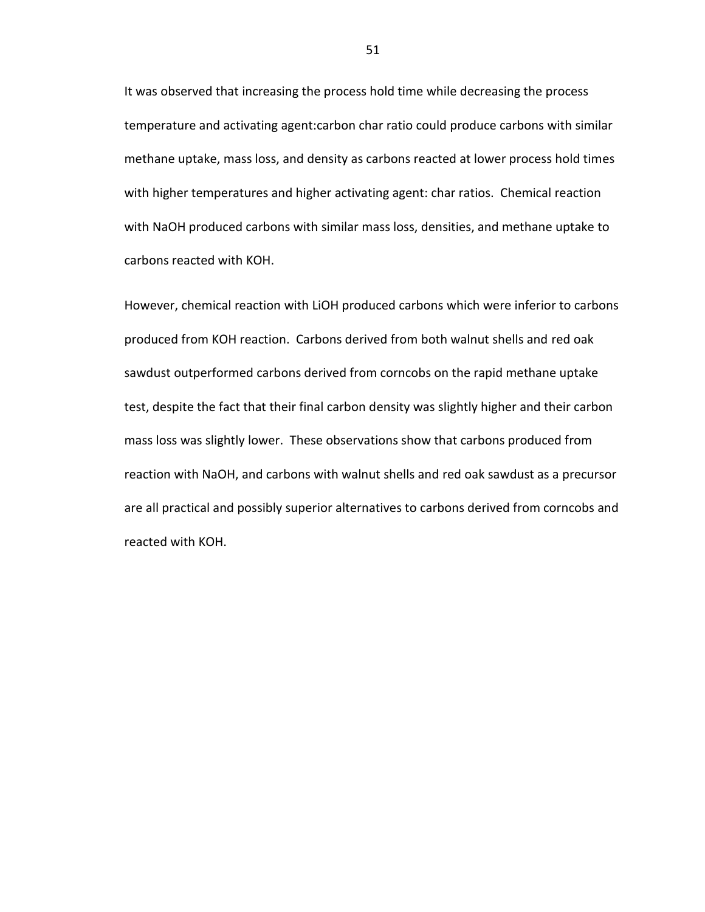It was observed that increasing the process hold time while decreasing the process temperature and activating agent:carbon char ratio could produce carbons with similar methane uptake, mass loss, and density as carbons reacted at lower process hold times with higher temperatures and higher activating agent: char ratios. Chemical reaction with NaOH produced carbons with similar mass loss, densities, and methane uptake to carbons reacted with KOH.

However, chemical reaction with LiOH produced carbons which were inferior to carbons produced from KOH reaction. Carbons derived from both walnut shells and red oak sawdust outperformed carbons derived from corncobs on the rapid methane uptake test, despite the fact that their final carbon density was slightly higher and their carbon mass loss was slightly lower. These observations show that carbons produced from reaction with NaOH, and carbons with walnut shells and red oak sawdust as a precursor are all practical and possibly superior alternatives to carbons derived from corncobs and reacted with KOH.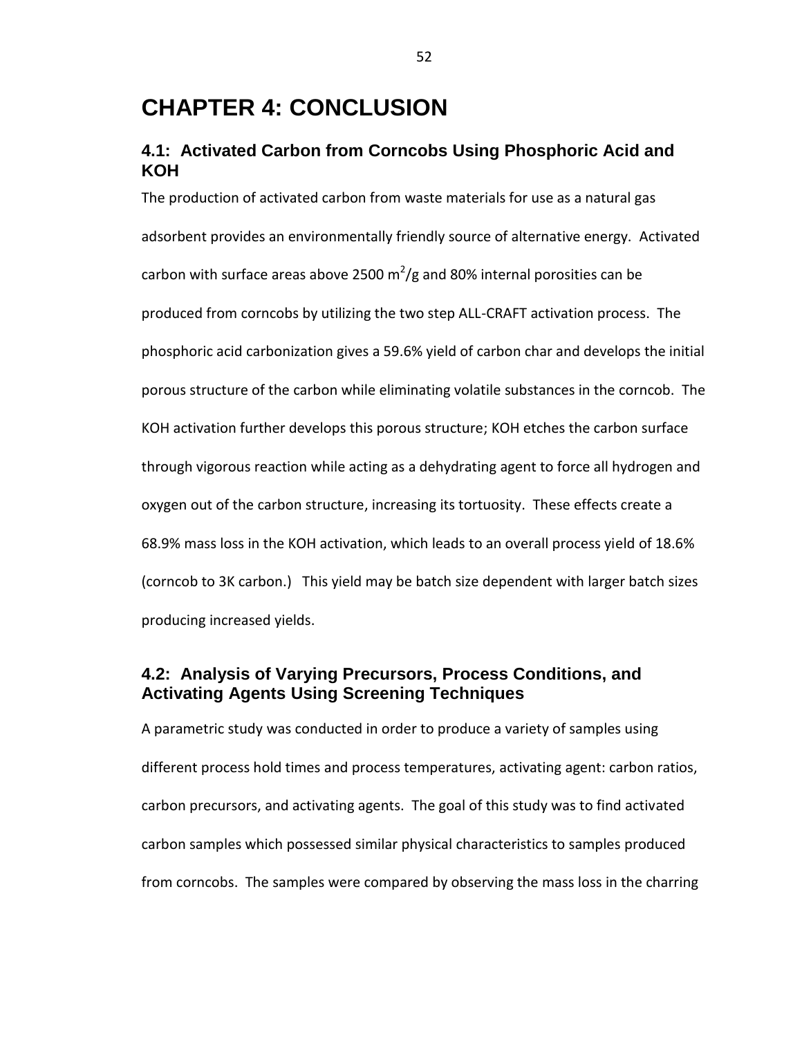# CHAPTER 4: CONCLUSION

## 4.1: Activated Carbon from Corncobs Using Phosphoric Acid and KOH

The production of activated carbon from waste materials for use as a natural gas adsorbent provides an environmentally friendly source of alternative energy. Activated carbon with surface areas above 2500 $m^2/g$ and 80% internal porosities can be produced from corncobs by utilizing the two step ALL-CRAFT activation process. The phosphoric acid carbonization gives a 59.6% yield of carbon char and develops the initial porous structure of the carbon while eliminating volatile substances in the corncob. The KOH activation further develops this porous structure; KOH etches the carbon surface through vigorous reaction while acting as a dehydrating agent to force all hydrogen and oxygen out of the carbon structure, increasing its tortuosity. These effects create a 68.9% mass loss in the KOH activation, which leads to an overall process yield of 18.6% (corncob to 3K carbon.) This yield may be batch size dependent with larger batch sizes producing increased yields.

## 4.2: Analysis of Varying Precursors, Process Conditions, and Activating Agents Using Screening Techniques

A parametric study was conducted in order to produce a variety of samples using different process hold times and process temperatures, activating agent: carbon ratios, carbon precursors, and activating agents. The goal of this study was to find activated carbon samples which possessed similar physical characteristics to samples produced from corncobs. The samples were compared by observing the mass loss in the charring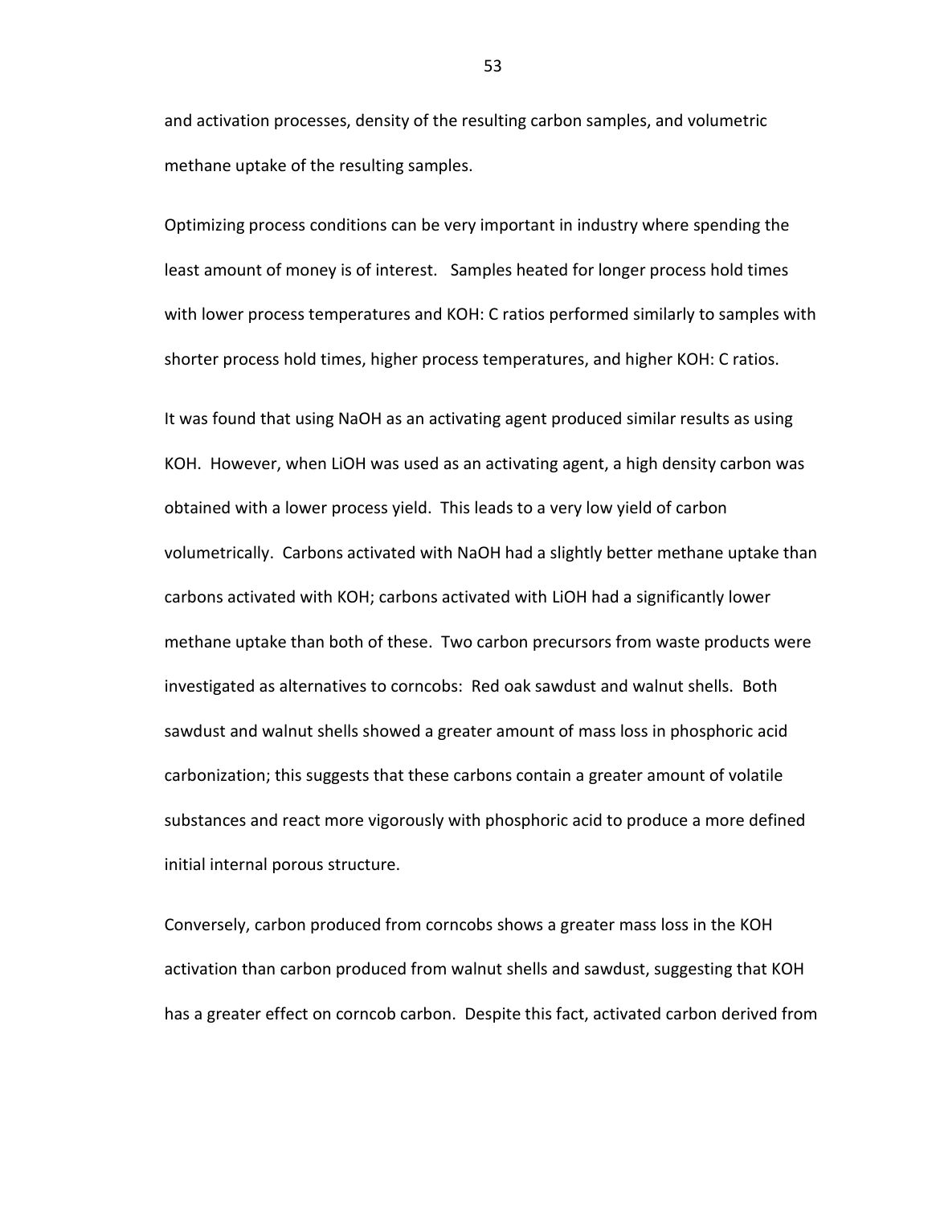and activation processes, density of the resulting carbon samples, and volumetric methane uptake of the resulting samples.

Optimizing process conditions can be very important in industry where spending the least amount of money is of interest. Samples heated for longer process hold times with lower process temperatures and KOH: C ratios performed similarly to samples with shorter process hold times, higher process temperatures, and higher KOH: C ratios.

It was found that using NaOH as an activating agent produced similar results as using KOH. However, when LiOH was used as an activating agent, a high density carbon was obtained with a lower process yield. This leads to a very low yield of carbon volumetrically. Carbons activated with NaOH had a slightly better methane uptake than carbons activated with KOH; carbons activated with LiOH had a significantly lower methane uptake than both of these. Two carbon precursors from waste products were investigated as alternatives to corncobs: Red oak sawdust and walnut shells. Both sawdust and walnut shells showed a greater amount of mass loss in phosphoric acid carbonization; this suggests that these carbons contain a greater amount of volatile substances and react more vigorously with phosphoric acid to produce a more defined initial internal porous structure.

Conversely, carbon produced from corncobs shows a greater mass loss in the KOH activation than carbon produced from walnut shells and sawdust, suggesting that KOH has a greater effect on corncob carbon. Despite this fact, activated carbon derived from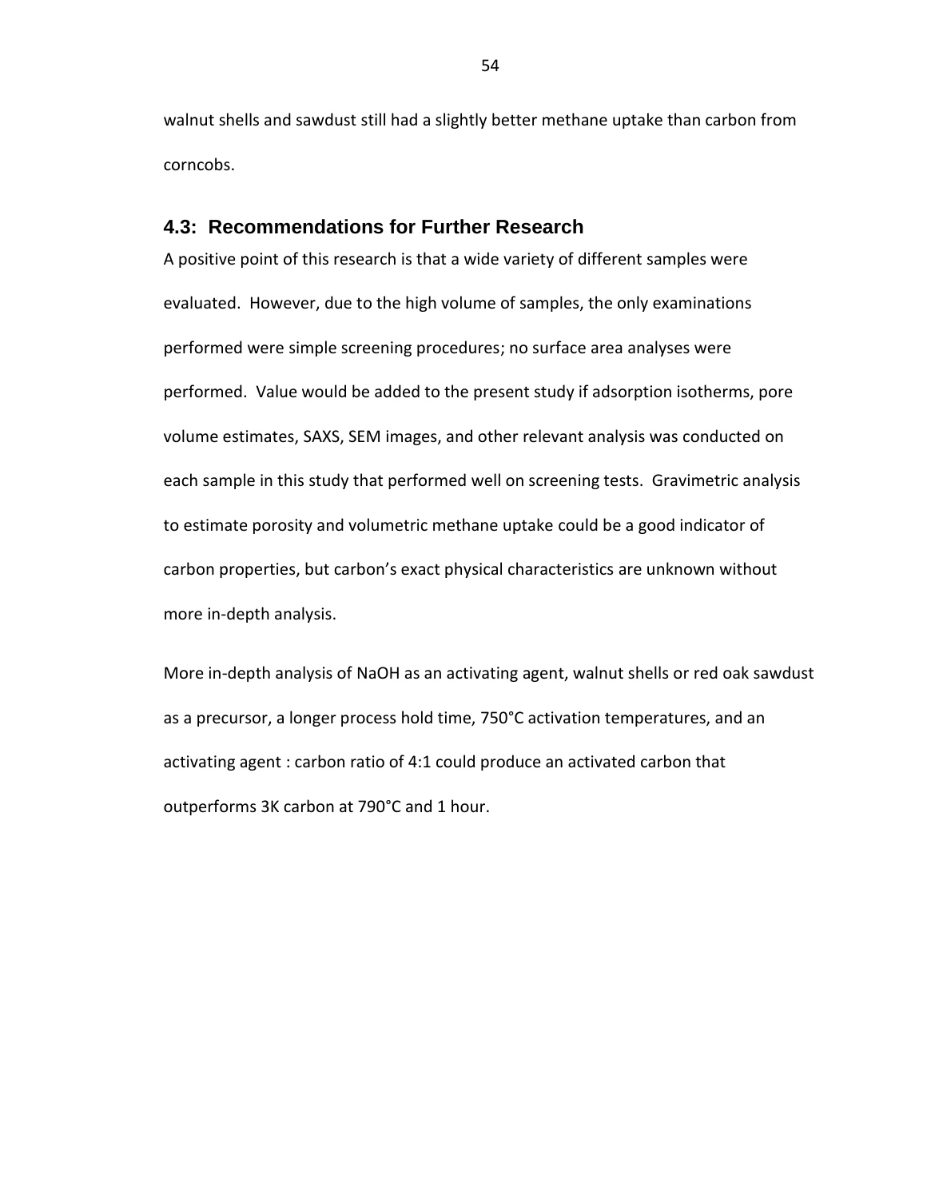walnut shells and sawdust still had a slightly better methane uptake than carbon from corncobs.

### 4.3: Recommendations for Further Research

A positive point of this research is that a wide variety of different samples were evaluated. However, due to the high volume of samples, the only examinations performed were simple screening procedures; no surface area analyses were performed. Value would be added to the present study if adsorption isotherms, pore volume estimates, SAXS, SEM images, and other relevant analysis was conducted on each sample in this study that performed well on screening tests. Gravimetric analysis to estimate porosity and volumetric methane uptake could be a good indicator of carbon properties, but carbon's exact physical characteristics are unknown without more in-depth analysis.

More in-depth analysis of NaOH as an activating agent, walnut shells or red oak sawdust as a precursor, a longer process hold time, 750°C activation temperatures, and an activating agent : carbon ratio of 4:1 could produce an activated carbon that outperforms 3K carbon at 790°C and 1 hour.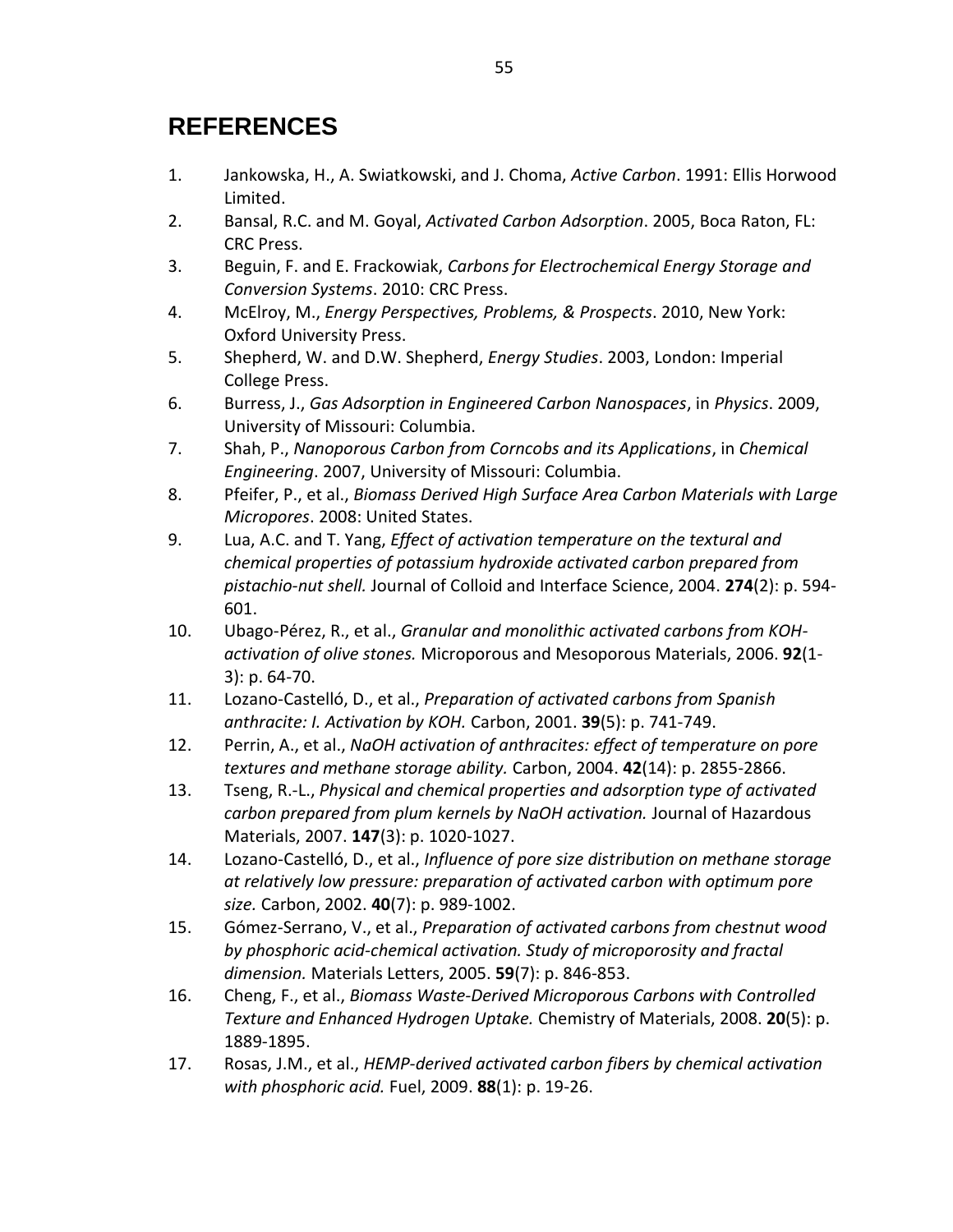# REFERENCES

1. Jankowska, H., A. Swiatkowski, and J. Choma, *Active Carbon*. 1991: Ellis Horwood Limited.
2. Bansal, R.C. and M. Goyal, *Activated Carbon Adsorption*. 2005, Boca Raton, FL: CRC Press.
3. Beguin, F. and E. Frackowiak, *Carbons for Electrochemical Energy Storage and Conversion Systems*. 2010: CRC Press.
4. McElroy, M., *Energy Perspectives, Problems, & Prospects*. 2010, New York: Oxford University Press.
5. Shepherd, W. and D.W. Shepherd, *Energy Studies*. 2003, London: Imperial College Press.
6. Burress, J., *Gas Adsorption in Engineered Carbon Nanospaces*, in *Physics*. 2009, University of Missouri: Columbia.
7. Shah, P., *Nanoporous Carbon from Corncobs and its Applications*, in *Chemical Engineering*. 2007, University of Missouri: Columbia.
8. Pfeifer, P., et al., *Biomass Derived High Surface Area Carbon Materials with Large Micropores*. 2008: United States.
9. Lua, A.C. and T. Yang, *Effect of activation temperature on the textural and chemical properties of potassium hydroxide activated carbon prepared from pistachio-nut shell.* Journal of Colloid and Interface Science, 2004. **274**(2): p. 594-601.
10. Ubago-Pérez, R., et al., *Granular and monolithic activated carbons from KOH-activation of olive stones.* Microporous and Mesoporous Materials, 2006. **92**(1-3): p. 64-70.
11. Lozano-Castelló, D., et al., *Preparation of activated carbons from Spanish anthracite: I. Activation by KOH.* Carbon, 2001. **39**(5): p. 741-749.
12. Perrin, A., et al., *NaOH activation of anthracites: effect of temperature on pore textures and methane storage ability.* Carbon, 2004. **42**(14): p. 2855-2866.
13. Tseng, R.-L., *Physical and chemical properties and adsorption type of activated carbon prepared from plum kernels by NaOH activation.* Journal of Hazardous Materials, 2007. **147**(3): p. 1020-1027.
14. Lozano-Castelló, D., et al., *Influence of pore size distribution on methane storage at relatively low pressure: preparation of activated carbon with optimum pore size.* Carbon, 2002. **40**(7): p. 989-1002.
15. Gómez-Serrano, V., et al., *Preparation of activated carbons from chestnut wood by phosphoric acid-chemical activation. Study of microporosity and fractal dimension.* Materials Letters, 2005. **59**(7): p. 846-853.
16. Cheng, F., et al., *Biomass Waste-Derived Microporous Carbons with Controlled Texture and Enhanced Hydrogen Uptake.* Chemistry of Materials, 2008. **20**(5): p. 1889-1895.
17. Rosas, J.M., et al., *HEMP-derived activated carbon fibers by chemical activation with phosphoric acid.* Fuel, 2009. **88**(1): p. 19-26.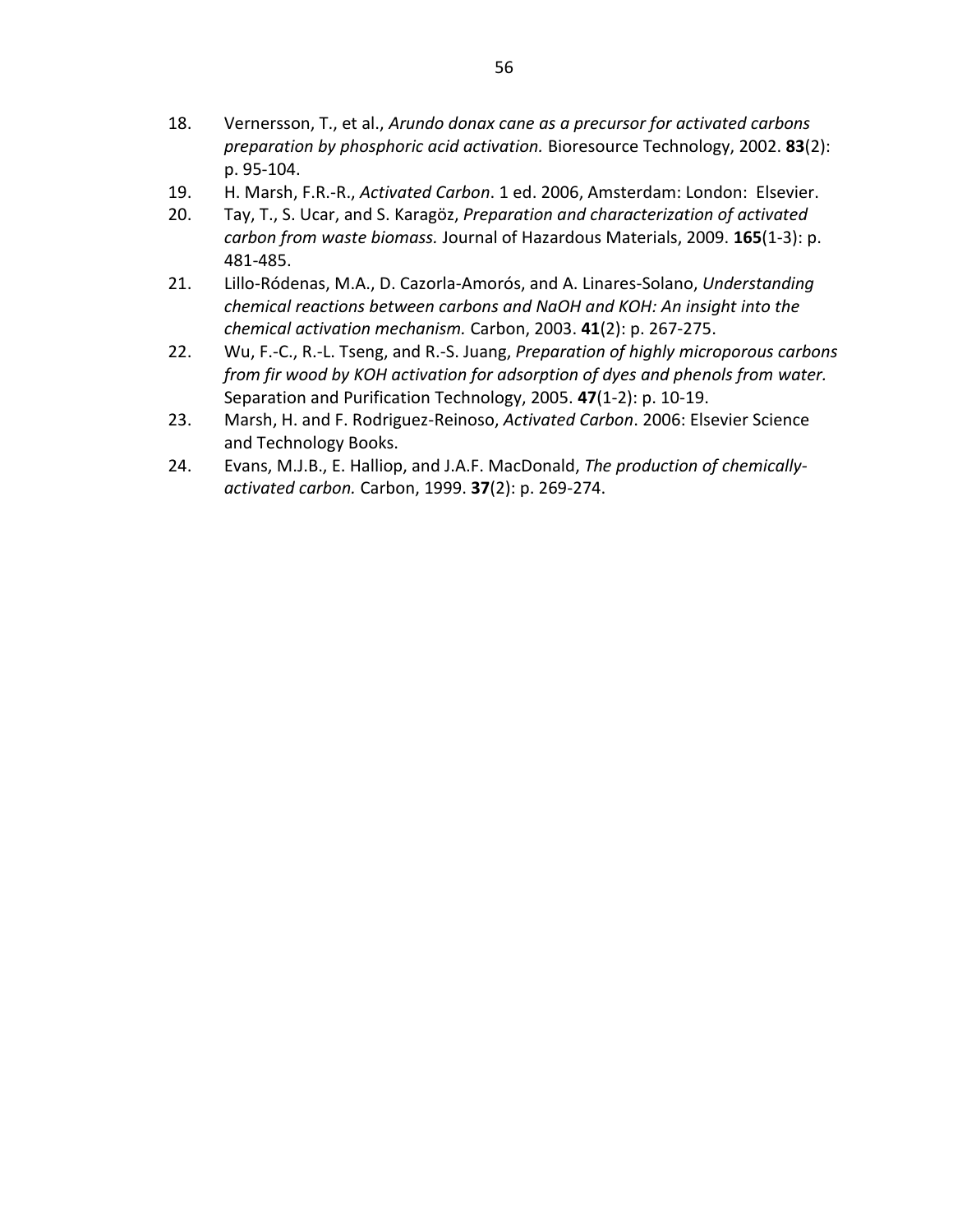18. Vernersson, T., et al., *Arundo donax cane as a precursor for activated carbons preparation by phosphoric acid activation.* Bioresource Technology, 2002. **83**(2): p. 95-104.
19. H. Marsh, F.R.-R., *Activated Carbon*. 1 ed. 2006, Amsterdam: London: Elsevier.
20. Tay, T., S. Ucar, and S. Karagöz, *Preparation and characterization of activated carbon from waste biomass.* Journal of Hazardous Materials, 2009. **165**(1-3): p. 481-485.
21. Lillo-Ródenas, M.A., D. Cazorla-Amorós, and A. Linares-Solano, *Understanding chemical reactions between carbons and NaOH and KOH: An insight into the chemical activation mechanism.* Carbon, 2003. **41**(2): p. 267-275.
22. Wu, F.-C., R.-L. Tseng, and R.-S. Juang, *Preparation of highly microporous carbons from fir wood by KOH activation for adsorption of dyes and phenols from water.* Separation and Purification Technology, 2005. **47**(1-2): p. 10-19.
23. Marsh, H. and F. Rodriguez-Reinoso, *Activated Carbon*. 2006: Elsevier Science and Technology Books.
24. Evans, M.J.B., E. Halliop, and J.A.F. MacDonald, *The production of chemically-activated carbon.* Carbon, 1999. **37**(2): p. 269-274.